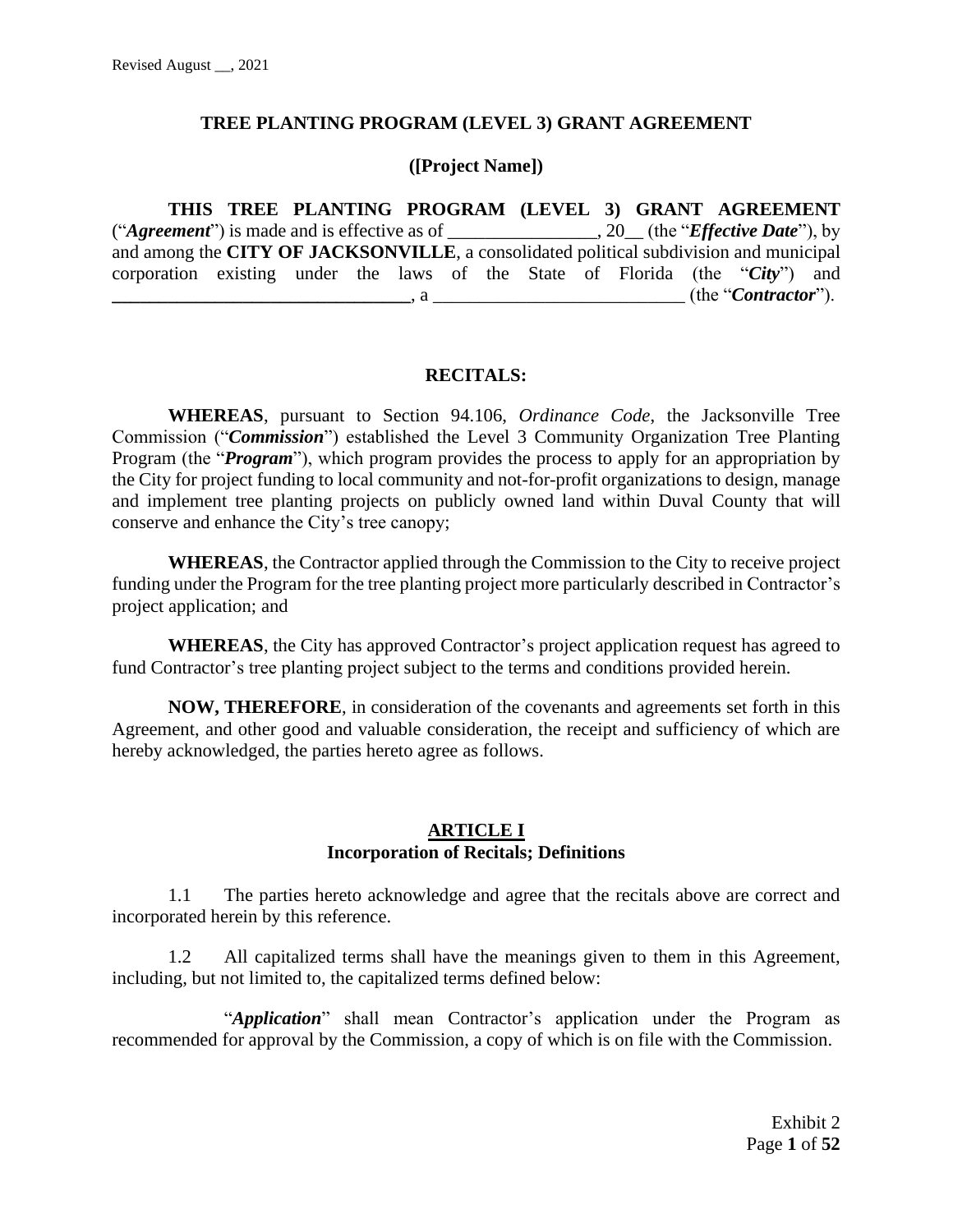Revised August __, 2021

# TREE PLANTING PROGRAM (LEVEL 3) GRANT AGREEMENT

## ([Project Name])

**THIS TREE PLANTING PROGRAM (LEVEL 3) GRANT AGREEMENT** ("***Agreement***") is made and is effective as of ________________, 20__ (the "***Effective Date***"), by and among the **CITY OF JACKSONVILLE**, a consolidated political subdivision and municipal corporation existing under the laws of the State of Florida (the "***City***") and **________________________________**, a __________________________ (the "***Contractor***").

## RECITALS:

**WHEREAS**, pursuant to Section 94.106, *Ordinance Code*, the Jacksonville Tree Commission ("***Commission***") established the Level 3 Community Organization Tree Planting Program (the "***Program***"), which program provides the process to apply for an appropriation by the City for project funding to local community and not-for-profit organizations to design, manage and implement tree planting projects on publicly owned land within Duval County that will conserve and enhance the City's tree canopy;

**WHEREAS**, the Contractor applied through the Commission to the City to receive project funding under the Program for the tree planting project more particularly described in Contractor's project application; and

**WHEREAS**, the City has approved Contractor's project application request has agreed to fund Contractor's tree planting project subject to the terms and conditions provided herein.

**NOW, THEREFORE**, in consideration of the covenants and agreements set forth in this Agreement, and other good and valuable consideration, the receipt and sufficiency of which are hereby acknowledged, the parties hereto agree as follows.

## ARTICLE I
### Incorporation of Recitals; Definitions

1.1 The parties hereto acknowledge and agree that the recitals above are correct and incorporated herein by this reference.

1.2 All capitalized terms shall have the meanings given to them in this Agreement, including, but not limited to, the capitalized terms defined below:

"***Application***" shall mean Contractor's application under the Program as recommended for approval by the Commission, a copy of which is on file with the Commission.

Exhibit 2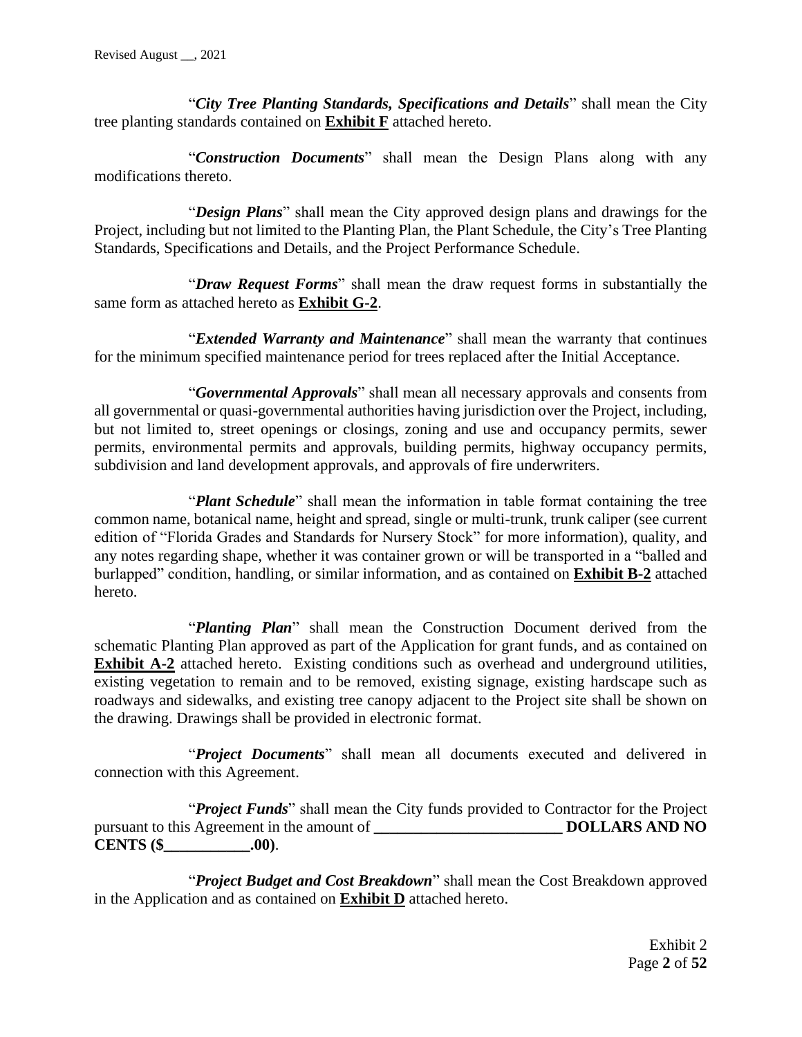"***City Tree Planting Standards, Specifications and Details***" shall mean the City tree planting standards contained on **Exhibit F** attached hereto.

"***Construction Documents***" shall mean the Design Plans along with any modifications thereto.

"***Design Plans***" shall mean the City approved design plans and drawings for the Project, including but not limited to the Planting Plan, the Plant Schedule, the City's Tree Planting Standards, Specifications and Details, and the Project Performance Schedule.

"***Draw Request Forms***" shall mean the draw request forms in substantially the same form as attached hereto as **Exhibit G-2**.

"***Extended Warranty and Maintenance***" shall mean the warranty that continues for the minimum specified maintenance period for trees replaced after the Initial Acceptance.

"***Governmental Approvals***" shall mean all necessary approvals and consents from all governmental or quasi-governmental authorities having jurisdiction over the Project, including, but not limited to, street openings or closings, zoning and use and occupancy permits, sewer permits, environmental permits and approvals, building permits, highway occupancy permits, subdivision and land development approvals, and approvals of fire underwriters.

"***Plant Schedule***" shall mean the information in table format containing the tree common name, botanical name, height and spread, single or multi-trunk, trunk caliper (see current edition of "Florida Grades and Standards for Nursery Stock" for more information), quality, and any notes regarding shape, whether it was container grown or will be transported in a "balled and burlapped" condition, handling, or similar information, and as contained on **Exhibit B-2** attached hereto.

"***Planting Plan***" shall mean the Construction Document derived from the schematic Planting Plan approved as part of the Application for grant funds, and as contained on **Exhibit A-2** attached hereto. Existing conditions such as overhead and underground utilities, existing vegetation to remain and to be removed, existing signage, existing hardscape such as roadways and sidewalks, and existing tree canopy adjacent to the Project site shall be shown on the drawing. Drawings shall be provided in electronic format.

"***Project Documents***" shall mean all documents executed and delivered in connection with this Agreement.

"***Project Funds***" shall mean the City funds provided to Contractor for the Project pursuant to this Agreement in the amount of **________________________ DOLLARS AND NO CENTS ($___________.00)**.

"***Project Budget and Cost Breakdown***" shall mean the Cost Breakdown approved in the Application and as contained on **Exhibit D** attached hereto.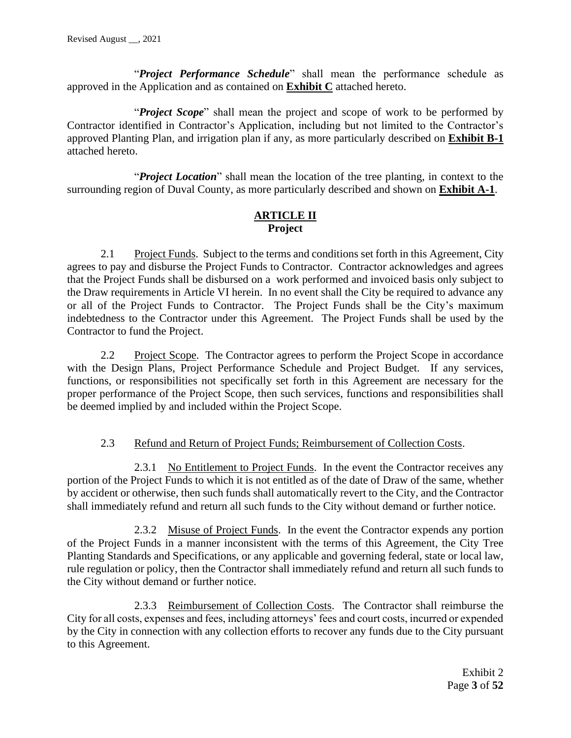"***Project Performance Schedule***" shall mean the performance schedule as approved in the Application and as contained on **Exhibit C** attached hereto.

"***Project Scope***" shall mean the project and scope of work to be performed by Contractor identified in Contractor's Application, including but not limited to the Contractor's approved Planting Plan, and irrigation plan if any, as more particularly described on **Exhibit B-1** attached hereto.

"***Project Location***" shall mean the location of the tree planting, in context to the surrounding region of Duval County, as more particularly described and shown on **Exhibit A-1**.

## ARTICLE II
## Project

2.1 Project Funds. Subject to the terms and conditions set forth in this Agreement, City agrees to pay and disburse the Project Funds to Contractor. Contractor acknowledges and agrees that the Project Funds shall be disbursed on a work performed and invoiced basis only subject to the Draw requirements in Article VI herein. In no event shall the City be required to advance any or all of the Project Funds to Contractor. The Project Funds shall be the City's maximum indebtedness to the Contractor under this Agreement. The Project Funds shall be used by the Contractor to fund the Project.

2.2 Project Scope. The Contractor agrees to perform the Project Scope in accordance with the Design Plans, Project Performance Schedule and Project Budget. If any services, functions, or responsibilities not specifically set forth in this Agreement are necessary for the proper performance of the Project Scope, then such services, functions and responsibilities shall be deemed implied by and included within the Project Scope.

2.3 Refund and Return of Project Funds; Reimbursement of Collection Costs.

2.3.1 No Entitlement to Project Funds. In the event the Contractor receives any portion of the Project Funds to which it is not entitled as of the date of Draw of the same, whether by accident or otherwise, then such funds shall automatically revert to the City, and the Contractor shall immediately refund and return all such funds to the City without demand or further notice.

2.3.2 Misuse of Project Funds. In the event the Contractor expends any portion of the Project Funds in a manner inconsistent with the terms of this Agreement, the City Tree Planting Standards and Specifications, or any applicable and governing federal, state or local law, rule regulation or policy, then the Contractor shall immediately refund and return all such funds to the City without demand or further notice.

2.3.3 Reimbursement of Collection Costs. The Contractor shall reimburse the City for all costs, expenses and fees, including attorneys' fees and court costs, incurred or expended by the City in connection with any collection efforts to recover any funds due to the City pursuant to this Agreement.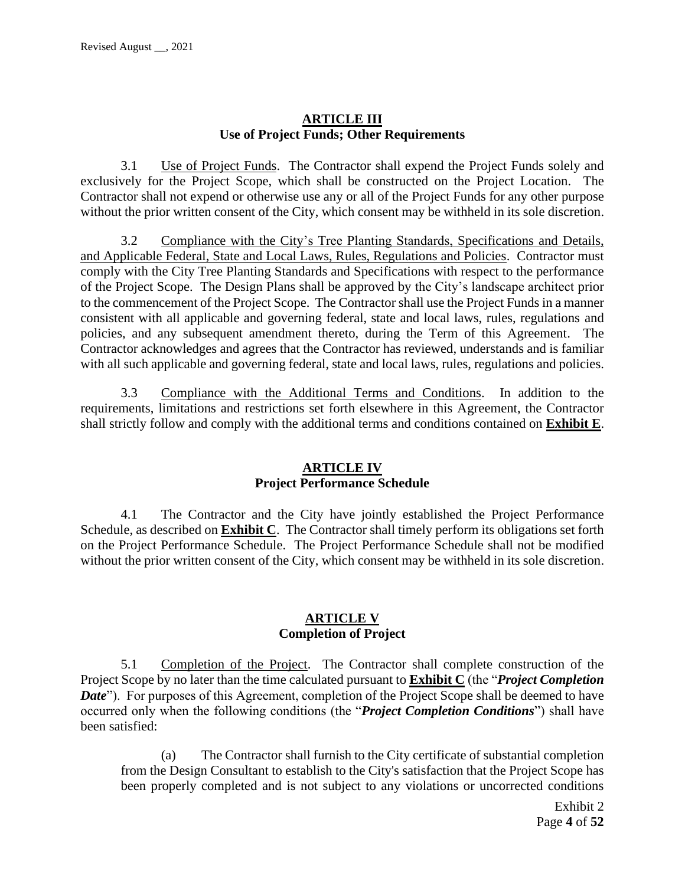## ARTICLE III
## Use of Project Funds; Other Requirements

3.1 Use of Project Funds. The Contractor shall expend the Project Funds solely and exclusively for the Project Scope, which shall be constructed on the Project Location. The Contractor shall not expend or otherwise use any or all of the Project Funds for any other purpose without the prior written consent of the City, which consent may be withheld in its sole discretion.

3.2 Compliance with the City's Tree Planting Standards, Specifications and Details, and Applicable Federal, State and Local Laws, Rules, Regulations and Policies. Contractor must comply with the City Tree Planting Standards and Specifications with respect to the performance of the Project Scope. The Design Plans shall be approved by the City's landscape architect prior to the commencement of the Project Scope. The Contractor shall use the Project Funds in a manner consistent with all applicable and governing federal, state and local laws, rules, regulations and policies, and any subsequent amendment thereto, during the Term of this Agreement. The Contractor acknowledges and agrees that the Contractor has reviewed, understands and is familiar with all such applicable and governing federal, state and local laws, rules, regulations and policies.

3.3 Compliance with the Additional Terms and Conditions. In addition to the requirements, limitations and restrictions set forth elsewhere in this Agreement, the Contractor shall strictly follow and comply with the additional terms and conditions contained on **Exhibit E**.

## ARTICLE IV
## Project Performance Schedule

4.1 The Contractor and the City have jointly established the Project Performance Schedule, as described on **Exhibit C**. The Contractor shall timely perform its obligations set forth on the Project Performance Schedule. The Project Performance Schedule shall not be modified without the prior written consent of the City, which consent may be withheld in its sole discretion.

## ARTICLE V
## Completion of Project

5.1 Completion of the Project. The Contractor shall complete construction of the Project Scope by no later than the time calculated pursuant to **Exhibit C** (the "***Project Completion Date***"). For purposes of this Agreement, completion of the Project Scope shall be deemed to have occurred only when the following conditions (the "***Project Completion Conditions***") shall have been satisfied:

(a) The Contractor shall furnish to the City certificate of substantial completion from the Design Consultant to establish to the City's satisfaction that the Project Scope has been properly completed and is not subject to any violations or uncorrected conditions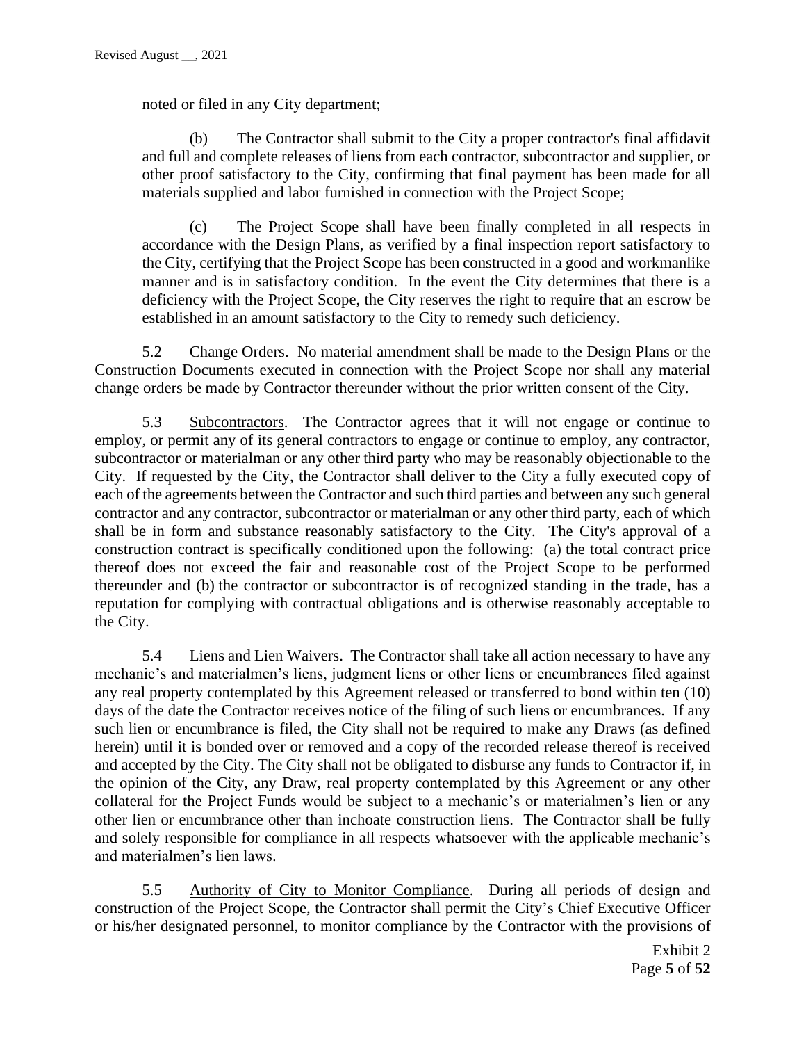noted or filed in any City department;

(b) The Contractor shall submit to the City a proper contractor's final affidavit and full and complete releases of liens from each contractor, subcontractor and supplier, or other proof satisfactory to the City, confirming that final payment has been made for all materials supplied and labor furnished in connection with the Project Scope;

(c) The Project Scope shall have been finally completed in all respects in accordance with the Design Plans, as verified by a final inspection report satisfactory to the City, certifying that the Project Scope has been constructed in a good and workmanlike manner and is in satisfactory condition. In the event the City determines that there is a deficiency with the Project Scope, the City reserves the right to require that an escrow be established in an amount satisfactory to the City to remedy such deficiency.

5.2 Change Orders. No material amendment shall be made to the Design Plans or the Construction Documents executed in connection with the Project Scope nor shall any material change orders be made by Contractor thereunder without the prior written consent of the City.

5.3 Subcontractors. The Contractor agrees that it will not engage or continue to employ, or permit any of its general contractors to engage or continue to employ, any contractor, subcontractor or materialman or any other third party who may be reasonably objectionable to the City. If requested by the City, the Contractor shall deliver to the City a fully executed copy of each of the agreements between the Contractor and such third parties and between any such general contractor and any contractor, subcontractor or materialman or any other third party, each of which shall be in form and substance reasonably satisfactory to the City. The City's approval of a construction contract is specifically conditioned upon the following: (a) the total contract price thereof does not exceed the fair and reasonable cost of the Project Scope to be performed thereunder and (b) the contractor or subcontractor is of recognized standing in the trade, has a reputation for complying with contractual obligations and is otherwise reasonably acceptable to the City.

5.4 Liens and Lien Waivers. The Contractor shall take all action necessary to have any mechanic's and materialmen's liens, judgment liens or other liens or encumbrances filed against any real property contemplated by this Agreement released or transferred to bond within ten (10) days of the date the Contractor receives notice of the filing of such liens or encumbrances. If any such lien or encumbrance is filed, the City shall not be required to make any Draws (as defined herein) until it is bonded over or removed and a copy of the recorded release thereof is received and accepted by the City. The City shall not be obligated to disburse any funds to Contractor if, in the opinion of the City, any Draw, real property contemplated by this Agreement or any other collateral for the Project Funds would be subject to a mechanic's or materialmen's lien or any other lien or encumbrance other than inchoate construction liens. The Contractor shall be fully and solely responsible for compliance in all respects whatsoever with the applicable mechanic's and materialmen's lien laws.

5.5 Authority of City to Monitor Compliance. During all periods of design and construction of the Project Scope, the Contractor shall permit the City's Chief Executive Officer or his/her designated personnel, to monitor compliance by the Contractor with the provisions of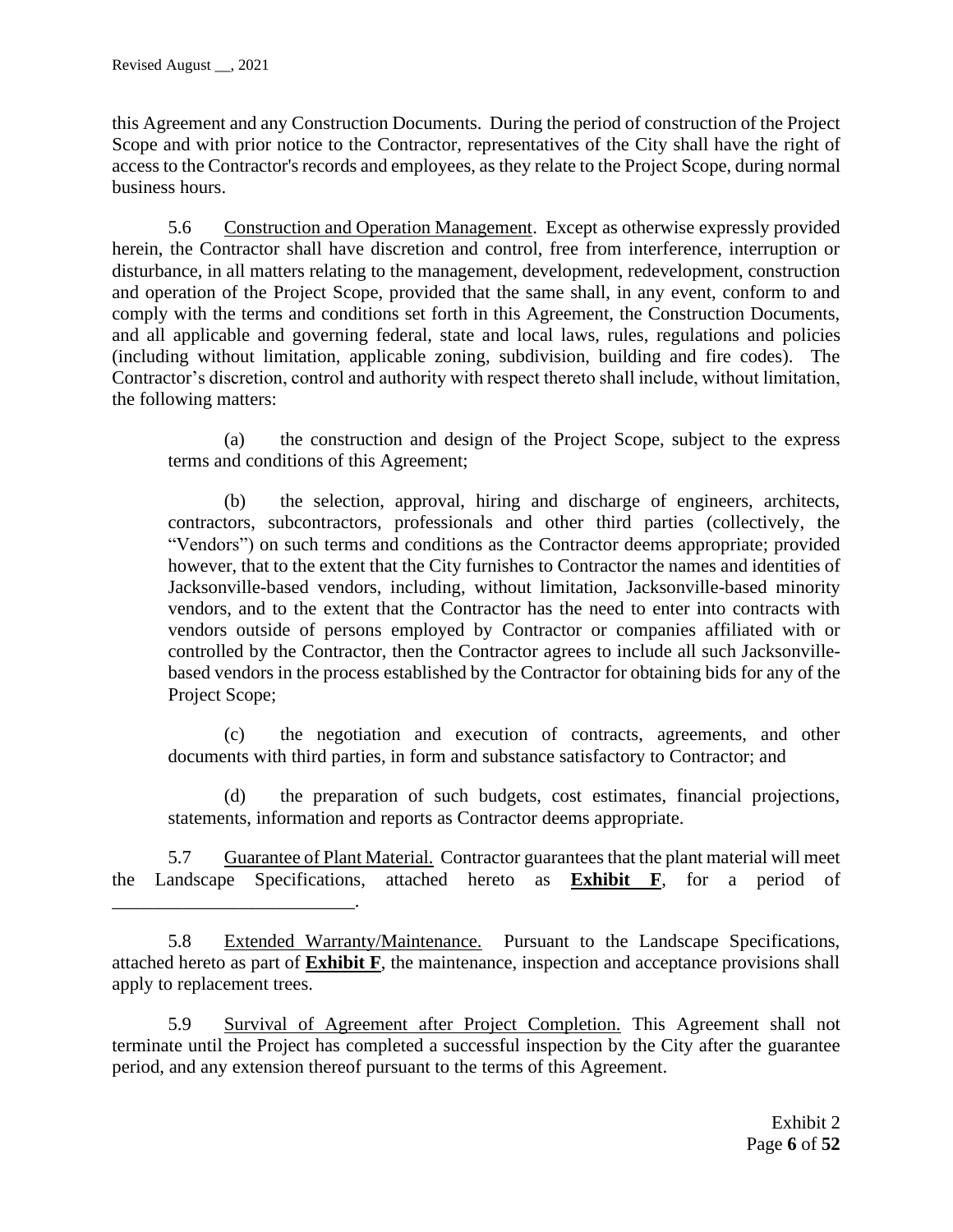this Agreement and any Construction Documents. During the period of construction of the Project Scope and with prior notice to the Contractor, representatives of the City shall have the right of access to the Contractor's records and employees, as they relate to the Project Scope, during normal business hours.

5.6 Construction and Operation Management. Except as otherwise expressly provided herein, the Contractor shall have discretion and control, free from interference, interruption or disturbance, in all matters relating to the management, development, redevelopment, construction and operation of the Project Scope, provided that the same shall, in any event, conform to and comply with the terms and conditions set forth in this Agreement, the Construction Documents, and all applicable and governing federal, state and local laws, rules, regulations and policies (including without limitation, applicable zoning, subdivision, building and fire codes). The Contractor's discretion, control and authority with respect thereto shall include, without limitation, the following matters:

(a) the construction and design of the Project Scope, subject to the express terms and conditions of this Agreement;

(b) the selection, approval, hiring and discharge of engineers, architects, contractors, subcontractors, professionals and other third parties (collectively, the "Vendors") on such terms and conditions as the Contractor deems appropriate; provided however, that to the extent that the City furnishes to Contractor the names and identities of Jacksonville-based vendors, including, without limitation, Jacksonville-based minority vendors, and to the extent that the Contractor has the need to enter into contracts with vendors outside of persons employed by Contractor or companies affiliated with or controlled by the Contractor, then the Contractor agrees to include all such Jacksonville-based vendors in the process established by the Contractor for obtaining bids for any of the Project Scope;

(c) the negotiation and execution of contracts, agreements, and other documents with third parties, in form and substance satisfactory to Contractor; and

(d) the preparation of such budgets, cost estimates, financial projections, statements, information and reports as Contractor deems appropriate.

5.7 Guarantee of Plant Material. Contractor guarantees that the plant material will meet the Landscape Specifications, attached hereto as **Exhibit F**, for a period of _________________________.

5.8 Extended Warranty/Maintenance. Pursuant to the Landscape Specifications, attached hereto as part of **Exhibit F**, the maintenance, inspection and acceptance provisions shall apply to replacement trees.

5.9 Survival of Agreement after Project Completion. This Agreement shall not terminate until the Project has completed a successful inspection by the City after the guarantee period, and any extension thereof pursuant to the terms of this Agreement.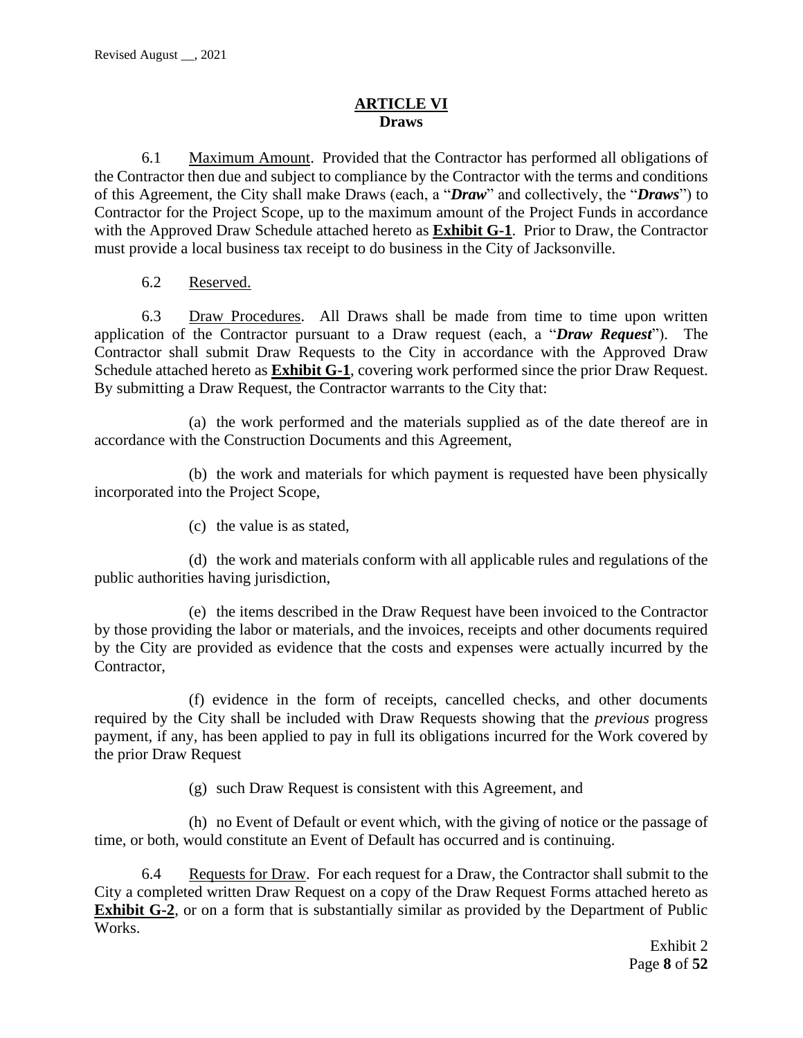# ARTICLE VI

## Draws

6.1 Maximum Amount. Provided that the Contractor has performed all obligations of the Contractor then due and subject to compliance by the Contractor with the terms and conditions of this Agreement, the City shall make Draws (each, a "***Draw***" and collectively, the "***Draws***") to Contractor for the Project Scope, up to the maximum amount of the Project Funds in accordance with the Approved Draw Schedule attached hereto as **Exhibit G-1**. Prior to Draw, the Contractor must provide a local business tax receipt to do business in the City of Jacksonville.

6.2 Reserved.

6.3 Draw Procedures. All Draws shall be made from time to time upon written application of the Contractor pursuant to a Draw request (each, a "***Draw Request***"). The Contractor shall submit Draw Requests to the City in accordance with the Approved Draw Schedule attached hereto as **Exhibit G-1**, covering work performed since the prior Draw Request. By submitting a Draw Request, the Contractor warrants to the City that:

(a) the work performed and the materials supplied as of the date thereof are in accordance with the Construction Documents and this Agreement,

(b) the work and materials for which payment is requested have been physically incorporated into the Project Scope,

(c) the value is as stated,

(d) the work and materials conform with all applicable rules and regulations of the public authorities having jurisdiction,

(e) the items described in the Draw Request have been invoiced to the Contractor by those providing the labor or materials, and the invoices, receipts and other documents required by the City are provided as evidence that the costs and expenses were actually incurred by the Contractor,

(f) evidence in the form of receipts, cancelled checks, and other documents required by the City shall be included with Draw Requests showing that the *previous* progress payment, if any, has been applied to pay in full its obligations incurred for the Work covered by the prior Draw Request

(g) such Draw Request is consistent with this Agreement, and

(h) no Event of Default or event which, with the giving of notice or the passage of time, or both, would constitute an Event of Default has occurred and is continuing.

6.4 Requests for Draw. For each request for a Draw, the Contractor shall submit to the City a completed written Draw Request on a copy of the Draw Request Forms attached hereto as **Exhibit G-2**, or on a form that is substantially similar as provided by the Department of Public Works.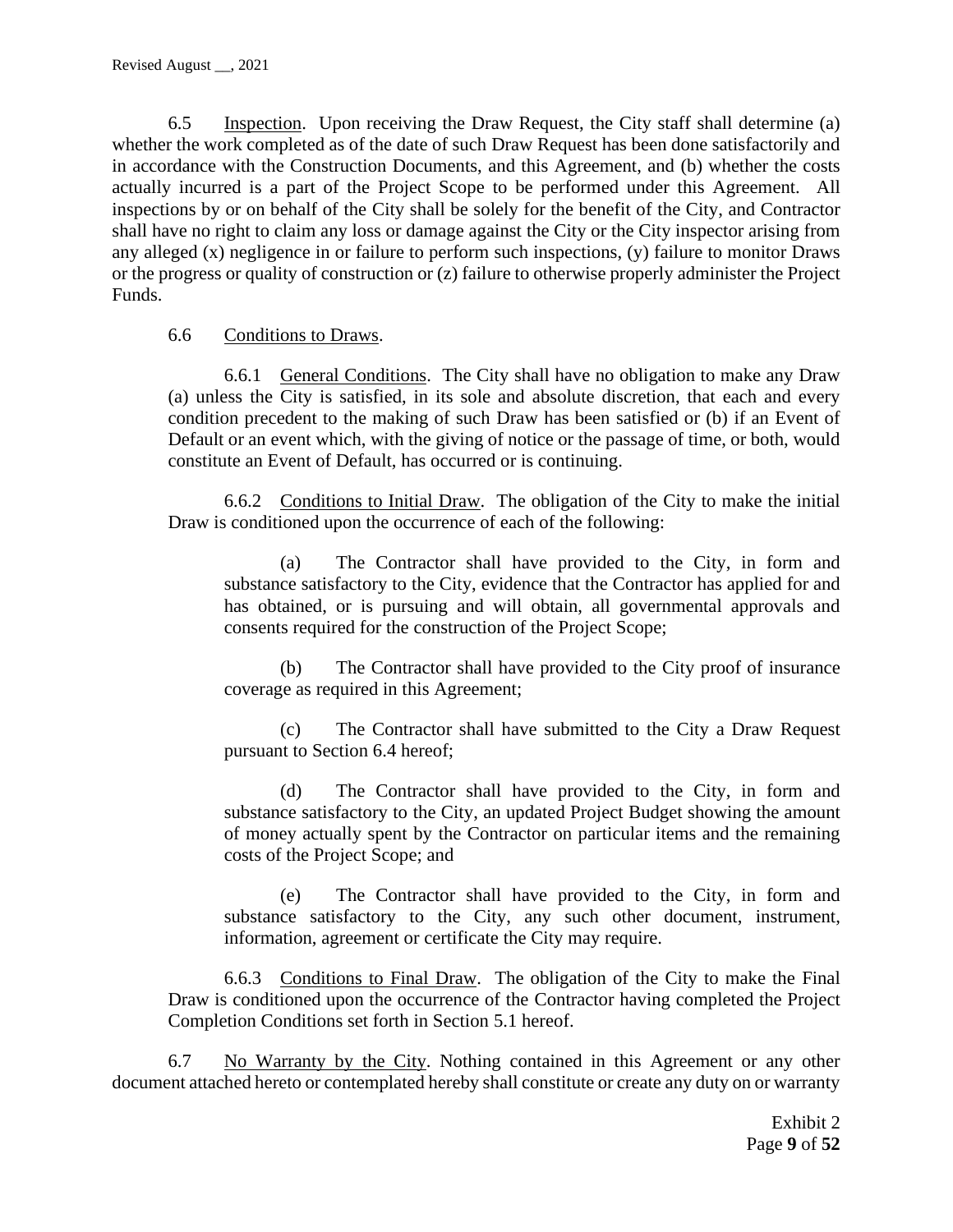6.5 Inspection. Upon receiving the Draw Request, the City staff shall determine (a) whether the work completed as of the date of such Draw Request has been done satisfactorily and in accordance with the Construction Documents, and this Agreement, and (b) whether the costs actually incurred is a part of the Project Scope to be performed under this Agreement. All inspections by or on behalf of the City shall be solely for the benefit of the City, and Contractor shall have no right to claim any loss or damage against the City or the City inspector arising from any alleged (x) negligence in or failure to perform such inspections, (y) failure to monitor Draws or the progress or quality of construction or (z) failure to otherwise properly administer the Project Funds.

6.6 Conditions to Draws.

6.6.1 General Conditions. The City shall have no obligation to make any Draw (a) unless the City is satisfied, in its sole and absolute discretion, that each and every condition precedent to the making of such Draw has been satisfied or (b) if an Event of Default or an event which, with the giving of notice or the passage of time, or both, would constitute an Event of Default, has occurred or is continuing.

6.6.2 Conditions to Initial Draw. The obligation of the City to make the initial Draw is conditioned upon the occurrence of each of the following:

(a) The Contractor shall have provided to the City, in form and substance satisfactory to the City, evidence that the Contractor has applied for and has obtained, or is pursuing and will obtain, all governmental approvals and consents required for the construction of the Project Scope;

(b) The Contractor shall have provided to the City proof of insurance coverage as required in this Agreement;

(c) The Contractor shall have submitted to the City a Draw Request pursuant to Section 6.4 hereof;

(d) The Contractor shall have provided to the City, in form and substance satisfactory to the City, an updated Project Budget showing the amount of money actually spent by the Contractor on particular items and the remaining costs of the Project Scope; and

(e) The Contractor shall have provided to the City, in form and substance satisfactory to the City, any such other document, instrument, information, agreement or certificate the City may require.

6.6.3 Conditions to Final Draw. The obligation of the City to make the Final Draw is conditioned upon the occurrence of the Contractor having completed the Project Completion Conditions set forth in Section 5.1 hereof.

6.7 No Warranty by the City. Nothing contained in this Agreement or any other document attached hereto or contemplated hereby shall constitute or create any duty on or warranty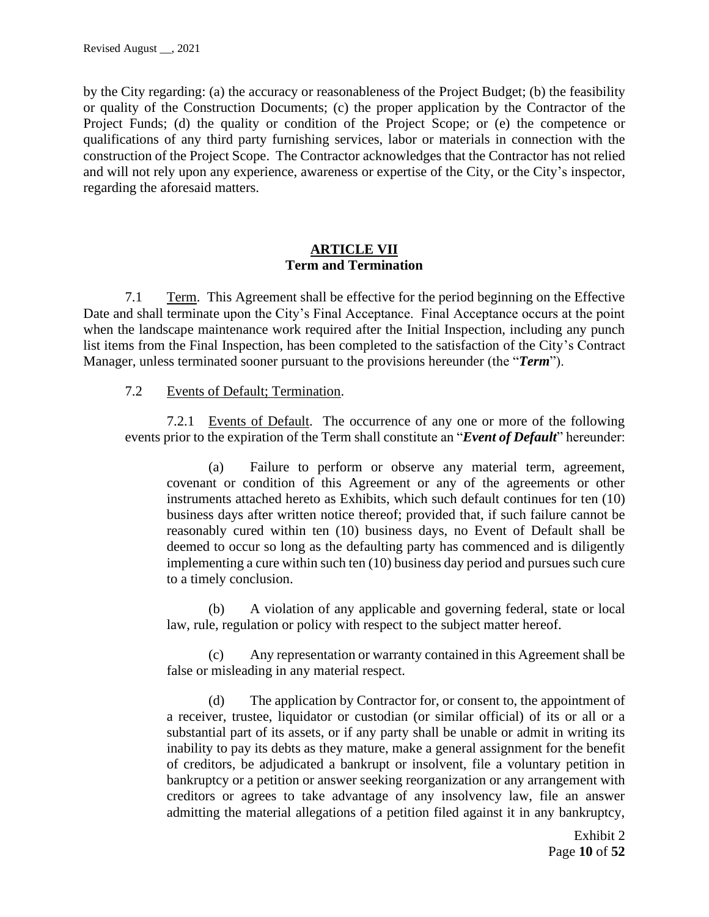by the City regarding: (a) the accuracy or reasonableness of the Project Budget; (b) the feasibility or quality of the Construction Documents; (c) the proper application by the Contractor of the Project Funds; (d) the quality or condition of the Project Scope; or (e) the competence or qualifications of any third party furnishing services, labor or materials in connection with the construction of the Project Scope. The Contractor acknowledges that the Contractor has not relied and will not rely upon any experience, awareness or expertise of the City, or the City's inspector, regarding the aforesaid matters.

## ARTICLE VII
## Term and Termination

7.1 Term. This Agreement shall be effective for the period beginning on the Effective Date and shall terminate upon the City's Final Acceptance. Final Acceptance occurs at the point when the landscape maintenance work required after the Initial Inspection, including any punch list items from the Final Inspection, has been completed to the satisfaction of the City's Contract Manager, unless terminated sooner pursuant to the provisions hereunder (the "***Term***").

7.2 Events of Default; Termination.

7.2.1 Events of Default. The occurrence of any one or more of the following events prior to the expiration of the Term shall constitute an "***Event of Default***" hereunder:

(a) Failure to perform or observe any material term, agreement, covenant or condition of this Agreement or any of the agreements or other instruments attached hereto as Exhibits, which such default continues for ten (10) business days after written notice thereof; provided that, if such failure cannot be reasonably cured within ten (10) business days, no Event of Default shall be deemed to occur so long as the defaulting party has commenced and is diligently implementing a cure within such ten (10) business day period and pursues such cure to a timely conclusion.

(b) A violation of any applicable and governing federal, state or local law, rule, regulation or policy with respect to the subject matter hereof.

(c) Any representation or warranty contained in this Agreement shall be false or misleading in any material respect.

(d) The application by Contractor for, or consent to, the appointment of a receiver, trustee, liquidator or custodian (or similar official) of its or all or a substantial part of its assets, or if any party shall be unable or admit in writing its inability to pay its debts as they mature, make a general assignment for the benefit of creditors, be adjudicated a bankrupt or insolvent, file a voluntary petition in bankruptcy or a petition or answer seeking reorganization or any arrangement with creditors or agrees to take advantage of any insolvency law, file an answer admitting the material allegations of a petition filed against it in any bankruptcy,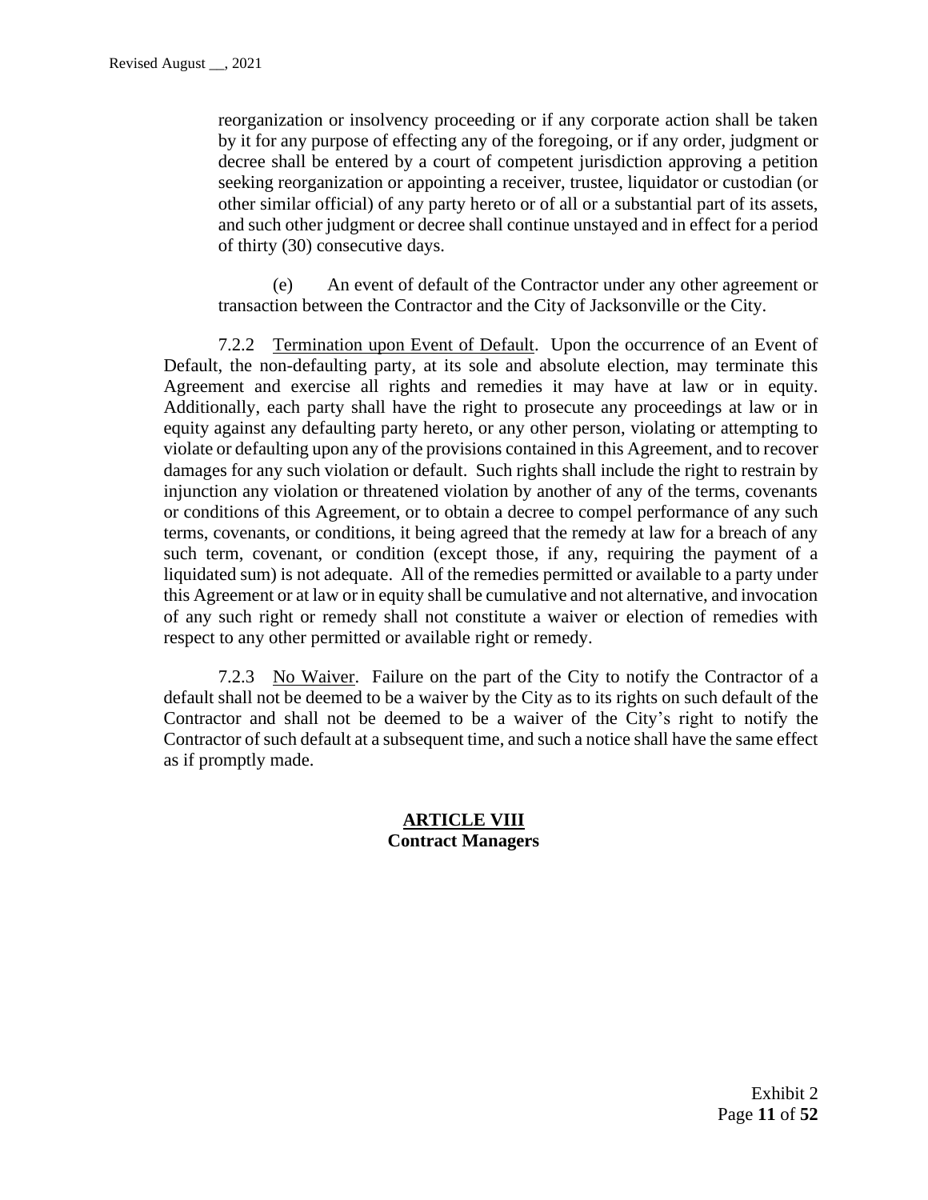reorganization or insolvency proceeding or if any corporate action shall be taken by it for any purpose of effecting any of the foregoing, or if any order, judgment or decree shall be entered by a court of competent jurisdiction approving a petition seeking reorganization or appointing a receiver, trustee, liquidator or custodian (or other similar official) of any party hereto or of all or a substantial part of its assets, and such other judgment or decree shall continue unstayed and in effect for a period of thirty (30) consecutive days.

(e) An event of default of the Contractor under any other agreement or transaction between the Contractor and the City of Jacksonville or the City.

7.2.2 Termination upon Event of Default. Upon the occurrence of an Event of Default, the non-defaulting party, at its sole and absolute election, may terminate this Agreement and exercise all rights and remedies it may have at law or in equity. Additionally, each party shall have the right to prosecute any proceedings at law or in equity against any defaulting party hereto, or any other person, violating or attempting to violate or defaulting upon any of the provisions contained in this Agreement, and to recover damages for any such violation or default. Such rights shall include the right to restrain by injunction any violation or threatened violation by another of any of the terms, covenants or conditions of this Agreement, or to obtain a decree to compel performance of any such terms, covenants, or conditions, it being agreed that the remedy at law for a breach of any such term, covenant, or condition (except those, if any, requiring the payment of a liquidated sum) is not adequate. All of the remedies permitted or available to a party under this Agreement or at law or in equity shall be cumulative and not alternative, and invocation of any such right or remedy shall not constitute a waiver or election of remedies with respect to any other permitted or available right or remedy.

7.2.3 No Waiver. Failure on the part of the City to notify the Contractor of a default shall not be deemed to be a waiver by the City as to its rights on such default of the Contractor and shall not be deemed to be a waiver of the City's right to notify the Contractor of such default at a subsequent time, and such a notice shall have the same effect as if promptly made.

## ARTICLE VIII
**Contract Managers**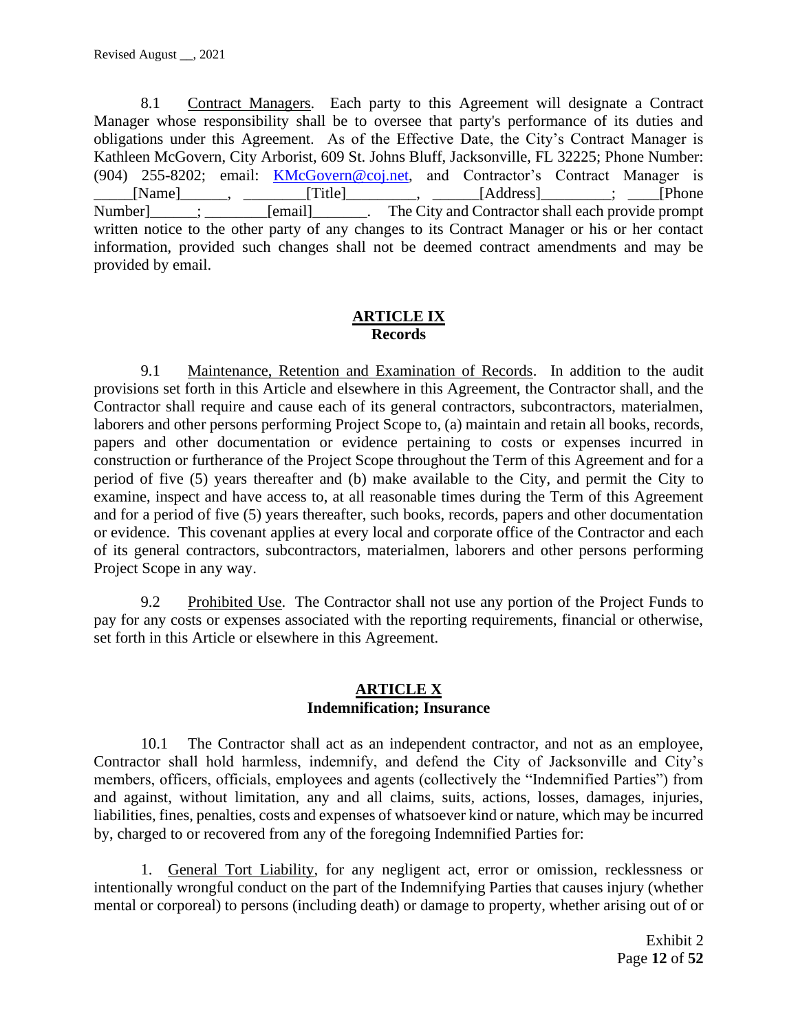8.1 Contract Managers. Each party to this Agreement will designate a Contract Manager whose responsibility shall be to oversee that party's performance of its duties and obligations under this Agreement. As of the Effective Date, the City's Contract Manager is Kathleen McGovern, City Arborist, 609 St. Johns Bluff, Jacksonville, FL 32225; Phone Number: (904) 255-8202; email: KMcGovern@coj.net, and Contractor's Contract Manager is _____[Name]______, ________[Title]_________, ______[Address]_________; ____[Phone Number]______; ________[email]_______. The City and Contractor shall each provide prompt written notice to the other party of any changes to its Contract Manager or his or her contact information, provided such changes shall not be deemed contract amendments and may be provided by email.

## ARTICLE IX
## Records

9.1 Maintenance, Retention and Examination of Records. In addition to the audit provisions set forth in this Article and elsewhere in this Agreement, the Contractor shall, and the Contractor shall require and cause each of its general contractors, subcontractors, materialmen, laborers and other persons performing Project Scope to, (a) maintain and retain all books, records, papers and other documentation or evidence pertaining to costs or expenses incurred in construction or furtherance of the Project Scope throughout the Term of this Agreement and for a period of five (5) years thereafter and (b) make available to the City, and permit the City to examine, inspect and have access to, at all reasonable times during the Term of this Agreement and for a period of five (5) years thereafter, such books, records, papers and other documentation or evidence. This covenant applies at every local and corporate office of the Contractor and each of its general contractors, subcontractors, materialmen, laborers and other persons performing Project Scope in any way.

9.2 Prohibited Use. The Contractor shall not use any portion of the Project Funds to pay for any costs or expenses associated with the reporting requirements, financial or otherwise, set forth in this Article or elsewhere in this Agreement.

## ARTICLE X
## Indemnification; Insurance

10.1 The Contractor shall act as an independent contractor, and not as an employee, Contractor shall hold harmless, indemnify, and defend the City of Jacksonville and City's members, officers, officials, employees and agents (collectively the "Indemnified Parties") from and against, without limitation, any and all claims, suits, actions, losses, damages, injuries, liabilities, fines, penalties, costs and expenses of whatsoever kind or nature, which may be incurred by, charged to or recovered from any of the foregoing Indemnified Parties for:

1. General Tort Liability, for any negligent act, error or omission, recklessness or intentionally wrongful conduct on the part of the Indemnifying Parties that causes injury (whether mental or corporeal) to persons (including death) or damage to property, whether arising out of or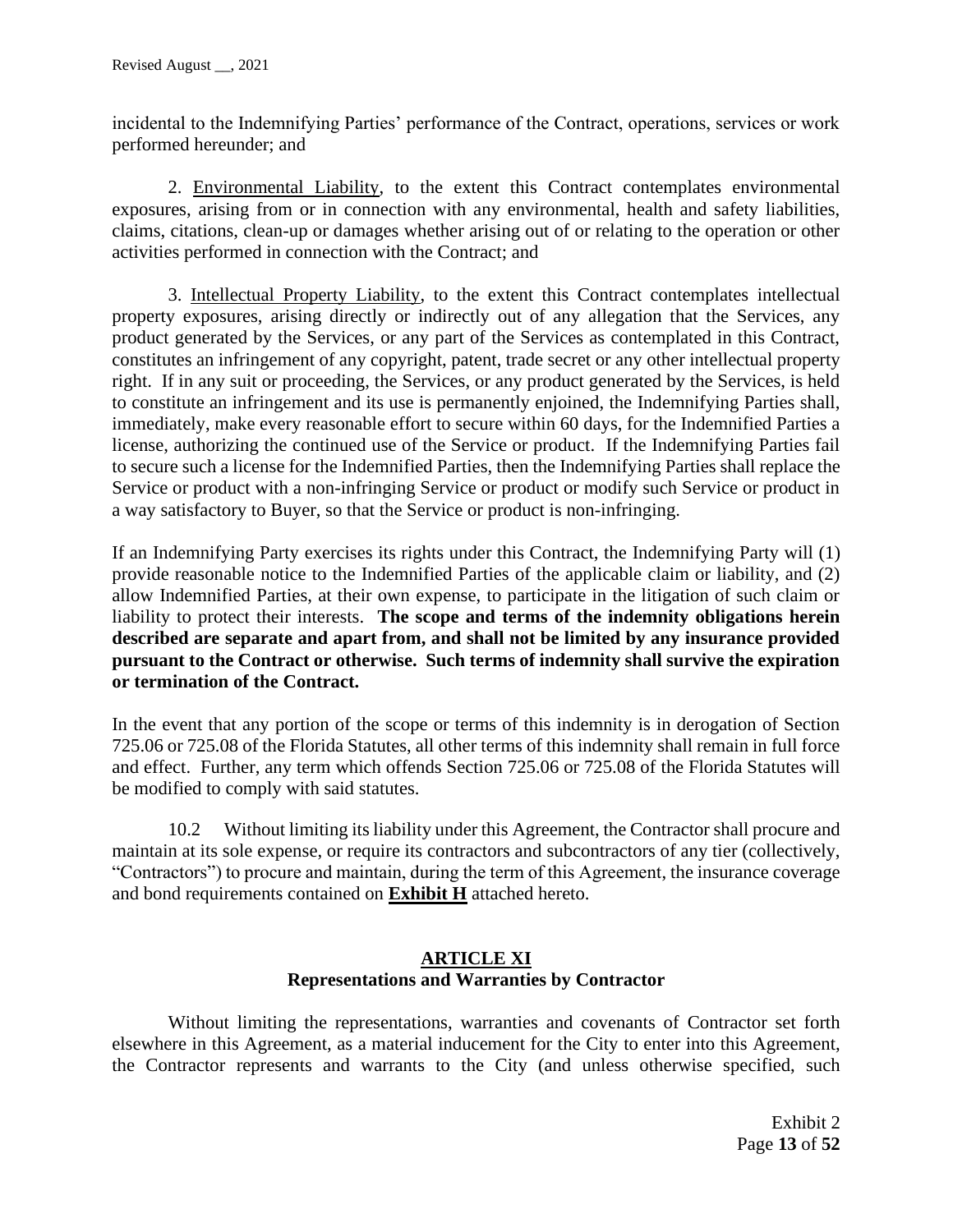incidental to the Indemnifying Parties' performance of the Contract, operations, services or work performed hereunder; and

2. Environmental Liability, to the extent this Contract contemplates environmental exposures, arising from or in connection with any environmental, health and safety liabilities, claims, citations, clean-up or damages whether arising out of or relating to the operation or other activities performed in connection with the Contract; and

3. Intellectual Property Liability, to the extent this Contract contemplates intellectual property exposures, arising directly or indirectly out of any allegation that the Services, any product generated by the Services, or any part of the Services as contemplated in this Contract, constitutes an infringement of any copyright, patent, trade secret or any other intellectual property right. If in any suit or proceeding, the Services, or any product generated by the Services, is held to constitute an infringement and its use is permanently enjoined, the Indemnifying Parties shall, immediately, make every reasonable effort to secure within 60 days, for the Indemnified Parties a license, authorizing the continued use of the Service or product. If the Indemnifying Parties fail to secure such a license for the Indemnified Parties, then the Indemnifying Parties shall replace the Service or product with a non-infringing Service or product or modify such Service or product in a way satisfactory to Buyer, so that the Service or product is non-infringing.

If an Indemnifying Party exercises its rights under this Contract, the Indemnifying Party will (1) provide reasonable notice to the Indemnified Parties of the applicable claim or liability, and (2) allow Indemnified Parties, at their own expense, to participate in the litigation of such claim or liability to protect their interests. **The scope and terms of the indemnity obligations herein described are separate and apart from, and shall not be limited by any insurance provided pursuant to the Contract or otherwise. Such terms of indemnity shall survive the expiration or termination of the Contract.**

In the event that any portion of the scope or terms of this indemnity is in derogation of Section 725.06 or 725.08 of the Florida Statutes, all other terms of this indemnity shall remain in full force and effect. Further, any term which offends Section 725.06 or 725.08 of the Florida Statutes will be modified to comply with said statutes.

10.2 Without limiting its liability under this Agreement, the Contractor shall procure and maintain at its sole expense, or require its contractors and subcontractors of any tier (collectively, "Contractors") to procure and maintain, during the term of this Agreement, the insurance coverage and bond requirements contained on **Exhibit H** attached hereto.

## ARTICLE XI
## Representations and Warranties by Contractor

Without limiting the representations, warranties and covenants of Contractor set forth elsewhere in this Agreement, as a material inducement for the City to enter into this Agreement, the Contractor represents and warrants to the City (and unless otherwise specified, such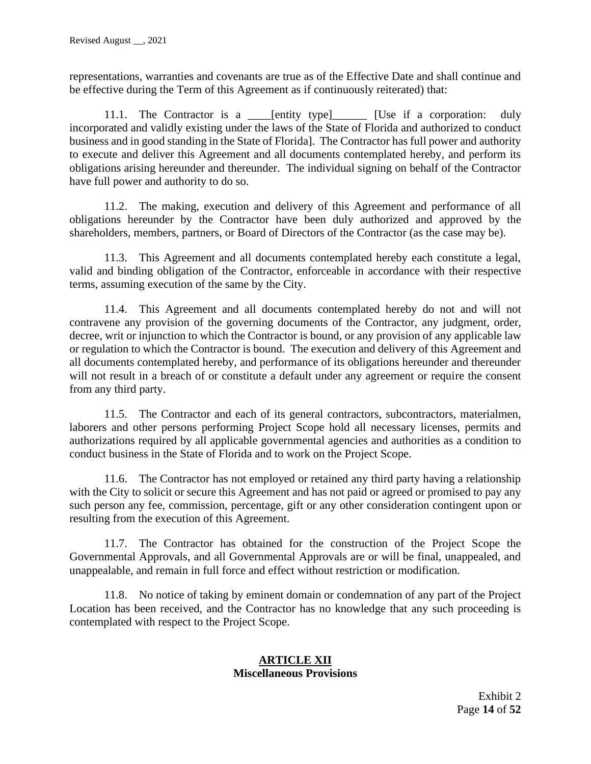representations, warranties and covenants are true as of the Effective Date and shall continue and be effective during the Term of this Agreement as if continuously reiterated) that:

11.1. The Contractor is a ____[entity type]______ [Use if a corporation: duly incorporated and validly existing under the laws of the State of Florida and authorized to conduct business and in good standing in the State of Florida]. The Contractor has full power and authority to execute and deliver this Agreement and all documents contemplated hereby, and perform its obligations arising hereunder and thereunder. The individual signing on behalf of the Contractor have full power and authority to do so.

11.2. The making, execution and delivery of this Agreement and performance of all obligations hereunder by the Contractor have been duly authorized and approved by the shareholders, members, partners, or Board of Directors of the Contractor (as the case may be).

11.3. This Agreement and all documents contemplated hereby each constitute a legal, valid and binding obligation of the Contractor, enforceable in accordance with their respective terms, assuming execution of the same by the City.

11.4. This Agreement and all documents contemplated hereby do not and will not contravene any provision of the governing documents of the Contractor, any judgment, order, decree, writ or injunction to which the Contractor is bound, or any provision of any applicable law or regulation to which the Contractor is bound. The execution and delivery of this Agreement and all documents contemplated hereby, and performance of its obligations hereunder and thereunder will not result in a breach of or constitute a default under any agreement or require the consent from any third party.

11.5. The Contractor and each of its general contractors, subcontractors, materialmen, laborers and other persons performing Project Scope hold all necessary licenses, permits and authorizations required by all applicable governmental agencies and authorities as a condition to conduct business in the State of Florida and to work on the Project Scope.

11.6. The Contractor has not employed or retained any third party having a relationship with the City to solicit or secure this Agreement and has not paid or agreed or promised to pay any such person any fee, commission, percentage, gift or any other consideration contingent upon or resulting from the execution of this Agreement.

11.7. The Contractor has obtained for the construction of the Project Scope the Governmental Approvals, and all Governmental Approvals are or will be final, unappealed, and unappealable, and remain in full force and effect without restriction or modification.

11.8. No notice of taking by eminent domain or condemnation of any part of the Project Location has been received, and the Contractor has no knowledge that any such proceeding is contemplated with respect to the Project Scope.

## ARTICLE XII
## Miscellaneous Provisions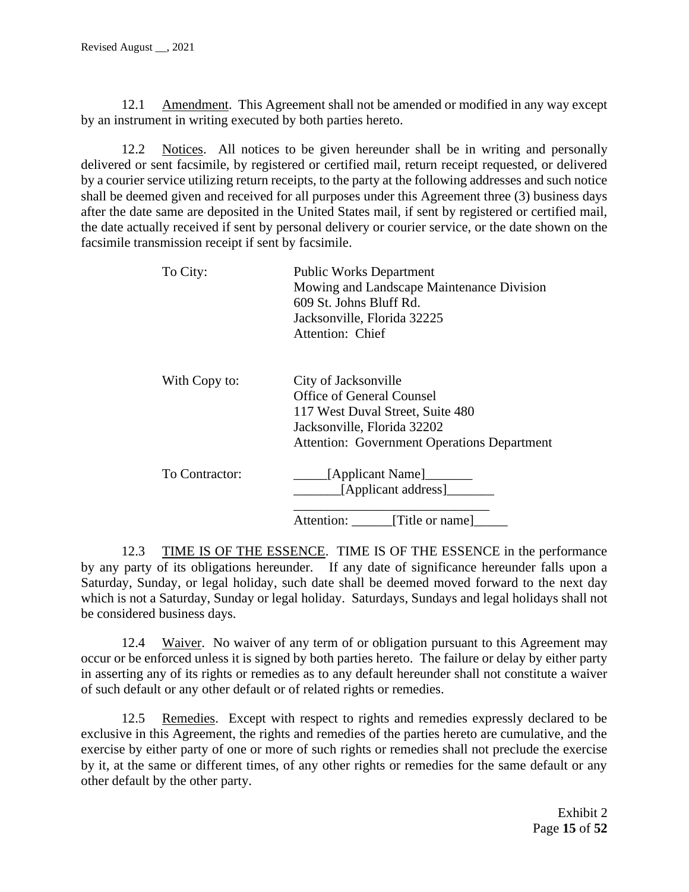12.1 Amendment. This Agreement shall not be amended or modified in any way except by an instrument in writing executed by both parties hereto.

12.2 Notices. All notices to be given hereunder shall be in writing and personally delivered or sent facsimile, by registered or certified mail, return receipt requested, or delivered by a courier service utilizing return receipts, to the party at the following addresses and such notice shall be deemed given and received for all purposes under this Agreement three (3) business days after the date same are deposited in the United States mail, if sent by registered or certified mail, the date actually received if sent by personal delivery or courier service, or the date shown on the facsimile transmission receipt if sent by facsimile.

To City:
Public Works Department
Mowing and Landscape Maintenance Division
609 St. Johns Bluff Rd.
Jacksonville, Florida 32225
Attention: Chief

With Copy to:
City of Jacksonville
Office of General Counsel
117 West Duval Street, Suite 480
Jacksonville, Florida 32202
Attention: Government Operations Department

To Contractor:
_____[Applicant Name]_______
_______[Applicant address]_______
_____________________________
Attention: ______[Title or name]_____

12.3 TIME IS OF THE ESSENCE. TIME IS OF THE ESSENCE in the performance by any party of its obligations hereunder. If any date of significance hereunder falls upon a Saturday, Sunday, or legal holiday, such date shall be deemed moved forward to the next day which is not a Saturday, Sunday or legal holiday. Saturdays, Sundays and legal holidays shall not be considered business days.

12.4 Waiver. No waiver of any term of or obligation pursuant to this Agreement may occur or be enforced unless it is signed by both parties hereto. The failure or delay by either party in asserting any of its rights or remedies as to any default hereunder shall not constitute a waiver of such default or any other default or of related rights or remedies.

12.5 Remedies. Except with respect to rights and remedies expressly declared to be exclusive in this Agreement, the rights and remedies of the parties hereto are cumulative, and the exercise by either party of one or more of such rights or remedies shall not preclude the exercise by it, at the same or different times, of any other rights or remedies for the same default or any other default by the other party.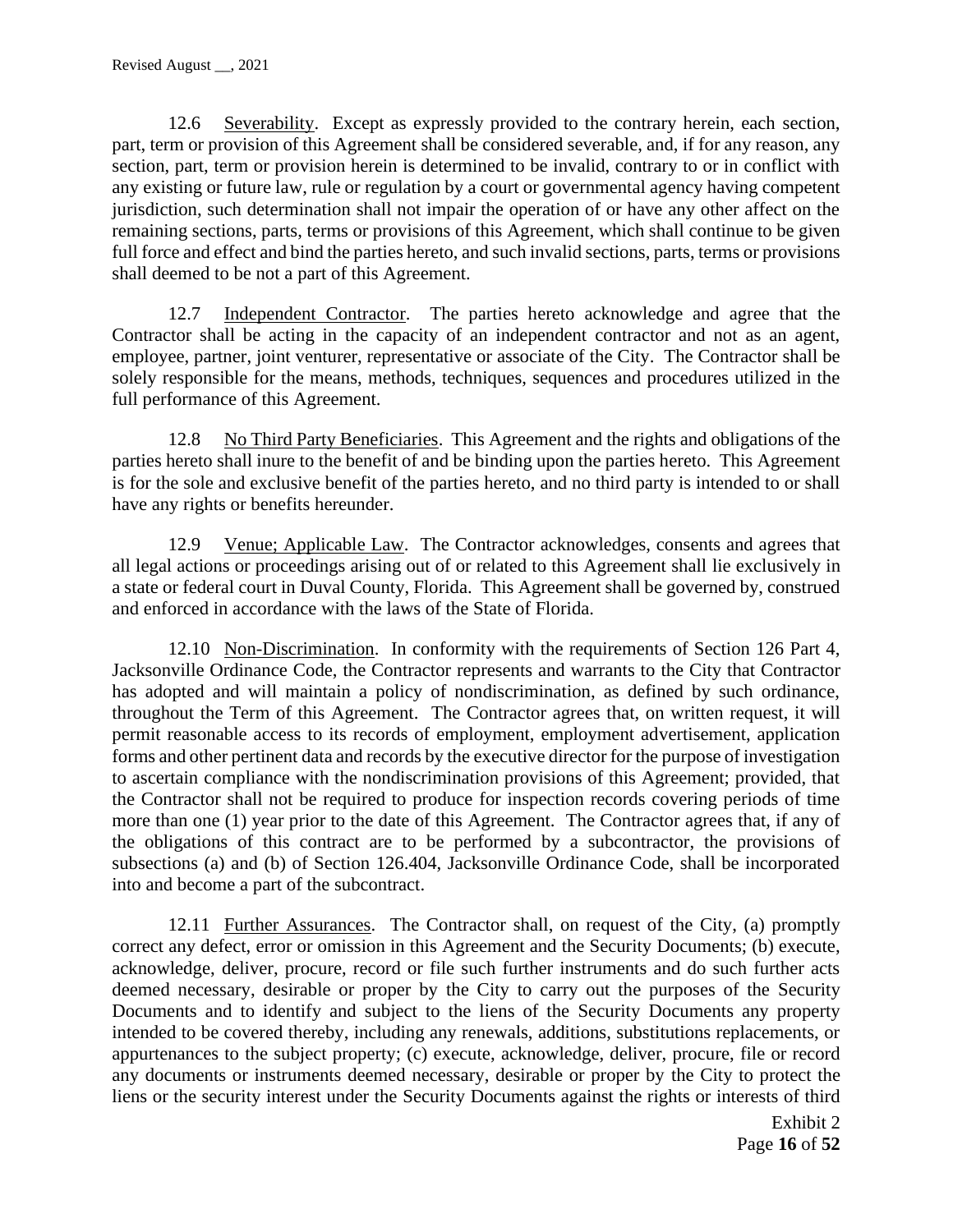12.6 Severability. Except as expressly provided to the contrary herein, each section, part, term or provision of this Agreement shall be considered severable, and, if for any reason, any section, part, term or provision herein is determined to be invalid, contrary to or in conflict with any existing or future law, rule or regulation by a court or governmental agency having competent jurisdiction, such determination shall not impair the operation of or have any other affect on the remaining sections, parts, terms or provisions of this Agreement, which shall continue to be given full force and effect and bind the parties hereto, and such invalid sections, parts, terms or provisions shall deemed to be not a part of this Agreement.

12.7 Independent Contractor. The parties hereto acknowledge and agree that the Contractor shall be acting in the capacity of an independent contractor and not as an agent, employee, partner, joint venturer, representative or associate of the City. The Contractor shall be solely responsible for the means, methods, techniques, sequences and procedures utilized in the full performance of this Agreement.

12.8 No Third Party Beneficiaries. This Agreement and the rights and obligations of the parties hereto shall inure to the benefit of and be binding upon the parties hereto. This Agreement is for the sole and exclusive benefit of the parties hereto, and no third party is intended to or shall have any rights or benefits hereunder.

12.9 Venue; Applicable Law. The Contractor acknowledges, consents and agrees that all legal actions or proceedings arising out of or related to this Agreement shall lie exclusively in a state or federal court in Duval County, Florida. This Agreement shall be governed by, construed and enforced in accordance with the laws of the State of Florida.

12.10 Non-Discrimination. In conformity with the requirements of Section 126 Part 4, Jacksonville Ordinance Code, the Contractor represents and warrants to the City that Contractor has adopted and will maintain a policy of nondiscrimination, as defined by such ordinance, throughout the Term of this Agreement. The Contractor agrees that, on written request, it will permit reasonable access to its records of employment, employment advertisement, application forms and other pertinent data and records by the executive director for the purpose of investigation to ascertain compliance with the nondiscrimination provisions of this Agreement; provided, that the Contractor shall not be required to produce for inspection records covering periods of time more than one (1) year prior to the date of this Agreement. The Contractor agrees that, if any of the obligations of this contract are to be performed by a subcontractor, the provisions of subsections (a) and (b) of Section 126.404, Jacksonville Ordinance Code, shall be incorporated into and become a part of the subcontract.

12.11 Further Assurances. The Contractor shall, on request of the City, (a) promptly correct any defect, error or omission in this Agreement and the Security Documents; (b) execute, acknowledge, deliver, procure, record or file such further instruments and do such further acts deemed necessary, desirable or proper by the City to carry out the purposes of the Security Documents and to identify and subject to the liens of the Security Documents any property intended to be covered thereby, including any renewals, additions, substitutions replacements, or appurtenances to the subject property; (c) execute, acknowledge, deliver, procure, file or record any documents or instruments deemed necessary, desirable or proper by the City to protect the liens or the security interest under the Security Documents against the rights or interests of third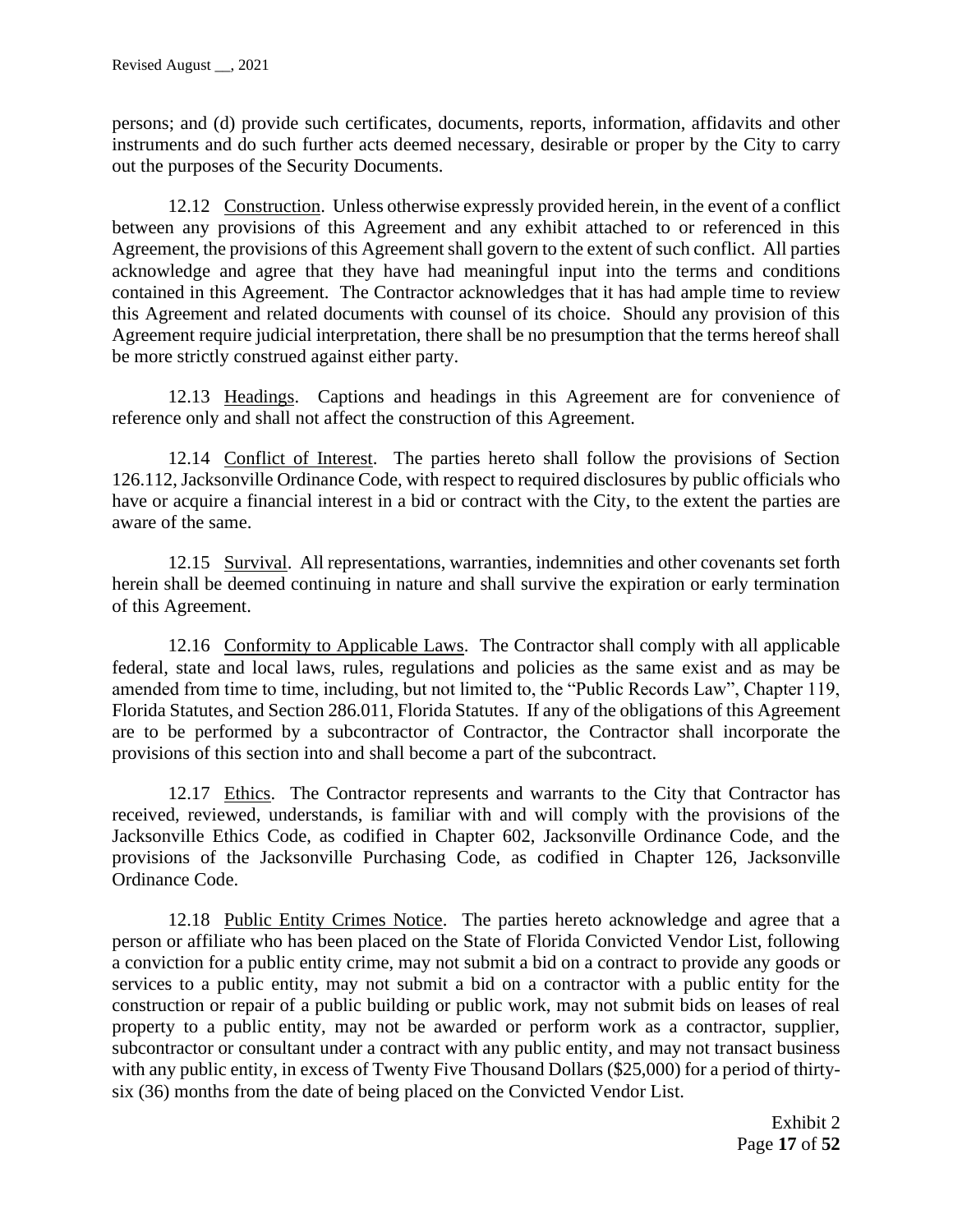persons; and (d) provide such certificates, documents, reports, information, affidavits and other instruments and do such further acts deemed necessary, desirable or proper by the City to carry out the purposes of the Security Documents.

12.12 Construction. Unless otherwise expressly provided herein, in the event of a conflict between any provisions of this Agreement and any exhibit attached to or referenced in this Agreement, the provisions of this Agreement shall govern to the extent of such conflict. All parties acknowledge and agree that they have had meaningful input into the terms and conditions contained in this Agreement. The Contractor acknowledges that it has had ample time to review this Agreement and related documents with counsel of its choice. Should any provision of this Agreement require judicial interpretation, there shall be no presumption that the terms hereof shall be more strictly construed against either party.

12.13 Headings. Captions and headings in this Agreement are for convenience of reference only and shall not affect the construction of this Agreement.

12.14 Conflict of Interest. The parties hereto shall follow the provisions of Section 126.112, Jacksonville Ordinance Code, with respect to required disclosures by public officials who have or acquire a financial interest in a bid or contract with the City, to the extent the parties are aware of the same.

12.15 Survival. All representations, warranties, indemnities and other covenants set forth herein shall be deemed continuing in nature and shall survive the expiration or early termination of this Agreement.

12.16 Conformity to Applicable Laws. The Contractor shall comply with all applicable federal, state and local laws, rules, regulations and policies as the same exist and as may be amended from time to time, including, but not limited to, the "Public Records Law", Chapter 119, Florida Statutes, and Section 286.011, Florida Statutes. If any of the obligations of this Agreement are to be performed by a subcontractor of Contractor, the Contractor shall incorporate the provisions of this section into and shall become a part of the subcontract.

12.17 Ethics. The Contractor represents and warrants to the City that Contractor has received, reviewed, understands, is familiar with and will comply with the provisions of the Jacksonville Ethics Code, as codified in Chapter 602, Jacksonville Ordinance Code, and the provisions of the Jacksonville Purchasing Code, as codified in Chapter 126, Jacksonville Ordinance Code.

12.18 Public Entity Crimes Notice. The parties hereto acknowledge and agree that a person or affiliate who has been placed on the State of Florida Convicted Vendor List, following a conviction for a public entity crime, may not submit a bid on a contract to provide any goods or services to a public entity, may not submit a bid on a contractor with a public entity for the construction or repair of a public building or public work, may not submit bids on leases of real property to a public entity, may not be awarded or perform work as a contractor, supplier, subcontractor or consultant under a contract with any public entity, and may not transact business with any public entity, in excess of Twenty Five Thousand Dollars ($25,000) for a period of thirty-six (36) months from the date of being placed on the Convicted Vendor List.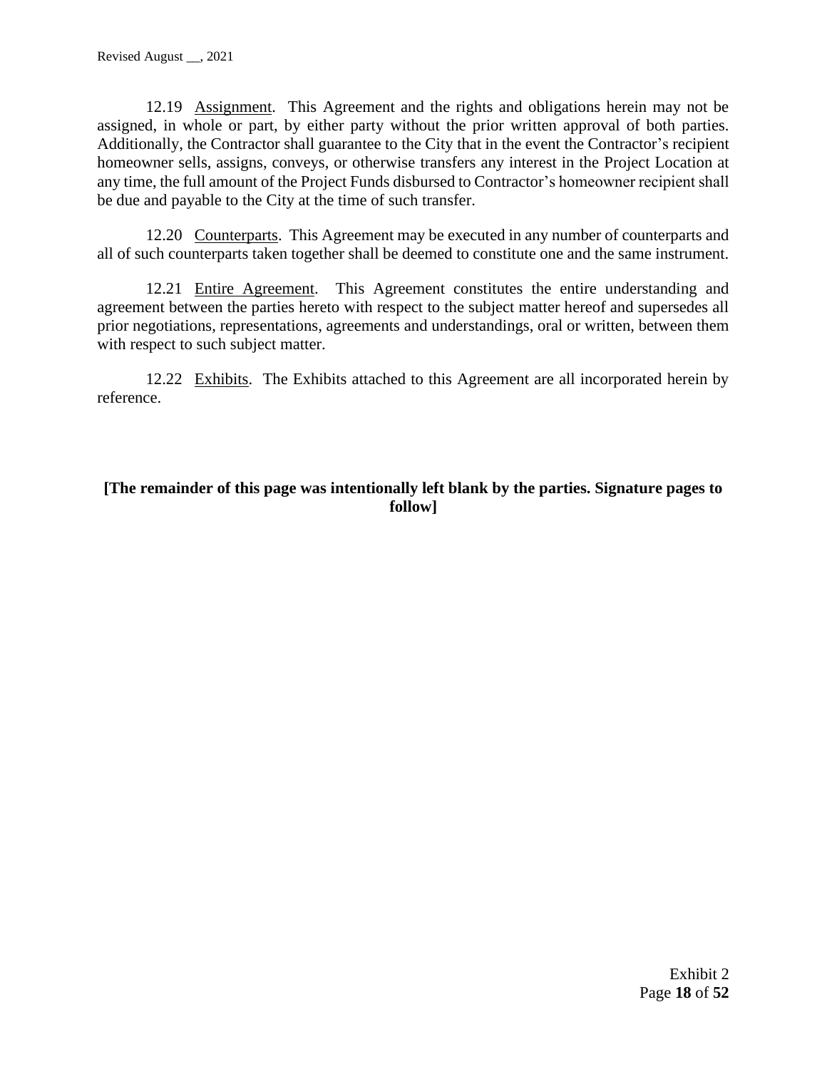12.19 Assignment. This Agreement and the rights and obligations herein may not be assigned, in whole or part, by either party without the prior written approval of both parties. Additionally, the Contractor shall guarantee to the City that in the event the Contractor's recipient homeowner sells, assigns, conveys, or otherwise transfers any interest in the Project Location at any time, the full amount of the Project Funds disbursed to Contractor's homeowner recipient shall be due and payable to the City at the time of such transfer.

12.20 Counterparts. This Agreement may be executed in any number of counterparts and all of such counterparts taken together shall be deemed to constitute one and the same instrument.

12.21 Entire Agreement. This Agreement constitutes the entire understanding and agreement between the parties hereto with respect to the subject matter hereof and supersedes all prior negotiations, representations, agreements and understandings, oral or written, between them with respect to such subject matter.

12.22 Exhibits. The Exhibits attached to this Agreement are all incorporated herein by reference.

**[The remainder of this page was intentionally left blank by the parties. Signature pages to follow]**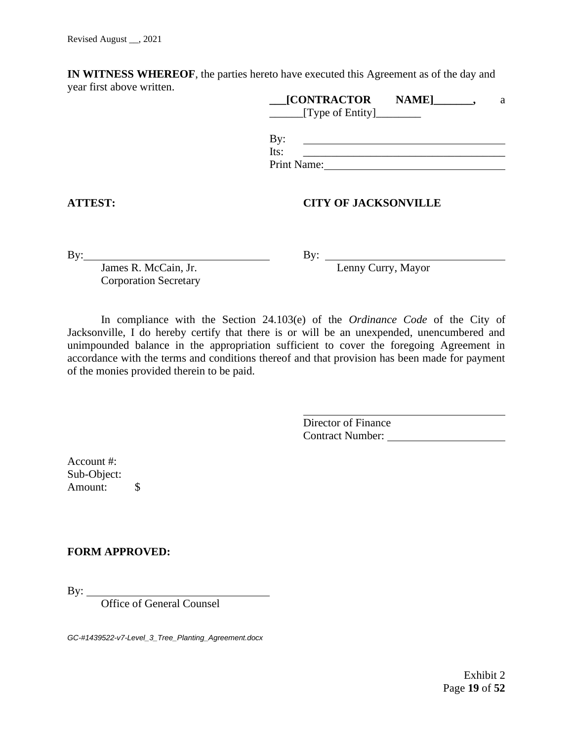Revised August __, 2021

**IN WITNESS WHEREOF**, the parties hereto have executed this Agreement as of the day and year first above written.

**___[CONTRACTOR NAME]_______,** a ______[Type of Entity]________

By: ____________________________________

Its: ____________________________________

Print Name: ________________________________

**ATTEST:**

By: ________________________________

James R. McCain, Jr.
Corporation Secretary

**CITY OF JACKSONVILLE**

By: ________________________________

Lenny Curry, Mayor

In compliance with the Section 24.103(e) of the *Ordinance Code* of the City of Jacksonville, I do hereby certify that there is or will be an unexpended, unencumbered and unimpounded balance in the appropriation sufficient to cover the foregoing Agreement in accordance with the terms and conditions thereof and that provision has been made for payment of the monies provided therein to be paid.

________________________________

Director of Finance
Contract Number: ____________________

Account #:
Sub-Object:
Amount: $

**FORM APPROVED:**

By: ________________________________

Office of General Counsel

*GC-#1439522-v7-Level_3_Tree_Planting_Agreement.docx*

Exhibit 2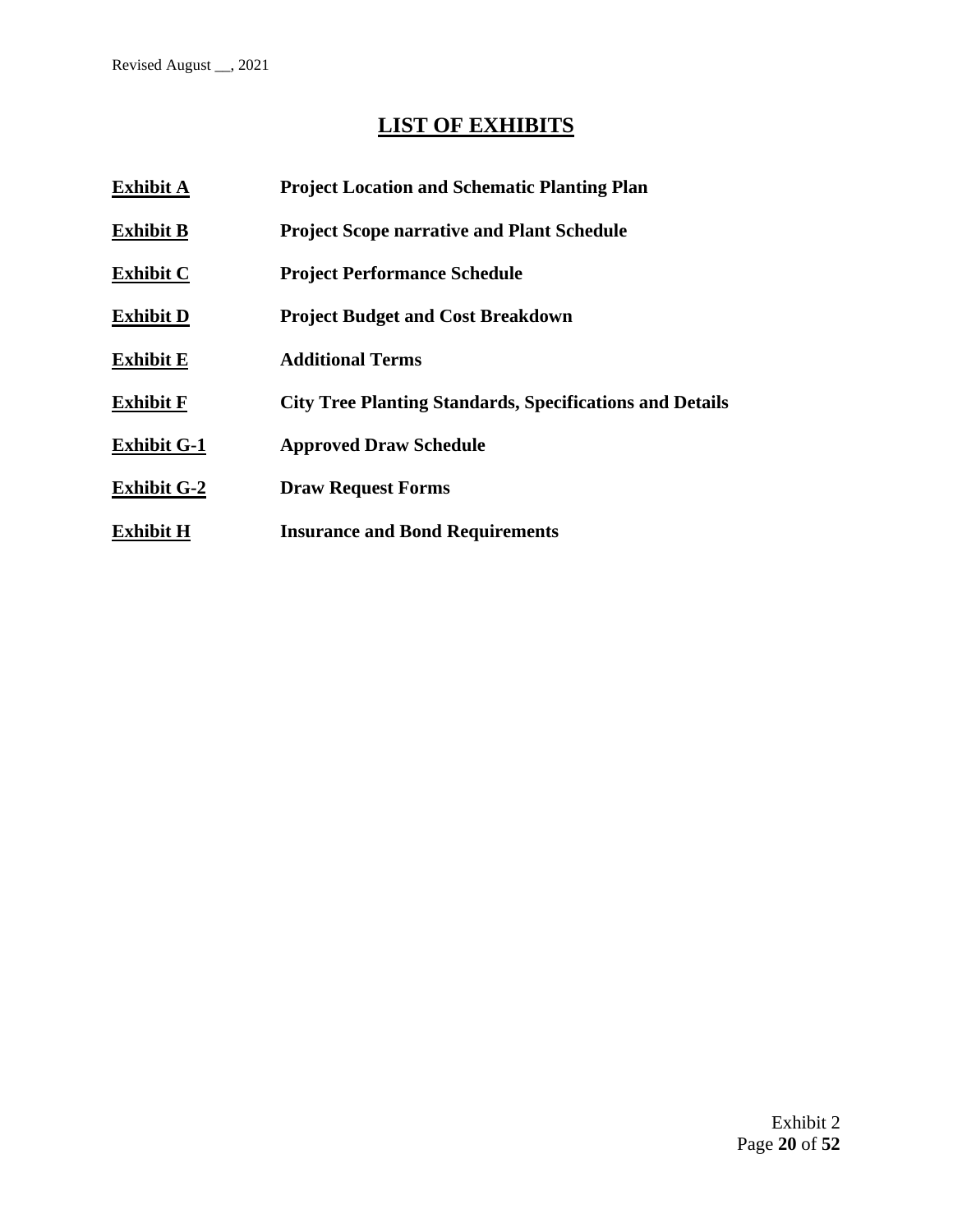# LIST OF EXHIBITS

| | |
|---|---|
| **Exhibit A** | **Project Location and Schematic Planting Plan** |
| **Exhibit B** | **Project Scope narrative and Plant Schedule** |
| **Exhibit C** | **Project Performance Schedule** |
| **Exhibit D** | **Project Budget and Cost Breakdown** |
| **Exhibit E** | **Additional Terms** |
| **Exhibit F** | **City Tree Planting Standards, Specifications and Details** |
| **Exhibit G-1** | **Approved Draw Schedule** |
| **Exhibit G-2** | **Draw Request Forms** |
| **Exhibit H** | **Insurance and Bond Requirements** |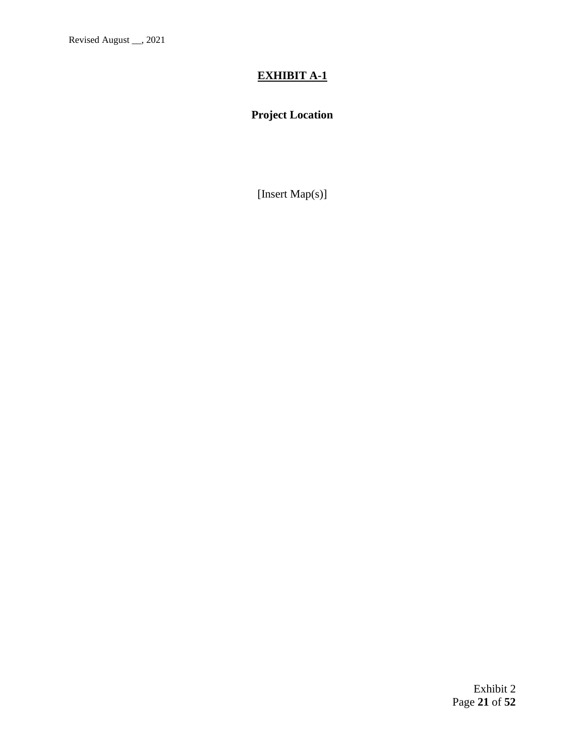# EXHIBIT A-1

## Project Location

[Insert Map(s)]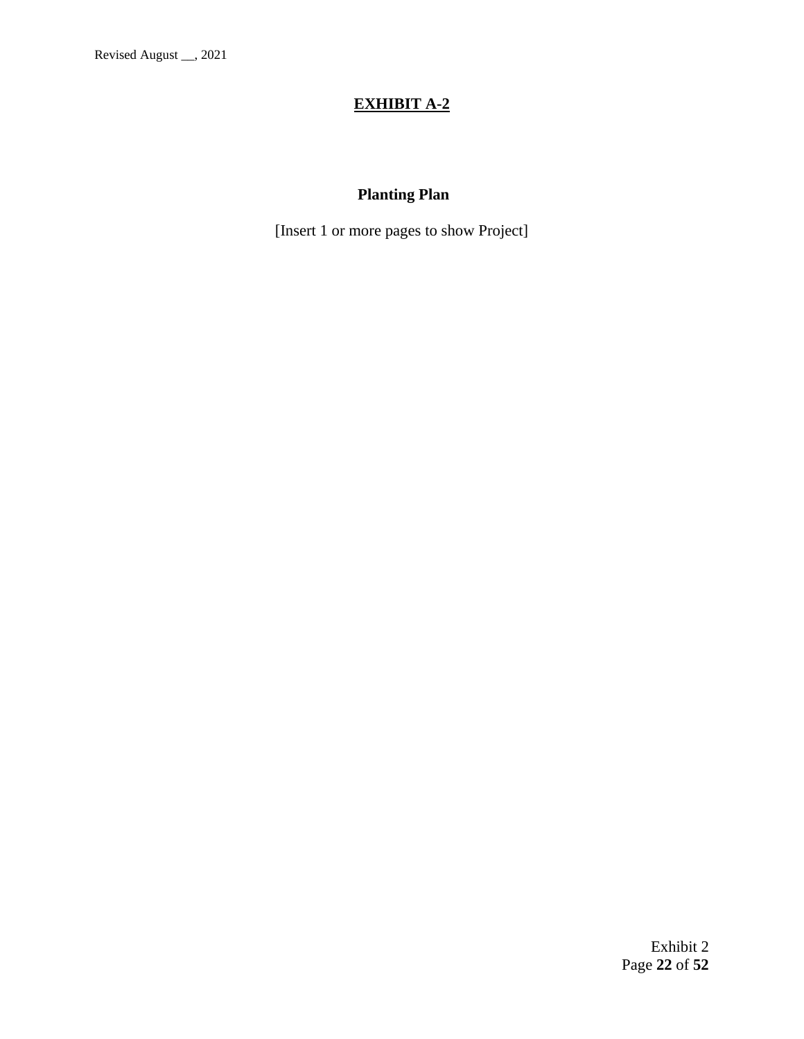# EXHIBIT A-2

## Planting Plan

[Insert 1 or more pages to show Project]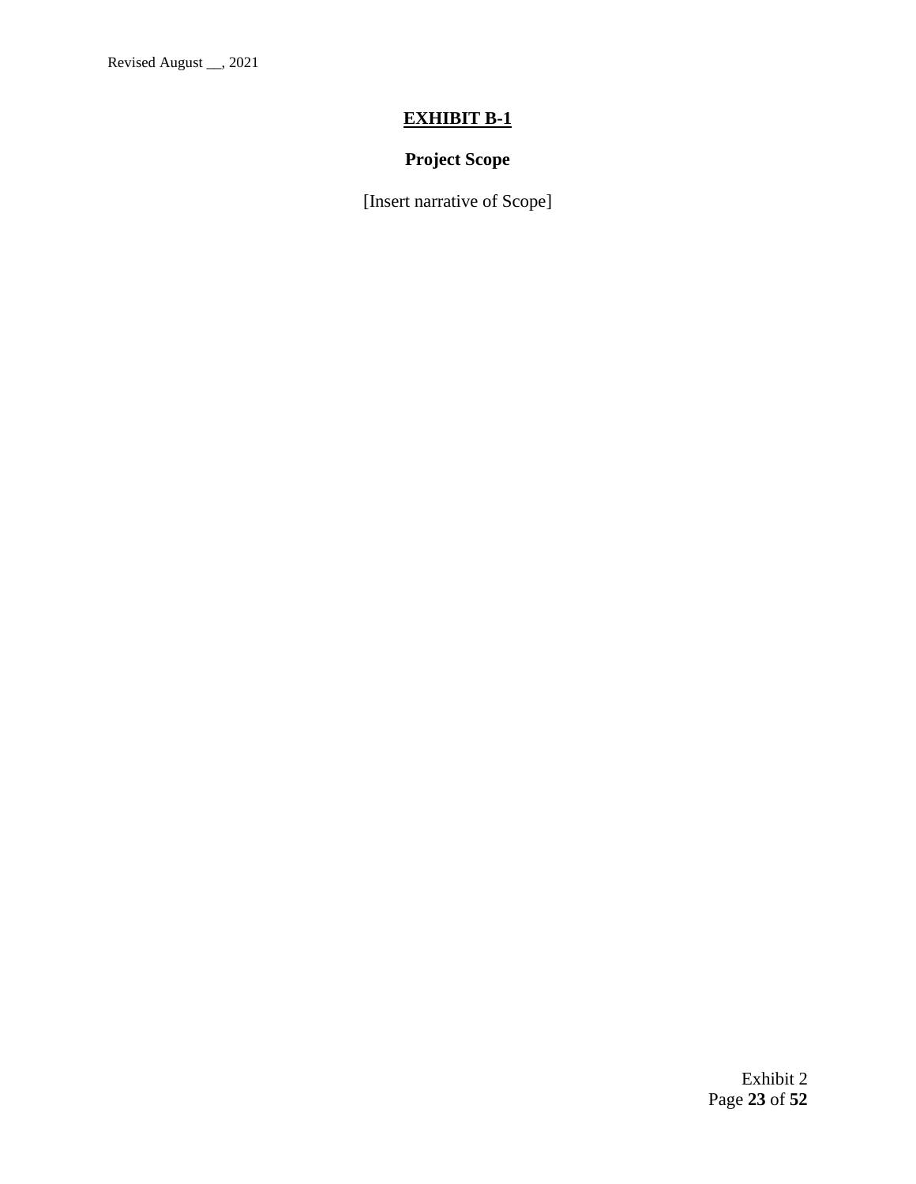# EXHIBIT B-1

## Project Scope

[Insert narrative of Scope]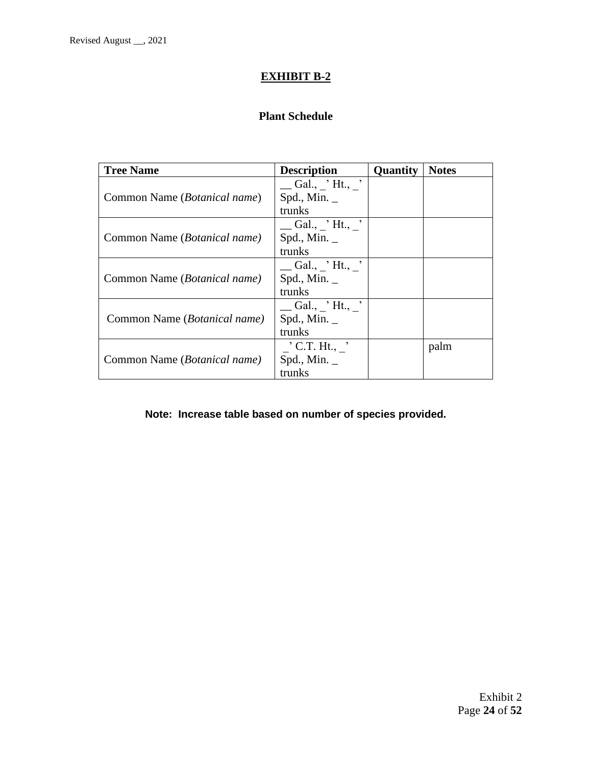**EXHIBIT B-2**

**Plant Schedule**

| **Tree Name** | **Description** | **Quantity** | **Notes** |
|---|---|---|---|
| Common Name (*Botanical name*) | __ Gal., _' Ht., _' Spd., Min. _ trunks | | |
| Common Name (*Botanical name)* | __ Gal., _' Ht., _' Spd., Min. _ trunks | | |
| Common Name (*Botanical name)* | __ Gal., _' Ht., _' Spd., Min. _ trunks | | |
| Common Name (*Botanical name)* | __ Gal., _' Ht., _' Spd., Min. _ trunks | | |
| Common Name (*Botanical name)* | _' C.T. Ht., _' Spd., Min. _ trunks | | palm |

**Note: Increase table based on number of species provided.**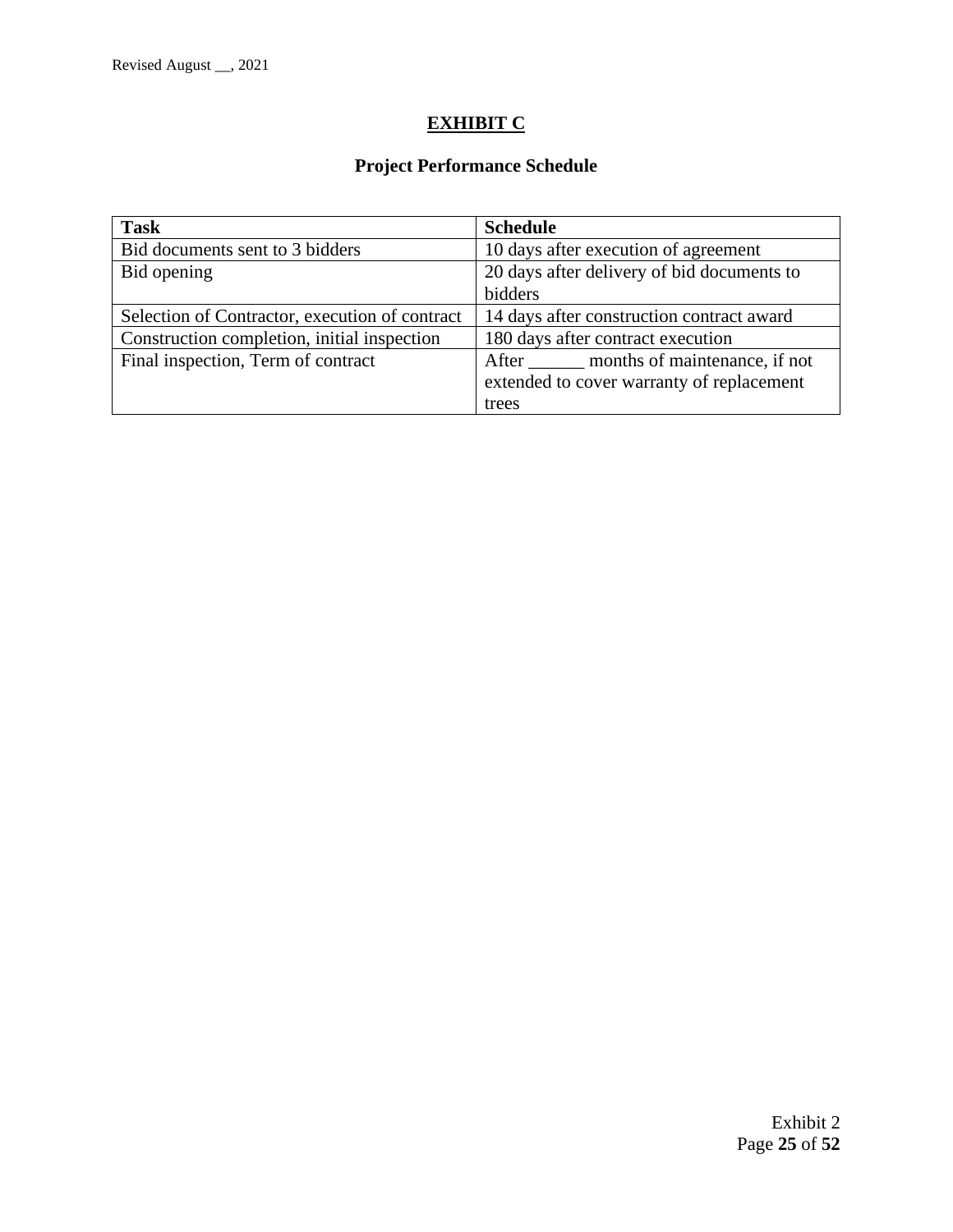# EXHIBIT C

## Project Performance Schedule

| Task | Schedule |
|---|---|
| Bid documents sent to 3 bidders | 10 days after execution of agreement |
| Bid opening | 20 days after delivery of bid documents to bidders |
| Selection of Contractor, execution of contract | 14 days after construction contract award |
| Construction completion, initial inspection | 180 days after contract execution |
| Final inspection, Term of contract | After ______ months of maintenance, if not extended to cover warranty of replacement trees |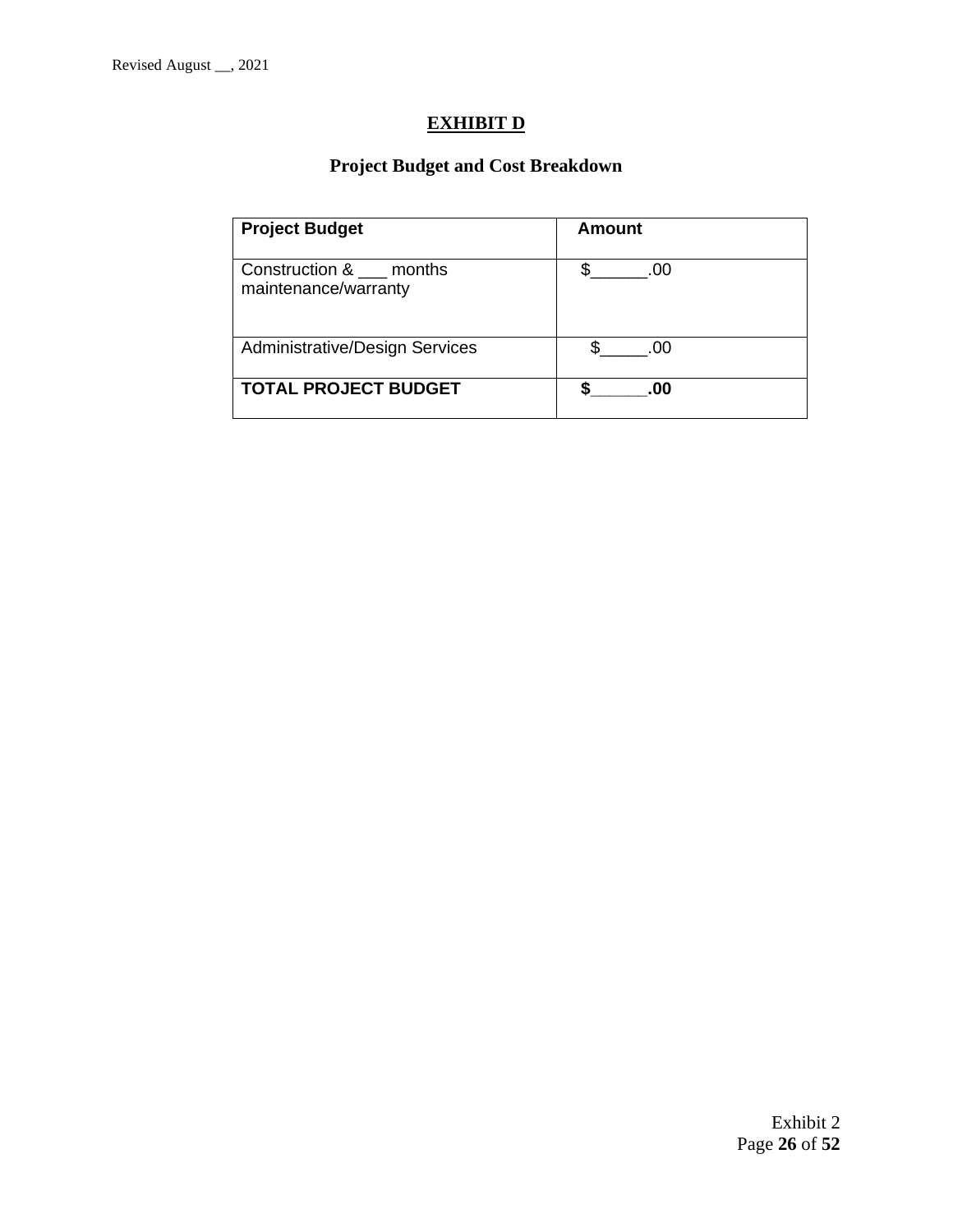# EXHIBIT D

## Project Budget and Cost Breakdown

| **Project Budget** | **Amount** |
| --- | --- |
| Construction & ___ months maintenance/warranty | $______.00 |
| Administrative/Design Services | $_____.00 |
| **TOTAL PROJECT BUDGET** | **$______.00** |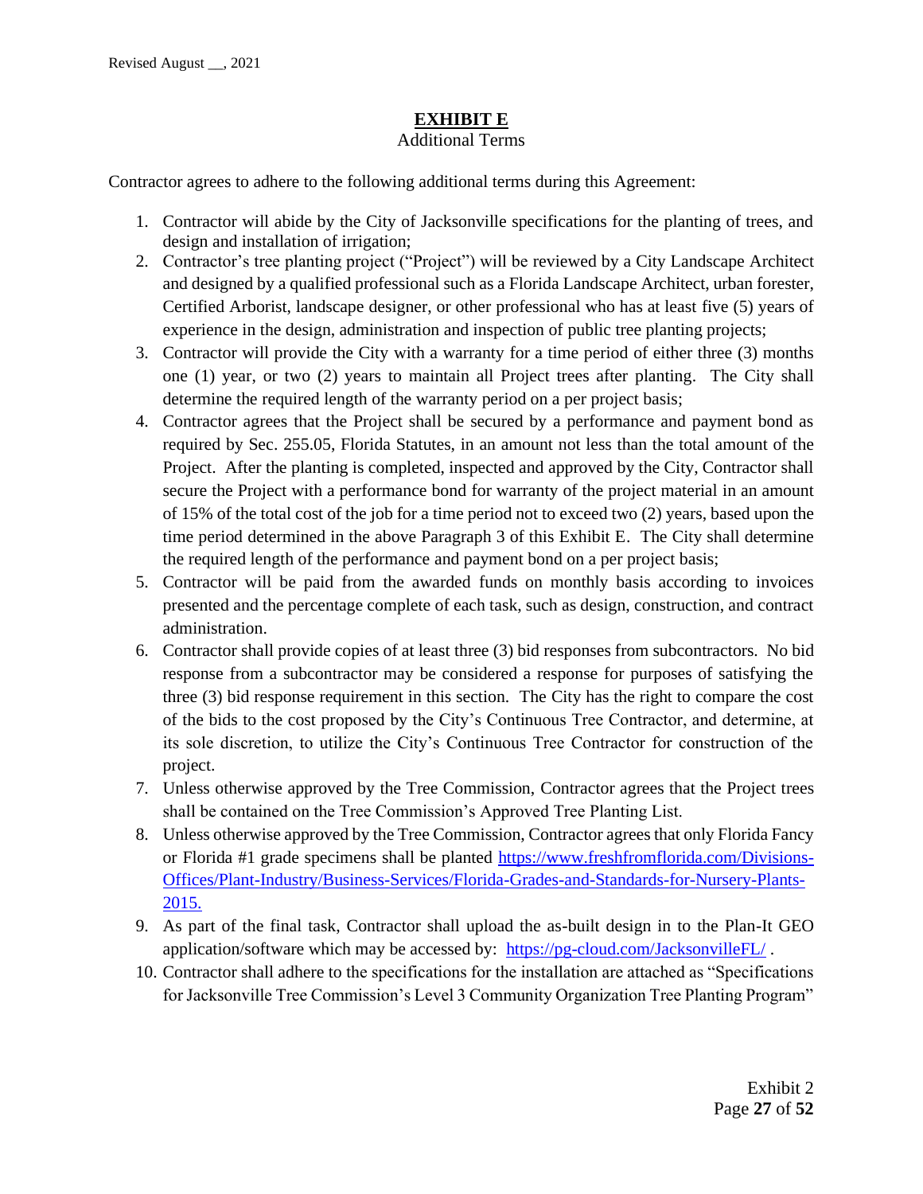Revised August __, 2021

# EXHIBIT E

Additional Terms

Contractor agrees to adhere to the following additional terms during this Agreement:

1. Contractor will abide by the City of Jacksonville specifications for the planting of trees, and design and installation of irrigation;
2. Contractor's tree planting project ("Project") will be reviewed by a City Landscape Architect and designed by a qualified professional such as a Florida Landscape Architect, urban forester, Certified Arborist, landscape designer, or other professional who has at least five (5) years of experience in the design, administration and inspection of public tree planting projects;
3. Contractor will provide the City with a warranty for a time period of either three (3) months one (1) year, or two (2) years to maintain all Project trees after planting. The City shall determine the required length of the warranty period on a per project basis;
4. Contractor agrees that the Project shall be secured by a performance and payment bond as required by Sec. 255.05, Florida Statutes, in an amount not less than the total amount of the Project. After the planting is completed, inspected and approved by the City, Contractor shall secure the Project with a performance bond for warranty of the project material in an amount of 15% of the total cost of the job for a time period not to exceed two (2) years, based upon the time period determined in the above Paragraph 3 of this Exhibit E. The City shall determine the required length of the performance and payment bond on a per project basis;
5. Contractor will be paid from the awarded funds on monthly basis according to invoices presented and the percentage complete of each task, such as design, construction, and contract administration.
6. Contractor shall provide copies of at least three (3) bid responses from subcontractors. No bid response from a subcontractor may be considered a response for purposes of satisfying the three (3) bid response requirement in this section. The City has the right to compare the cost of the bids to the cost proposed by the City's Continuous Tree Contractor, and determine, at its sole discretion, to utilize the City's Continuous Tree Contractor for construction of the project.
7. Unless otherwise approved by the Tree Commission, Contractor agrees that the Project trees shall be contained on the Tree Commission's Approved Tree Planting List.
8. Unless otherwise approved by the Tree Commission, Contractor agrees that only Florida Fancy or Florida #1 grade specimens shall be planted https://www.freshfromflorida.com/Divisions-Offices/Plant-Industry/Business-Services/Florida-Grades-and-Standards-for-Nursery-Plants-2015.
9. As part of the final task, Contractor shall upload the as-built design in to the Plan-It GEO application/software which may be accessed by: https://pg-cloud.com/JacksonvilleFL/ .
10. Contractor shall adhere to the specifications for the installation are attached as "Specifications for Jacksonville Tree Commission's Level 3 Community Organization Tree Planting Program"

Exhibit 2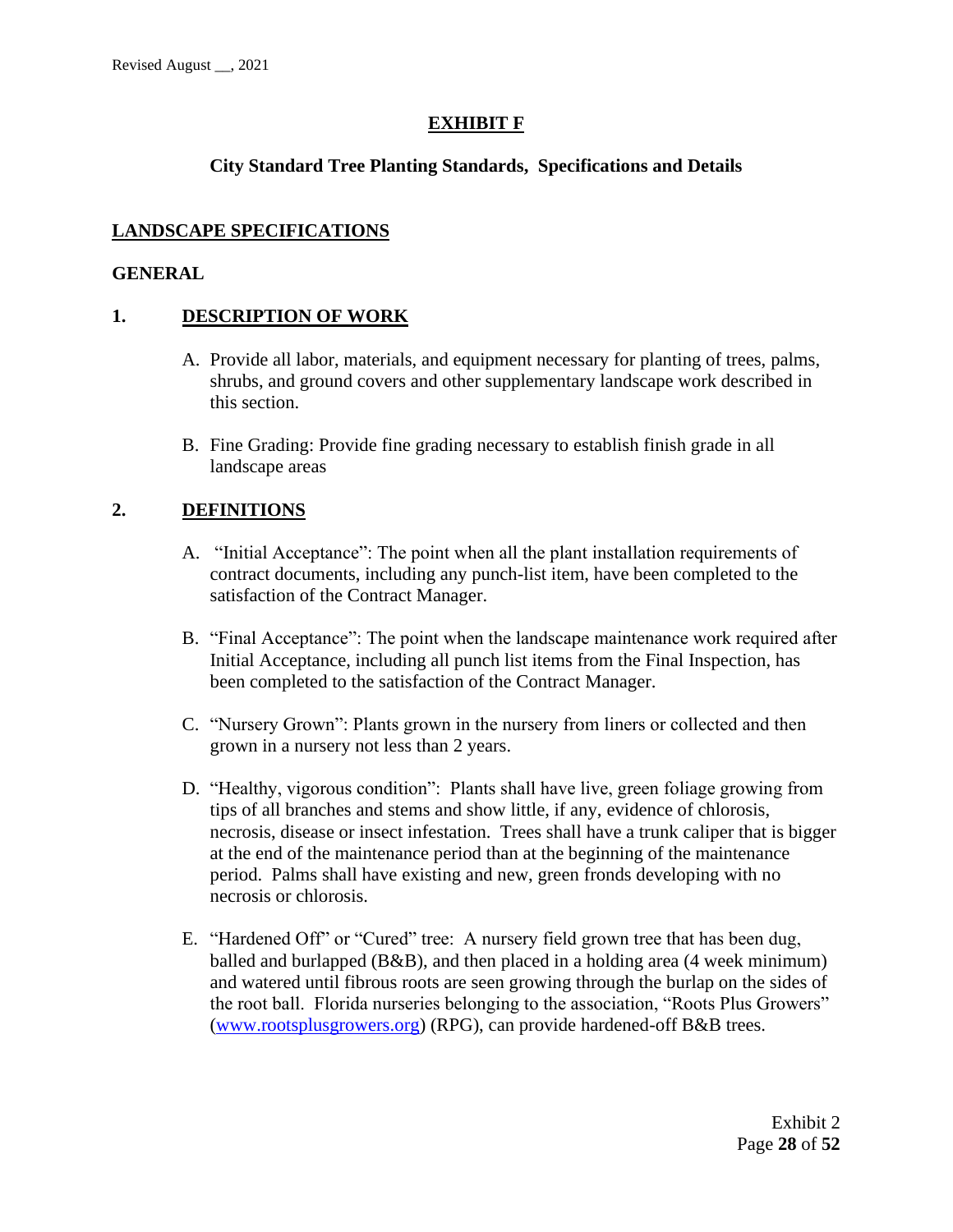Revised August __, 2021

# EXHIBIT F

## City Standard Tree Planting Standards, Specifications and Details

## LANDSCAPE SPECIFICATIONS

### GENERAL

### 1. DESCRIPTION OF WORK

A. Provide all labor, materials, and equipment necessary for planting of trees, palms, shrubs, and ground covers and other supplementary landscape work described in this section.

B. Fine Grading: Provide fine grading necessary to establish finish grade in all landscape areas

### 2. DEFINITIONS

A. "Initial Acceptance": The point when all the plant installation requirements of contract documents, including any punch-list item, have been completed to the satisfaction of the Contract Manager.

B. "Final Acceptance": The point when the landscape maintenance work required after Initial Acceptance, including all punch list items from the Final Inspection, has been completed to the satisfaction of the Contract Manager.

C. "Nursery Grown": Plants grown in the nursery from liners or collected and then grown in a nursery not less than 2 years.

D. "Healthy, vigorous condition": Plants shall have live, green foliage growing from tips of all branches and stems and show little, if any, evidence of chlorosis, necrosis, disease or insect infestation. Trees shall have a trunk caliper that is bigger at the end of the maintenance period than at the beginning of the maintenance period. Palms shall have existing and new, green fronds developing with no necrosis or chlorosis.

E. "Hardened Off" or "Cured" tree: A nursery field grown tree that has been dug, balled and burlapped (B&B), and then placed in a holding area (4 week minimum) and watered until fibrous roots are seen growing through the burlap on the sides of the root ball. Florida nurseries belonging to the association, "Roots Plus Growers" (www.rootsplusgrowers.org) (RPG), can provide hardened-off B&B trees.

Exhibit 2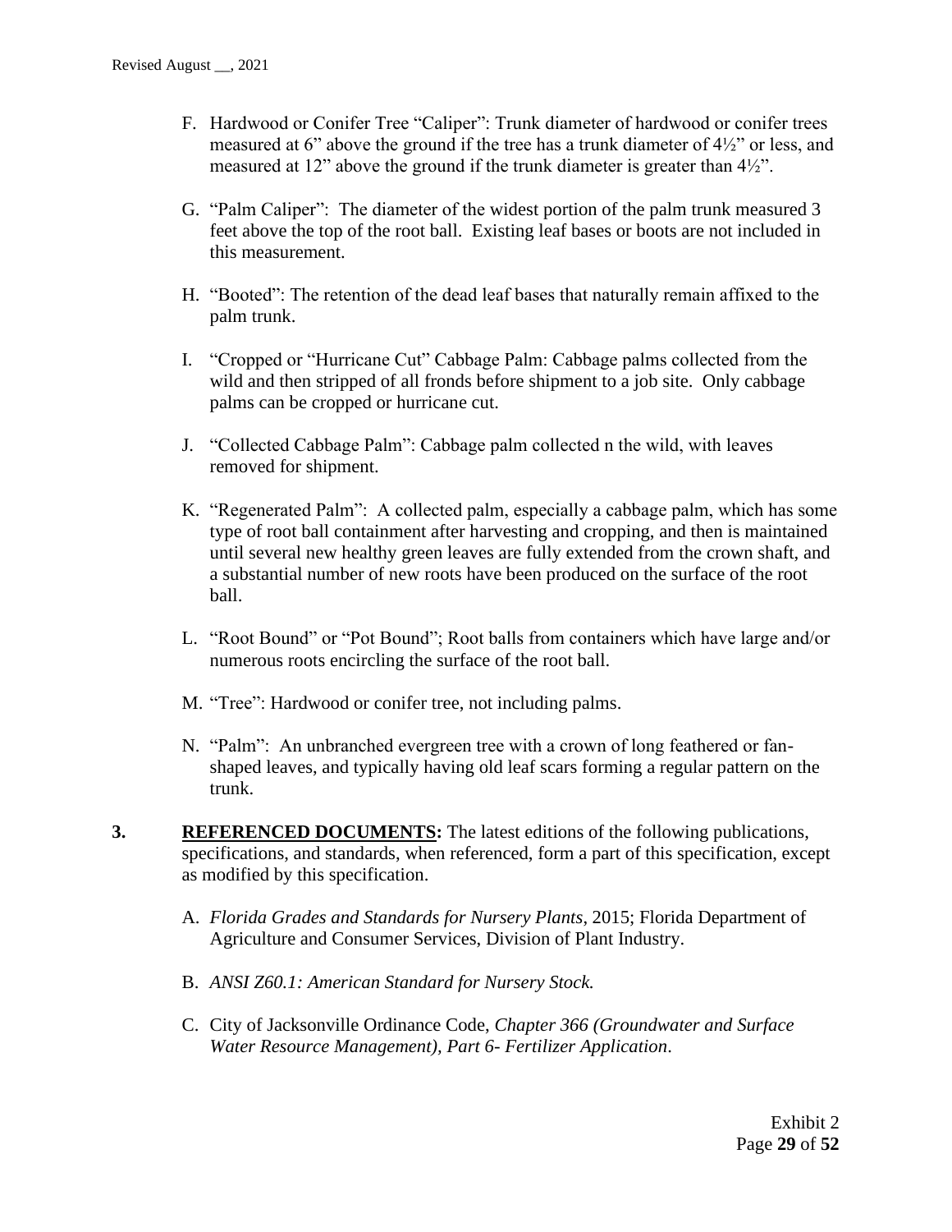F. Hardwood or Conifer Tree "Caliper": Trunk diameter of hardwood or conifer trees measured at 6" above the ground if the tree has a trunk diameter of 4½" or less, and measured at 12" above the ground if the trunk diameter is greater than 4½".

G. "Palm Caliper": The diameter of the widest portion of the palm trunk measured 3 feet above the top of the root ball. Existing leaf bases or boots are not included in this measurement.

H. "Booted": The retention of the dead leaf bases that naturally remain affixed to the palm trunk.

I. "Cropped or "Hurricane Cut" Cabbage Palm: Cabbage palms collected from the wild and then stripped of all fronds before shipment to a job site. Only cabbage palms can be cropped or hurricane cut.

J. "Collected Cabbage Palm": Cabbage palm collected n the wild, with leaves removed for shipment.

K. "Regenerated Palm": A collected palm, especially a cabbage palm, which has some type of root ball containment after harvesting and cropping, and then is maintained until several new healthy green leaves are fully extended from the crown shaft, and a substantial number of new roots have been produced on the surface of the root ball.

L. "Root Bound" or "Pot Bound"; Root balls from containers which have large and/or numerous roots encircling the surface of the root ball.

M. "Tree": Hardwood or conifer tree, not including palms.

N. "Palm": An unbranched evergreen tree with a crown of long feathered or fan-shaped leaves, and typically having old leaf scars forming a regular pattern on the trunk.

**3.** **REFERENCED DOCUMENTS:** The latest editions of the following publications, specifications, and standards, when referenced, form a part of this specification, except as modified by this specification.

A. *Florida Grades and Standards for Nursery Plants*, 2015; Florida Department of Agriculture and Consumer Services, Division of Plant Industry.

B. *ANSI Z60.1: American Standard for Nursery Stock.*

C. City of Jacksonville Ordinance Code, *Chapter 366 (Groundwater and Surface Water Resource Management), Part 6- Fertilizer Application*.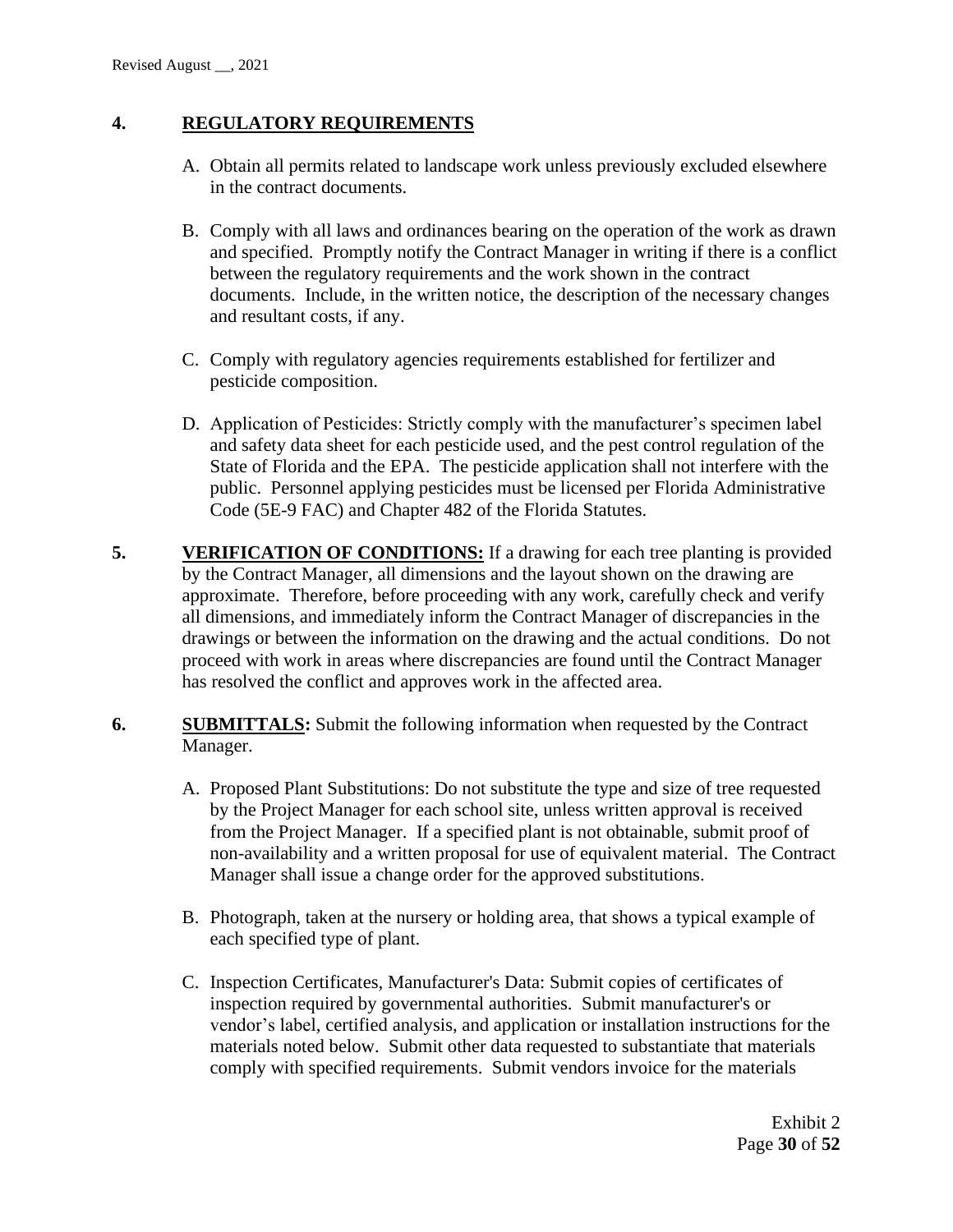## 4. REGULATORY REQUIREMENTS

A. Obtain all permits related to landscape work unless previously excluded elsewhere in the contract documents.

B. Comply with all laws and ordinances bearing on the operation of the work as drawn and specified. Promptly notify the Contract Manager in writing if there is a conflict between the regulatory requirements and the work shown in the contract documents. Include, in the written notice, the description of the necessary changes and resultant costs, if any.

C. Comply with regulatory agencies requirements established for fertilizer and pesticide composition.

D. Application of Pesticides: Strictly comply with the manufacturer's specimen label and safety data sheet for each pesticide used, and the pest control regulation of the State of Florida and the EPA. The pesticide application shall not interfere with the public. Personnel applying pesticides must be licensed per Florida Administrative Code (5E-9 FAC) and Chapter 482 of the Florida Statutes.

**5. VERIFICATION OF CONDITIONS:** If a drawing for each tree planting is provided by the Contract Manager, all dimensions and the layout shown on the drawing are approximate. Therefore, before proceeding with any work, carefully check and verify all dimensions, and immediately inform the Contract Manager of discrepancies in the drawings or between the information on the drawing and the actual conditions. Do not proceed with work in areas where discrepancies are found until the Contract Manager has resolved the conflict and approves work in the affected area.

**6. SUBMITTALS:** Submit the following information when requested by the Contract Manager.

A. Proposed Plant Substitutions: Do not substitute the type and size of tree requested by the Project Manager for each school site, unless written approval is received from the Project Manager. If a specified plant is not obtainable, submit proof of non-availability and a written proposal for use of equivalent material. The Contract Manager shall issue a change order for the approved substitutions.

B. Photograph, taken at the nursery or holding area, that shows a typical example of each specified type of plant.

C. Inspection Certificates, Manufacturer's Data: Submit copies of certificates of inspection required by governmental authorities. Submit manufacturer's or vendor's label, certified analysis, and application or installation instructions for the materials noted below. Submit other data requested to substantiate that materials comply with specified requirements. Submit vendors invoice for the materials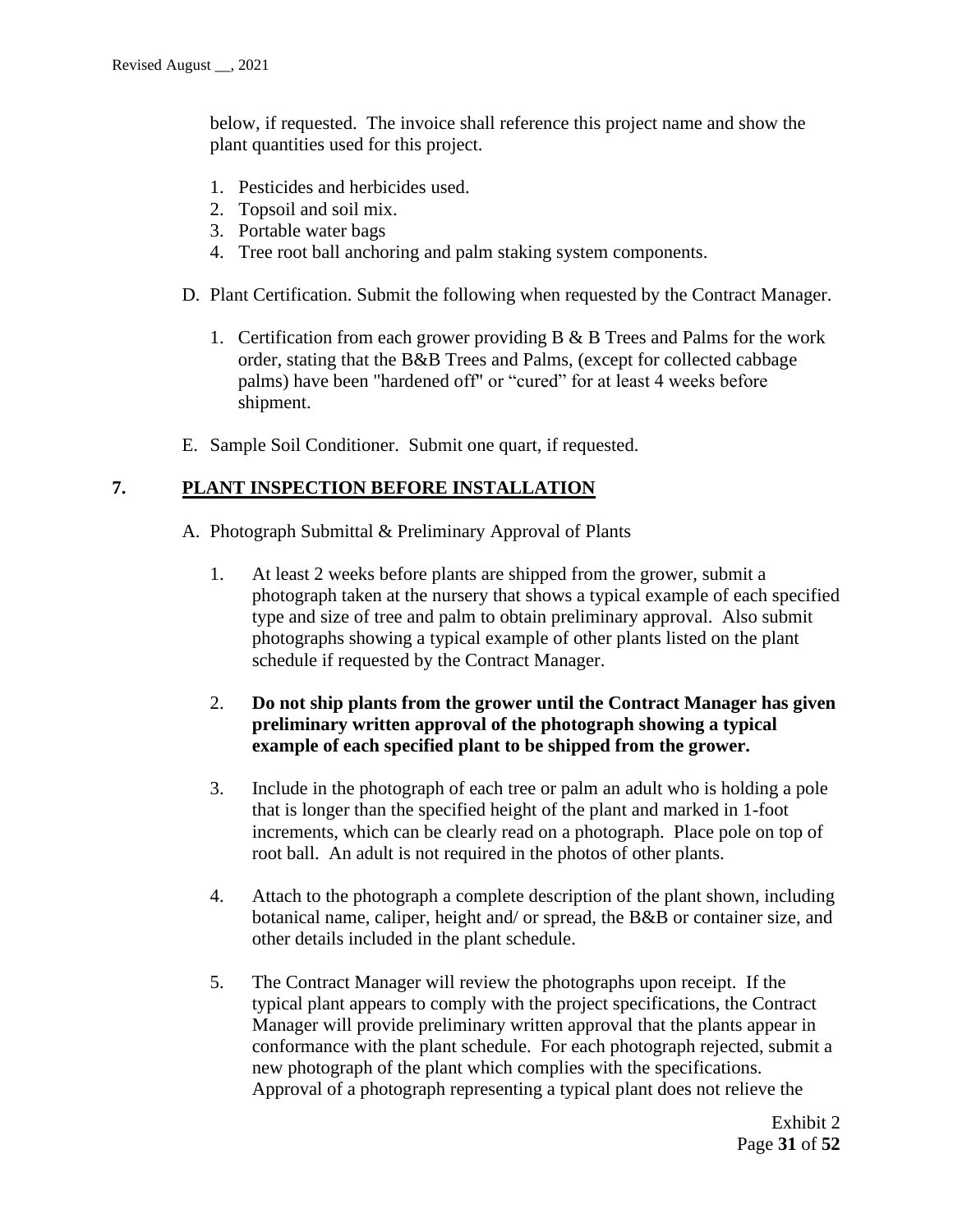below, if requested. The invoice shall reference this project name and show the plant quantities used for this project.

1. Pesticides and herbicides used.
2. Topsoil and soil mix.
3. Portable water bags
4. Tree root ball anchoring and palm staking system components.

D. Plant Certification. Submit the following when requested by the Contract Manager.

1. Certification from each grower providing B & B Trees and Palms for the work order, stating that the B&B Trees and Palms, (except for collected cabbage palms) have been "hardened off" or "cured" for at least 4 weeks before shipment.

E. Sample Soil Conditioner. Submit one quart, if requested.

## 7. PLANT INSPECTION BEFORE INSTALLATION

A. Photograph Submittal & Preliminary Approval of Plants

1. At least 2 weeks before plants are shipped from the grower, submit a photograph taken at the nursery that shows a typical example of each specified type and size of tree and palm to obtain preliminary approval. Also submit photographs showing a typical example of other plants listed on the plant schedule if requested by the Contract Manager.

2. **Do not ship plants from the grower until the Contract Manager has given preliminary written approval of the photograph showing a typical example of each specified plant to be shipped from the grower.**

3. Include in the photograph of each tree or palm an adult who is holding a pole that is longer than the specified height of the plant and marked in 1-foot increments, which can be clearly read on a photograph. Place pole on top of root ball. An adult is not required in the photos of other plants.

4. Attach to the photograph a complete description of the plant shown, including botanical name, caliper, height and/ or spread, the B&B or container size, and other details included in the plant schedule.

5. The Contract Manager will review the photographs upon receipt. If the typical plant appears to comply with the project specifications, the Contract Manager will provide preliminary written approval that the plants appear in conformance with the plant schedule. For each photograph rejected, submit a new photograph of the plant which complies with the specifications. Approval of a photograph representing a typical plant does not relieve the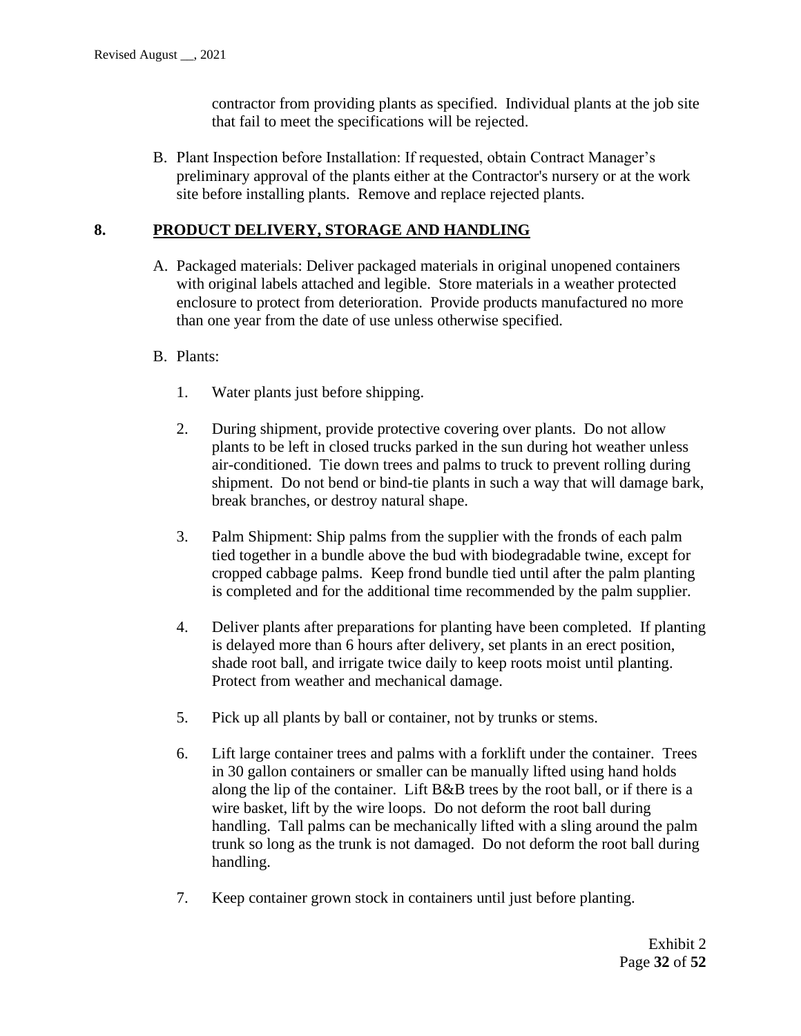contractor from providing plants as specified. Individual plants at the job site that fail to meet the specifications will be rejected.

B. Plant Inspection before Installation: If requested, obtain Contract Manager's preliminary approval of the plants either at the Contractor's nursery or at the work site before installing plants. Remove and replace rejected plants.

## 8. PRODUCT DELIVERY, STORAGE AND HANDLING

A. Packaged materials: Deliver packaged materials in original unopened containers with original labels attached and legible. Store materials in a weather protected enclosure to protect from deterioration. Provide products manufactured no more than one year from the date of use unless otherwise specified.

B. Plants:

1. Water plants just before shipping.

2. During shipment, provide protective covering over plants. Do not allow plants to be left in closed trucks parked in the sun during hot weather unless air-conditioned. Tie down trees and palms to truck to prevent rolling during shipment. Do not bend or bind-tie plants in such a way that will damage bark, break branches, or destroy natural shape.

3. Palm Shipment: Ship palms from the supplier with the fronds of each palm tied together in a bundle above the bud with biodegradable twine, except for cropped cabbage palms. Keep frond bundle tied until after the palm planting is completed and for the additional time recommended by the palm supplier.

4. Deliver plants after preparations for planting have been completed. If planting is delayed more than 6 hours after delivery, set plants in an erect position, shade root ball, and irrigate twice daily to keep roots moist until planting. Protect from weather and mechanical damage.

5. Pick up all plants by ball or container, not by trunks or stems.

6. Lift large container trees and palms with a forklift under the container. Trees in 30 gallon containers or smaller can be manually lifted using hand holds along the lip of the container. Lift B&B trees by the root ball, or if there is a wire basket, lift by the wire loops. Do not deform the root ball during handling. Tall palms can be mechanically lifted with a sling around the palm trunk so long as the trunk is not damaged. Do not deform the root ball during handling.

7. Keep container grown stock in containers until just before planting.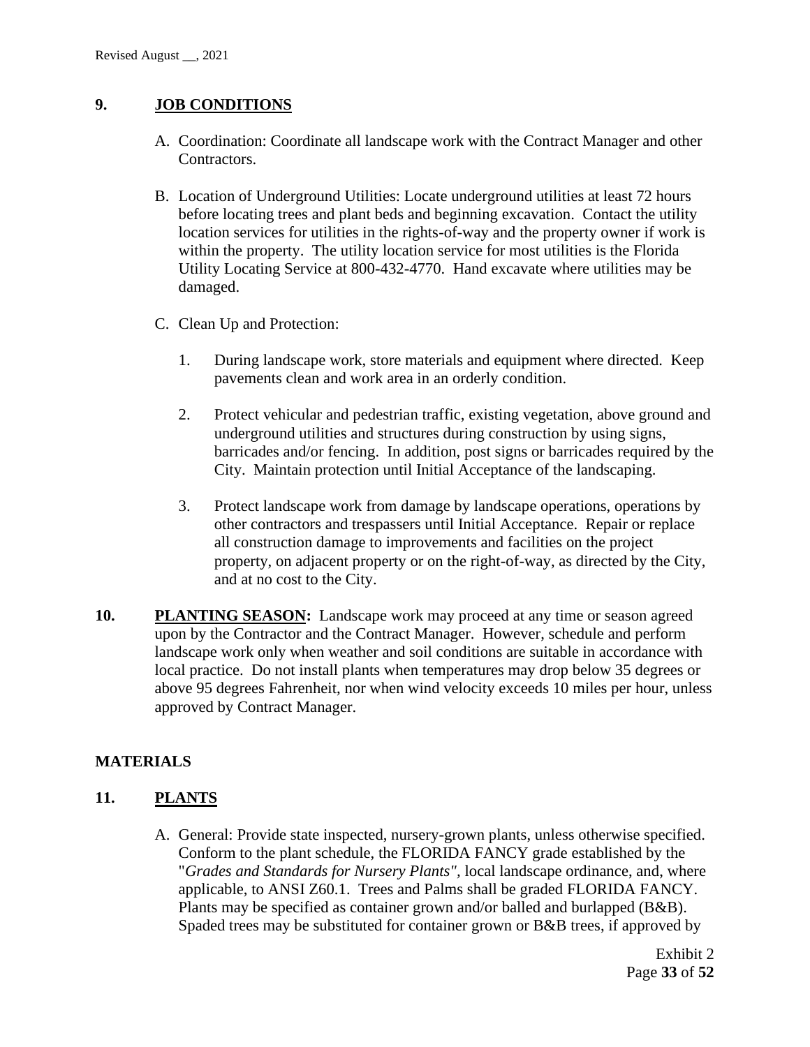## 9. JOB CONDITIONS

A. Coordination: Coordinate all landscape work with the Contract Manager and other Contractors.

B. Location of Underground Utilities: Locate underground utilities at least 72 hours before locating trees and plant beds and beginning excavation. Contact the utility location services for utilities in the rights-of-way and the property owner if work is within the property. The utility location service for most utilities is the Florida Utility Locating Service at 800-432-4770. Hand excavate where utilities may be damaged.

C. Clean Up and Protection:

1. During landscape work, store materials and equipment where directed. Keep pavements clean and work area in an orderly condition.

2. Protect vehicular and pedestrian traffic, existing vegetation, above ground and underground utilities and structures during construction by using signs, barricades and/or fencing. In addition, post signs or barricades required by the City. Maintain protection until Initial Acceptance of the landscaping.

3. Protect landscape work from damage by landscape operations, operations by other contractors and trespassers until Initial Acceptance. Repair or replace all construction damage to improvements and facilities on the project property, on adjacent property or on the right-of-way, as directed by the City, and at no cost to the City.

**10. PLANTING SEASON:** Landscape work may proceed at any time or season agreed upon by the Contractor and the Contract Manager. However, schedule and perform landscape work only when weather and soil conditions are suitable in accordance with local practice. Do not install plants when temperatures may drop below 35 degrees or above 95 degrees Fahrenheit, nor when wind velocity exceeds 10 miles per hour, unless approved by Contract Manager.

## MATERIALS

## 11. PLANTS

A. General: Provide state inspected, nursery-grown plants, unless otherwise specified. Conform to the plant schedule, the FLORIDA FANCY grade established by the "*Grades and Standards for Nursery Plants"*, local landscape ordinance, and, where applicable, to ANSI Z60.1. Trees and Palms shall be graded FLORIDA FANCY. Plants may be specified as container grown and/or balled and burlapped (B&B). Spaded trees may be substituted for container grown or B&B trees, if approved by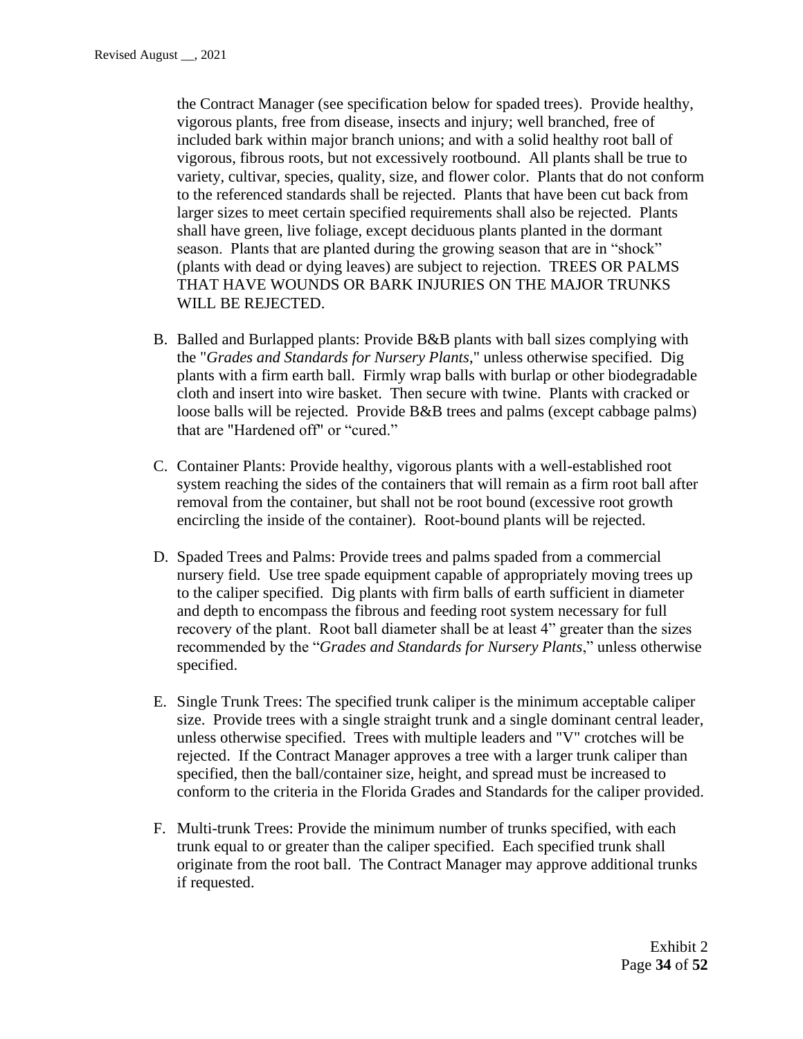the Contract Manager (see specification below for spaded trees). Provide healthy, vigorous plants, free from disease, insects and injury; well branched, free of included bark within major branch unions; and with a solid healthy root ball of vigorous, fibrous roots, but not excessively rootbound. All plants shall be true to variety, cultivar, species, quality, size, and flower color. Plants that do not conform to the referenced standards shall be rejected. Plants that have been cut back from larger sizes to meet certain specified requirements shall also be rejected. Plants shall have green, live foliage, except deciduous plants planted in the dormant season. Plants that are planted during the growing season that are in "shock" (plants with dead or dying leaves) are subject to rejection. TREES OR PALMS THAT HAVE WOUNDS OR BARK INJURIES ON THE MAJOR TRUNKS WILL BE REJECTED.

B. Balled and Burlapped plants: Provide B&B plants with ball sizes complying with the "*Grades and Standards for Nursery Plants*," unless otherwise specified. Dig plants with a firm earth ball. Firmly wrap balls with burlap or other biodegradable cloth and insert into wire basket. Then secure with twine. Plants with cracked or loose balls will be rejected. Provide B&B trees and palms (except cabbage palms) that are "Hardened off" or "cured."

C. Container Plants: Provide healthy, vigorous plants with a well-established root system reaching the sides of the containers that will remain as a firm root ball after removal from the container, but shall not be root bound (excessive root growth encircling the inside of the container). Root-bound plants will be rejected.

D. Spaded Trees and Palms: Provide trees and palms spaded from a commercial nursery field. Use tree spade equipment capable of appropriately moving trees up to the caliper specified. Dig plants with firm balls of earth sufficient in diameter and depth to encompass the fibrous and feeding root system necessary for full recovery of the plant. Root ball diameter shall be at least 4" greater than the sizes recommended by the "*Grades and Standards for Nursery Plants*," unless otherwise specified.

E. Single Trunk Trees: The specified trunk caliper is the minimum acceptable caliper size. Provide trees with a single straight trunk and a single dominant central leader, unless otherwise specified. Trees with multiple leaders and "V" crotches will be rejected. If the Contract Manager approves a tree with a larger trunk caliper than specified, then the ball/container size, height, and spread must be increased to conform to the criteria in the Florida Grades and Standards for the caliper provided.

F. Multi-trunk Trees: Provide the minimum number of trunks specified, with each trunk equal to or greater than the caliper specified. Each specified trunk shall originate from the root ball. The Contract Manager may approve additional trunks if requested.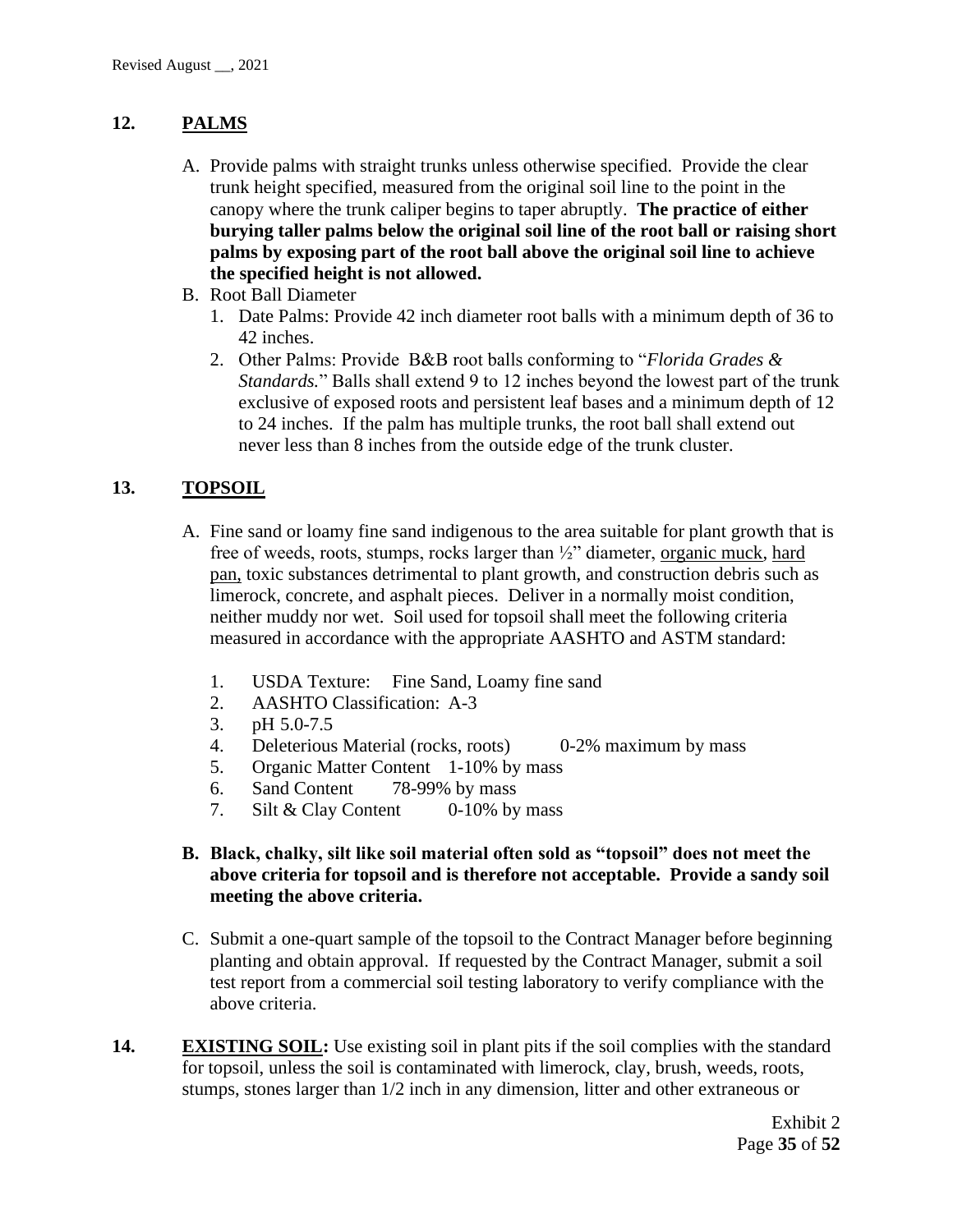## 12. PALMS

A. Provide palms with straight trunks unless otherwise specified. Provide the clear trunk height specified, measured from the original soil line to the point in the canopy where the trunk caliper begins to taper abruptly. **The practice of either burying taller palms below the original soil line of the root ball or raising short palms by exposing part of the root ball above the original soil line to achieve the specified height is not allowed.**

B. Root Ball Diameter
   1. Date Palms: Provide 42 inch diameter root balls with a minimum depth of 36 to 42 inches.
   2. Other Palms: Provide B&B root balls conforming to "*Florida Grades & Standards.*" Balls shall extend 9 to 12 inches beyond the lowest part of the trunk exclusive of exposed roots and persistent leaf bases and a minimum depth of 12 to 24 inches. If the palm has multiple trunks, the root ball shall extend out never less than 8 inches from the outside edge of the trunk cluster.

## 13. TOPSOIL

A. Fine sand or loamy fine sand indigenous to the area suitable for plant growth that is free of weeds, roots, stumps, rocks larger than ½" diameter, <u>organic muck</u>, <u>hard pan,</u> toxic substances detrimental to plant growth, and construction debris such as limerock, concrete, and asphalt pieces. Deliver in a normally moist condition, neither muddy nor wet. Soil used for topsoil shall meet the following criteria measured in accordance with the appropriate AASHTO and ASTM standard:

   1. USDA Texture: Fine Sand, Loamy fine sand
   2. AASHTO Classification: A-3
   3. pH 5.0-7.5
   4. Deleterious Material (rocks, roots) 0-2% maximum by mass
   5. Organic Matter Content 1-10% by mass
   6. Sand Content 78-99% by mass
   7. Silt & Clay Content 0-10% by mass

**B. Black, chalky, silt like soil material often sold as "topsoil" does not meet the above criteria for topsoil and is therefore not acceptable. Provide a sandy soil meeting the above criteria.**

C. Submit a one-quart sample of the topsoil to the Contract Manager before beginning planting and obtain approval. If requested by the Contract Manager, submit a soil test report from a commercial soil testing laboratory to verify compliance with the above criteria.

**14. <u>EXISTING SOIL</u>:** Use existing soil in plant pits if the soil complies with the standard for topsoil, unless the soil is contaminated with limerock, clay, brush, weeds, roots, stumps, stones larger than 1/2 inch in any dimension, litter and other extraneous or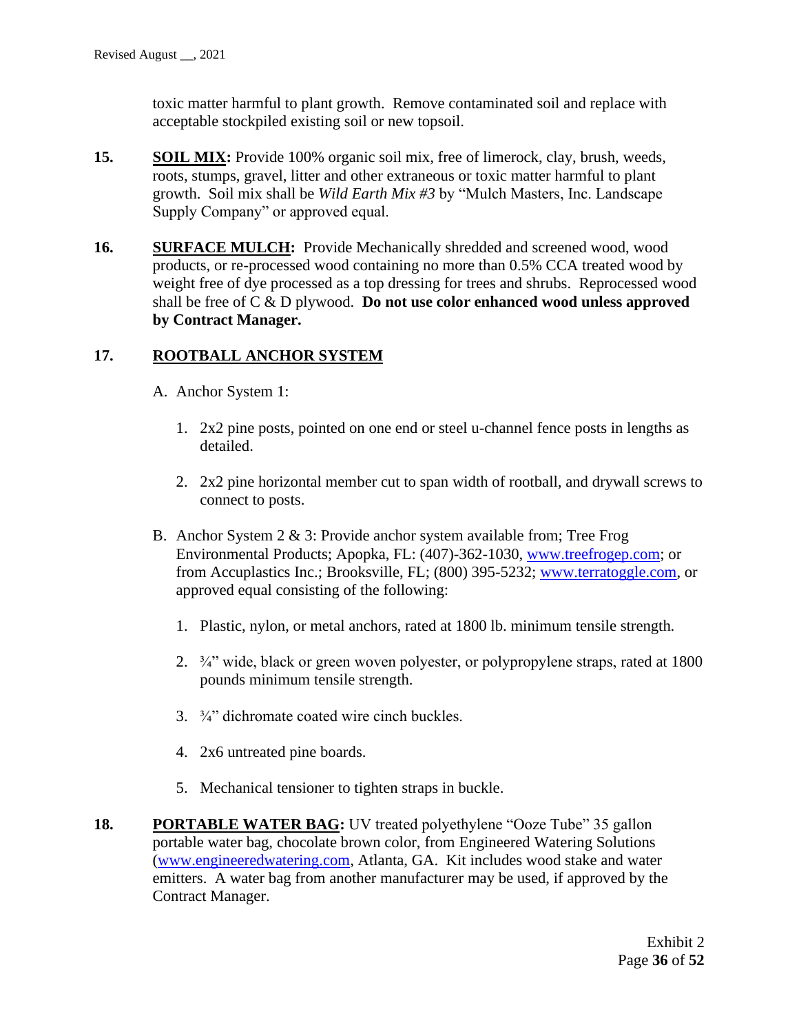toxic matter harmful to plant growth. Remove contaminated soil and replace with acceptable stockpiled existing soil or new topsoil.

**15.** **SOIL MIX:** Provide 100% organic soil mix, free of limerock, clay, brush, weeds, roots, stumps, gravel, litter and other extraneous or toxic matter harmful to plant growth. Soil mix shall be *Wild Earth Mix #3* by "Mulch Masters, Inc. Landscape Supply Company" or approved equal.

**16.** **SURFACE MULCH:** Provide Mechanically shredded and screened wood, wood products, or re-processed wood containing no more than 0.5% CCA treated wood by weight free of dye processed as a top dressing for trees and shrubs. Reprocessed wood shall be free of C & D plywood. **Do not use color enhanced wood unless approved by Contract Manager.**

**17.** **ROOTBALL ANCHOR SYSTEM**

A. Anchor System 1:

1. 2x2 pine posts, pointed on one end or steel u-channel fence posts in lengths as detailed.

2. 2x2 pine horizontal member cut to span width of rootball, and drywall screws to connect to posts.

B. Anchor System 2 & 3: Provide anchor system available from; Tree Frog Environmental Products; Apopka, FL: (407)-362-1030, www.treefrogep.com; or from Accuplastics Inc.; Brooksville, FL; (800) 395-5232; www.terratoggle.com, or approved equal consisting of the following:

1. Plastic, nylon, or metal anchors, rated at 1800 lb. minimum tensile strength.

2. ¾" wide, black or green woven polyester, or polypropylene straps, rated at 1800 pounds minimum tensile strength.

3. ¾" dichromate coated wire cinch buckles.

4. 2x6 untreated pine boards.

5. Mechanical tensioner to tighten straps in buckle.

**18.** **PORTABLE WATER BAG:** UV treated polyethylene "Ooze Tube" 35 gallon portable water bag, chocolate brown color, from Engineered Watering Solutions (www.engineeredwatering.com, Atlanta, GA. Kit includes wood stake and water emitters. A water bag from another manufacturer may be used, if approved by the Contract Manager.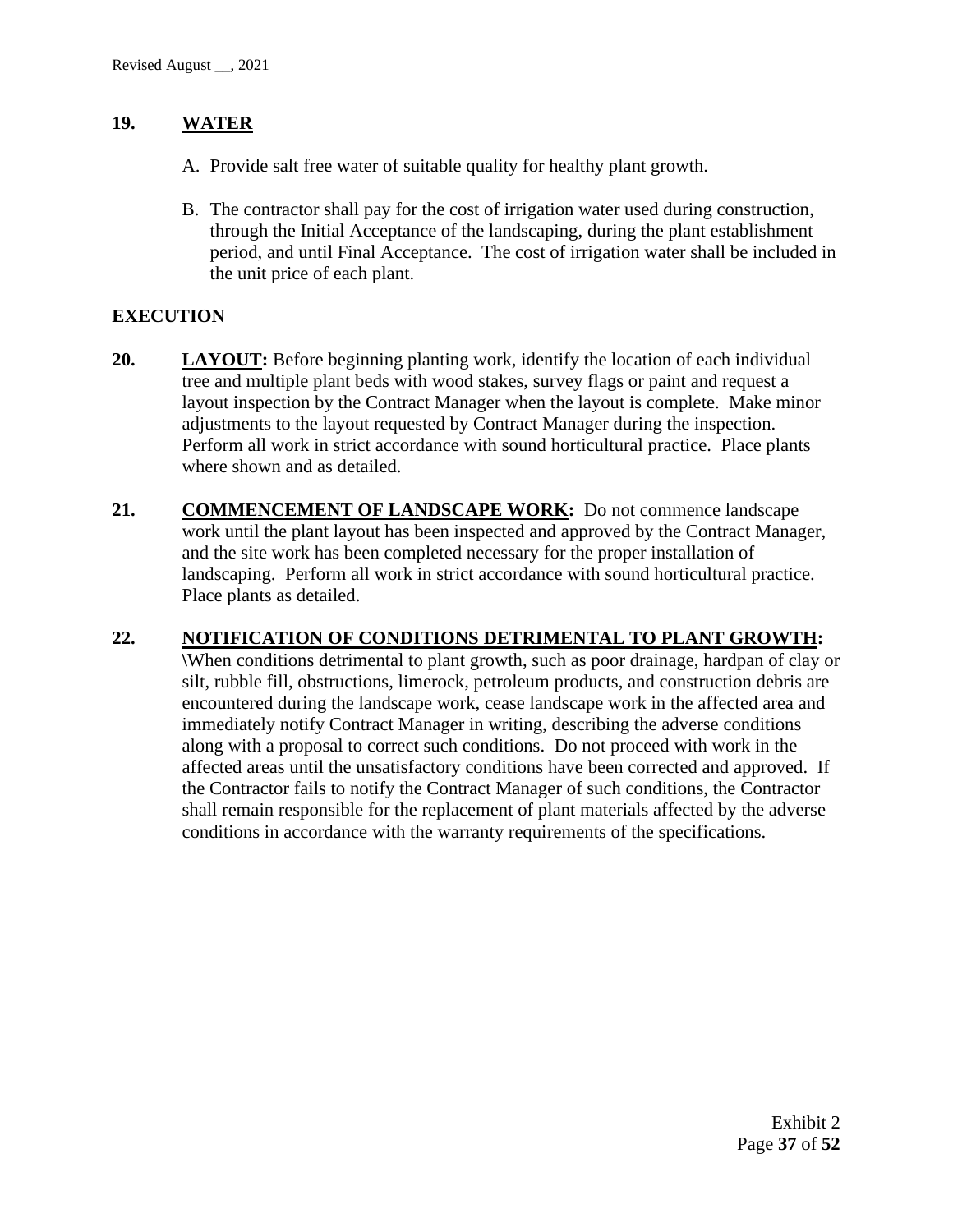## 19. WATER

A. Provide salt free water of suitable quality for healthy plant growth.

B. The contractor shall pay for the cost of irrigation water used during construction, through the Initial Acceptance of the landscaping, during the plant establishment period, and until Final Acceptance. The cost of irrigation water shall be included in the unit price of each plant.

## EXECUTION

**20.** **LAYOUT:** Before beginning planting work, identify the location of each individual tree and multiple plant beds with wood stakes, survey flags or paint and request a layout inspection by the Contract Manager when the layout is complete. Make minor adjustments to the layout requested by Contract Manager during the inspection. Perform all work in strict accordance with sound horticultural practice. Place plants where shown and as detailed.

**21.** **COMMENCEMENT OF LANDSCAPE WORK:** Do not commence landscape work until the plant layout has been inspected and approved by the Contract Manager, and the site work has been completed necessary for the proper installation of landscaping. Perform all work in strict accordance with sound horticultural practice. Place plants as detailed.

**22.** **NOTIFICATION OF CONDITIONS DETRIMENTAL TO PLANT GROWTH:** \When conditions detrimental to plant growth, such as poor drainage, hardpan of clay or silt, rubble fill, obstructions, limerock, petroleum products, and construction debris are encountered during the landscape work, cease landscape work in the affected area and immediately notify Contract Manager in writing, describing the adverse conditions along with a proposal to correct such conditions. Do not proceed with work in the affected areas until the unsatisfactory conditions have been corrected and approved. If the Contractor fails to notify the Contract Manager of such conditions, the Contractor shall remain responsible for the replacement of plant materials affected by the adverse conditions in accordance with the warranty requirements of the specifications.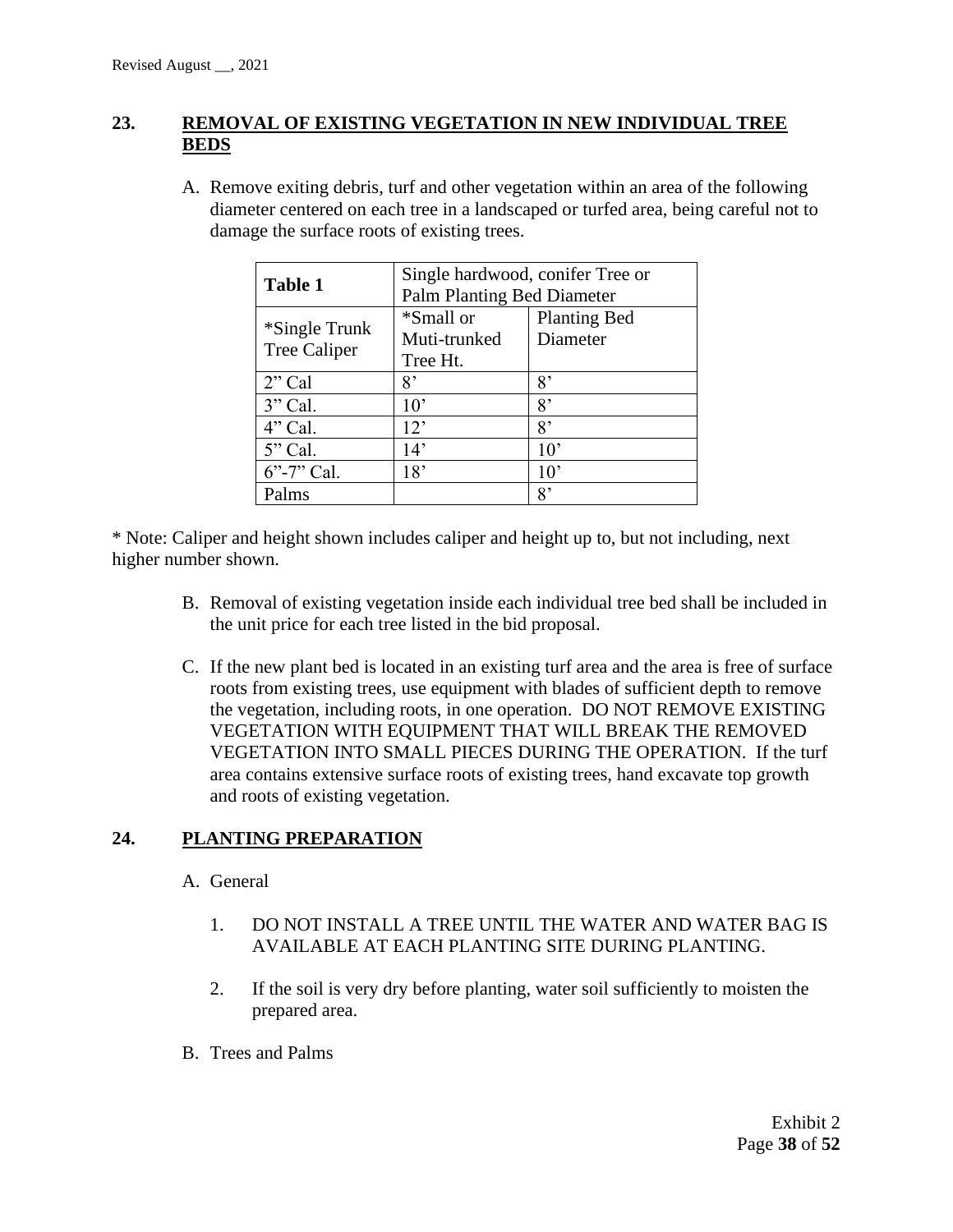## 23. REMOVAL OF EXISTING VEGETATION IN NEW INDIVIDUAL TREE BEDS

A. Remove exiting debris, turf and other vegetation within an area of the following diameter centered on each tree in a landscaped or turfed area, being careful not to damage the surface roots of existing trees.

| **Table 1** | Single hardwood, conifer Tree or Palm Planting Bed Diameter | |
|---|---|---|
| *Single Trunk Tree Caliper | *Small or Muti-trunked Tree Ht. | Planting Bed Diameter |
| 2" Cal | 8' | 8' |
| 3" Cal. | 10' | 8' |
| 4" Cal. | 12' | 8' |
| 5" Cal. | 14' | 10' |
| 6"-7" Cal. | 18' | 10' |
| Palms | | 8' |

* Note: Caliper and height shown includes caliper and height up to, but not including, next higher number shown.

B. Removal of existing vegetation inside each individual tree bed shall be included in the unit price for each tree listed in the bid proposal.

C. If the new plant bed is located in an existing turf area and the area is free of surface roots from existing trees, use equipment with blades of sufficient depth to remove the vegetation, including roots, in one operation. DO NOT REMOVE EXISTING VEGETATION WITH EQUIPMENT THAT WILL BREAK THE REMOVED VEGETATION INTO SMALL PIECES DURING THE OPERATION. If the turf area contains extensive surface roots of existing trees, hand excavate top growth and roots of existing vegetation.

## 24. PLANTING PREPARATION

A. General

1. DO NOT INSTALL A TREE UNTIL THE WATER AND WATER BAG IS AVAILABLE AT EACH PLANTING SITE DURING PLANTING.
2. If the soil is very dry before planting, water soil sufficiently to moisten the prepared area.

B. Trees and Palms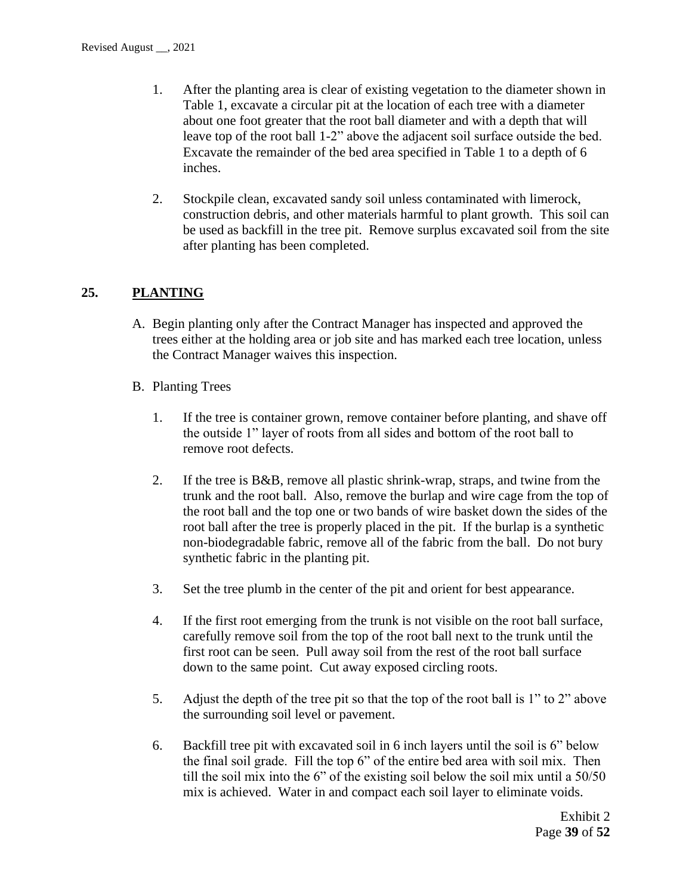1. After the planting area is clear of existing vegetation to the diameter shown in Table 1, excavate a circular pit at the location of each tree with a diameter about one foot greater that the root ball diameter and with a depth that will leave top of the root ball 1-2" above the adjacent soil surface outside the bed. Excavate the remainder of the bed area specified in Table 1 to a depth of 6 inches.

2. Stockpile clean, excavated sandy soil unless contaminated with limerock, construction debris, and other materials harmful to plant growth. This soil can be used as backfill in the tree pit. Remove surplus excavated soil from the site after planting has been completed.

## 25. PLANTING

A. Begin planting only after the Contract Manager has inspected and approved the trees either at the holding area or job site and has marked each tree location, unless the Contract Manager waives this inspection.

B. Planting Trees

1. If the tree is container grown, remove container before planting, and shave off the outside 1" layer of roots from all sides and bottom of the root ball to remove root defects.

2. If the tree is B&B, remove all plastic shrink-wrap, straps, and twine from the trunk and the root ball. Also, remove the burlap and wire cage from the top of the root ball and the top one or two bands of wire basket down the sides of the root ball after the tree is properly placed in the pit. If the burlap is a synthetic non-biodegradable fabric, remove all of the fabric from the ball. Do not bury synthetic fabric in the planting pit.

3. Set the tree plumb in the center of the pit and orient for best appearance.

4. If the first root emerging from the trunk is not visible on the root ball surface, carefully remove soil from the top of the root ball next to the trunk until the first root can be seen. Pull away soil from the rest of the root ball surface down to the same point. Cut away exposed circling roots.

5. Adjust the depth of the tree pit so that the top of the root ball is 1" to 2" above the surrounding soil level or pavement.

6. Backfill tree pit with excavated soil in 6 inch layers until the soil is 6" below the final soil grade. Fill the top 6" of the entire bed area with soil mix. Then till the soil mix into the 6" of the existing soil below the soil mix until a 50/50 mix is achieved. Water in and compact each soil layer to eliminate voids.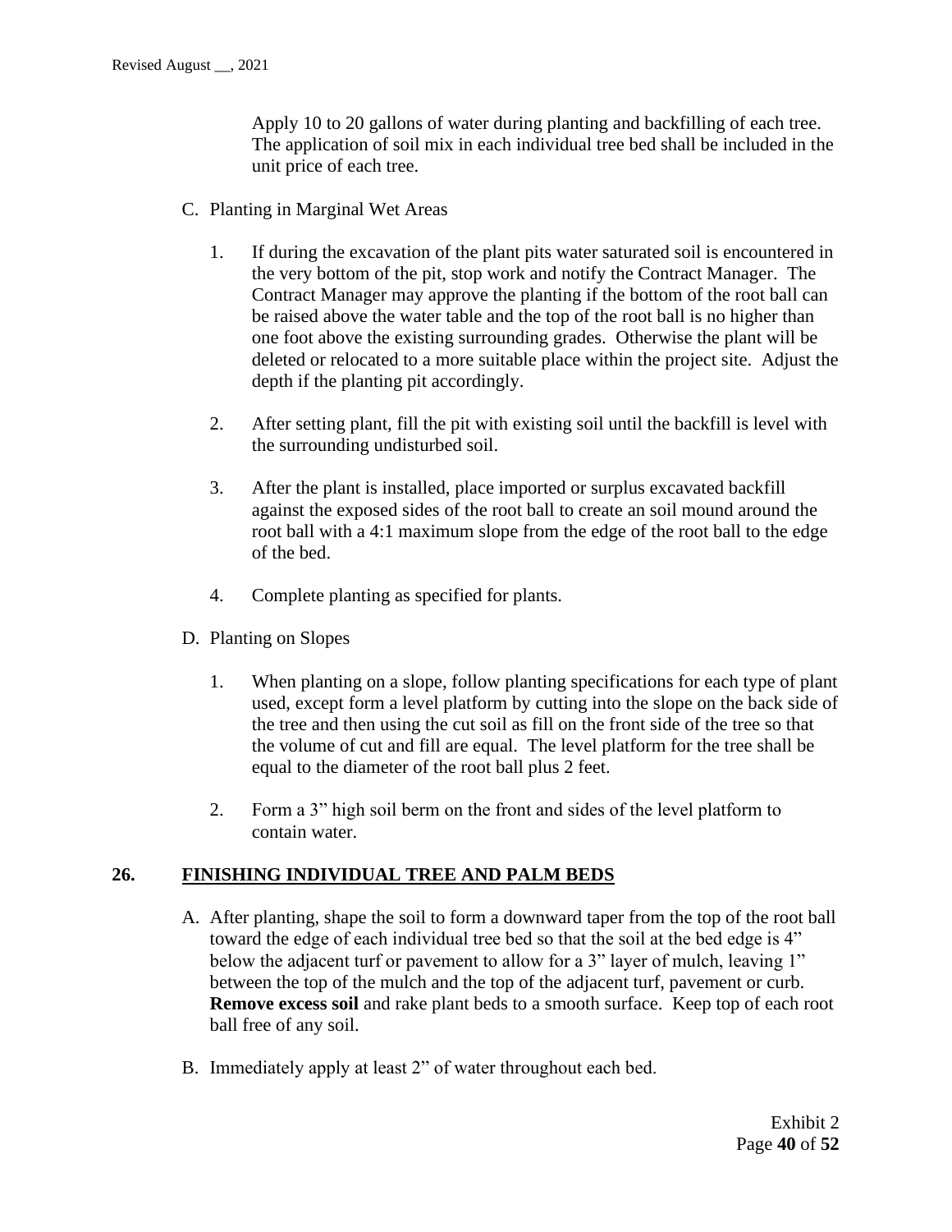Apply 10 to 20 gallons of water during planting and backfilling of each tree. The application of soil mix in each individual tree bed shall be included in the unit price of each tree.

C. Planting in Marginal Wet Areas

1. If during the excavation of the plant pits water saturated soil is encountered in the very bottom of the pit, stop work and notify the Contract Manager. The Contract Manager may approve the planting if the bottom of the root ball can be raised above the water table and the top of the root ball is no higher than one foot above the existing surrounding grades. Otherwise the plant will be deleted or relocated to a more suitable place within the project site. Adjust the depth if the planting pit accordingly.

2. After setting plant, fill the pit with existing soil until the backfill is level with the surrounding undisturbed soil.

3. After the plant is installed, place imported or surplus excavated backfill against the exposed sides of the root ball to create an soil mound around the root ball with a 4:1 maximum slope from the edge of the root ball to the edge of the bed.

4. Complete planting as specified for plants.

D. Planting on Slopes

1. When planting on a slope, follow planting specifications for each type of plant used, except form a level platform by cutting into the slope on the back side of the tree and then using the cut soil as fill on the front side of the tree so that the volume of cut and fill are equal. The level platform for the tree shall be equal to the diameter of the root ball plus 2 feet.

2. Form a 3" high soil berm on the front and sides of the level platform to contain water.

## 26. FINISHING INDIVIDUAL TREE AND PALM BEDS

A. After planting, shape the soil to form a downward taper from the top of the root ball toward the edge of each individual tree bed so that the soil at the bed edge is 4" below the adjacent turf or pavement to allow for a 3" layer of mulch, leaving 1" between the top of the mulch and the top of the adjacent turf, pavement or curb. **Remove excess soil** and rake plant beds to a smooth surface. Keep top of each root ball free of any soil.

B. Immediately apply at least 2" of water throughout each bed.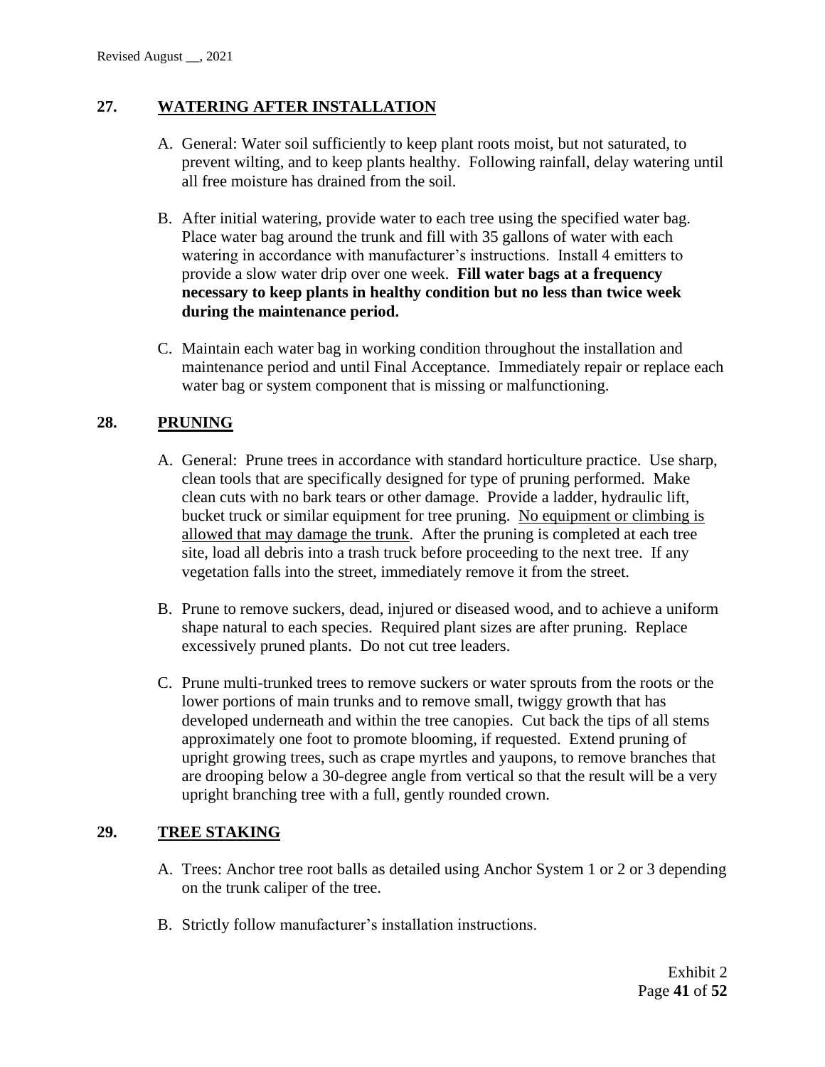## 27. WATERING AFTER INSTALLATION

A. General: Water soil sufficiently to keep plant roots moist, but not saturated, to prevent wilting, and to keep plants healthy. Following rainfall, delay watering until all free moisture has drained from the soil.

B. After initial watering, provide water to each tree using the specified water bag. Place water bag around the trunk and fill with 35 gallons of water with each watering in accordance with manufacturer's instructions. Install 4 emitters to provide a slow water drip over one week. **Fill water bags at a frequency necessary to keep plants in healthy condition but no less than twice week during the maintenance period.**

C. Maintain each water bag in working condition throughout the installation and maintenance period and until Final Acceptance. Immediately repair or replace each water bag or system component that is missing or malfunctioning.

## 28. PRUNING

A. General: Prune trees in accordance with standard horticulture practice. Use sharp, clean tools that are specifically designed for type of pruning performed. Make clean cuts with no bark tears or other damage. Provide a ladder, hydraulic lift, bucket truck or similar equipment for tree pruning. <u>No equipment or climbing is allowed that may damage the trunk</u>. After the pruning is completed at each tree site, load all debris into a trash truck before proceeding to the next tree. If any vegetation falls into the street, immediately remove it from the street.

B. Prune to remove suckers, dead, injured or diseased wood, and to achieve a uniform shape natural to each species. Required plant sizes are after pruning. Replace excessively pruned plants. Do not cut tree leaders.

C. Prune multi-trunked trees to remove suckers or water sprouts from the roots or the lower portions of main trunks and to remove small, twiggy growth that has developed underneath and within the tree canopies. Cut back the tips of all stems approximately one foot to promote blooming, if requested. Extend pruning of upright growing trees, such as crape myrtles and yaupons, to remove branches that are drooping below a 30-degree angle from vertical so that the result will be a very upright branching tree with a full, gently rounded crown.

## 29. TREE STAKING

A. Trees: Anchor tree root balls as detailed using Anchor System 1 or 2 or 3 depending on the trunk caliper of the tree.

B. Strictly follow manufacturer's installation instructions.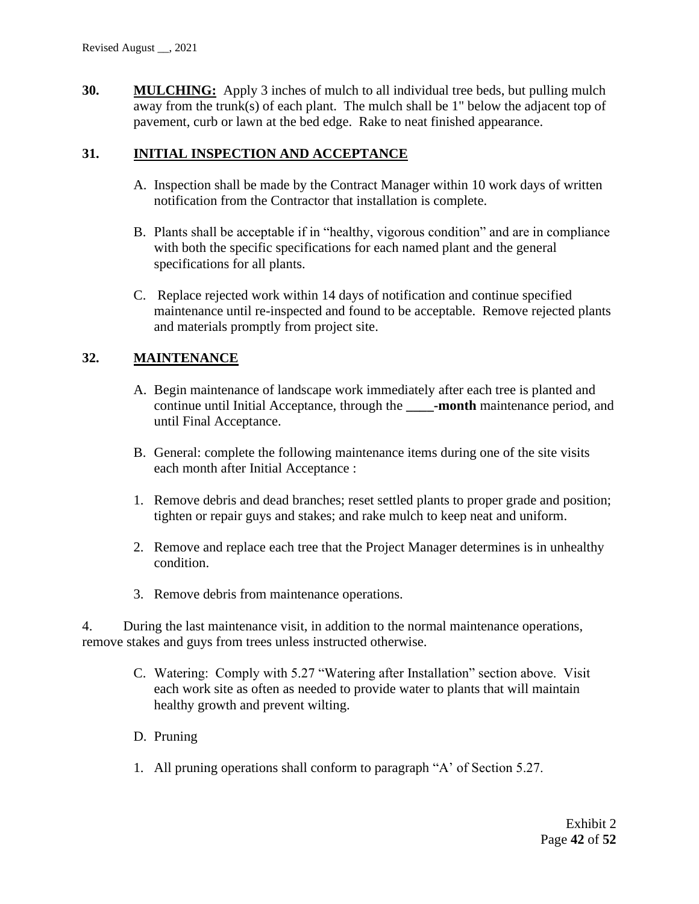**30. MULCHING:** Apply 3 inches of mulch to all individual tree beds, but pulling mulch away from the trunk(s) of each plant. The mulch shall be 1" below the adjacent top of pavement, curb or lawn at the bed edge. Rake to neat finished appearance.

## 31. INITIAL INSPECTION AND ACCEPTANCE

A. Inspection shall be made by the Contract Manager within 10 work days of written notification from the Contractor that installation is complete.

B. Plants shall be acceptable if in "healthy, vigorous condition" and are in compliance with both the specific specifications for each named plant and the general specifications for all plants.

C. Replace rejected work within 14 days of notification and continue specified maintenance until re-inspected and found to be acceptable. Remove rejected plants and materials promptly from project site.

## 32. MAINTENANCE

A. Begin maintenance of landscape work immediately after each tree is planted and continue until Initial Acceptance, through the **____-month** maintenance period, and until Final Acceptance.

B. General: complete the following maintenance items during one of the site visits each month after Initial Acceptance :

1. Remove debris and dead branches; reset settled plants to proper grade and position; tighten or repair guys and stakes; and rake mulch to keep neat and uniform.

2. Remove and replace each tree that the Project Manager determines is in unhealthy condition.

3. Remove debris from maintenance operations.

4. During the last maintenance visit, in addition to the normal maintenance operations, remove stakes and guys from trees unless instructed otherwise.

C. Watering: Comply with 5.27 "Watering after Installation" section above. Visit each work site as often as needed to provide water to plants that will maintain healthy growth and prevent wilting.

D. Pruning

1. All pruning operations shall conform to paragraph "A' of Section 5.27.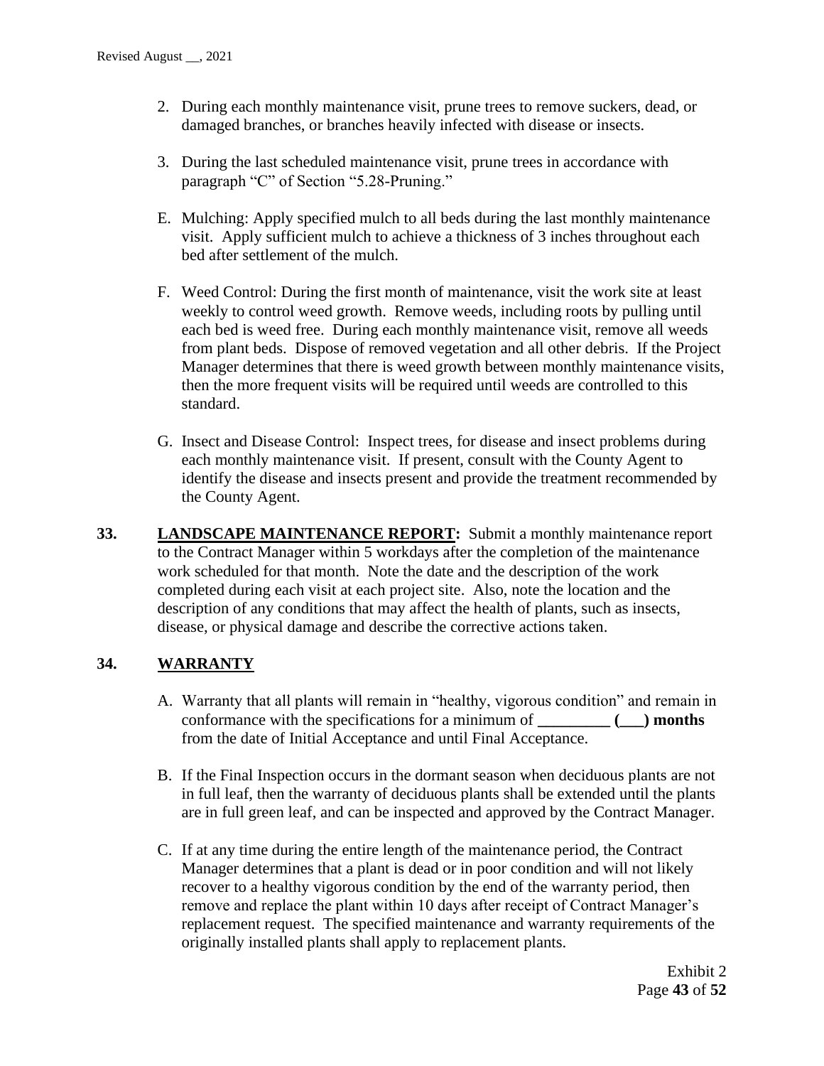2. During each monthly maintenance visit, prune trees to remove suckers, dead, or damaged branches, or branches heavily infected with disease or insects.

3. During the last scheduled maintenance visit, prune trees in accordance with paragraph “C” of Section “5.28-Pruning.”

E. Mulching: Apply specified mulch to all beds during the last monthly maintenance visit. Apply sufficient mulch to achieve a thickness of 3 inches throughout each bed after settlement of the mulch.

F. Weed Control: During the first month of maintenance, visit the work site at least weekly to control weed growth. Remove weeds, including roots by pulling until each bed is weed free. During each monthly maintenance visit, remove all weeds from plant beds. Dispose of removed vegetation and all other debris. If the Project Manager determines that there is weed growth between monthly maintenance visits, then the more frequent visits will be required until weeds are controlled to this standard.

G. Insect and Disease Control: Inspect trees, for disease and insect problems during each monthly maintenance visit. If present, consult with the County Agent to identify the disease and insects present and provide the treatment recommended by the County Agent.

**33. <u>LANDSCAPE MAINTENANCE REPORT</u>:** Submit a monthly maintenance report to the Contract Manager within 5 workdays after the completion of the maintenance work scheduled for that month. Note the date and the description of the work completed during each visit at each project site. Also, note the location and the description of any conditions that may affect the health of plants, such as insects, disease, or physical damage and describe the corrective actions taken.

## 34. <u>WARRANTY</u>

A. Warranty that all plants will remain in “healthy, vigorous condition” and remain in conformance with the specifications for a minimum of **_________ (___) months** from the date of Initial Acceptance and until Final Acceptance.

B. If the Final Inspection occurs in the dormant season when deciduous plants are not in full leaf, then the warranty of deciduous plants shall be extended until the plants are in full green leaf, and can be inspected and approved by the Contract Manager.

C. If at any time during the entire length of the maintenance period, the Contract Manager determines that a plant is dead or in poor condition and will not likely recover to a healthy vigorous condition by the end of the warranty period, then remove and replace the plant within 10 days after receipt of Contract Manager’s replacement request. The specified maintenance and warranty requirements of the originally installed plants shall apply to replacement plants.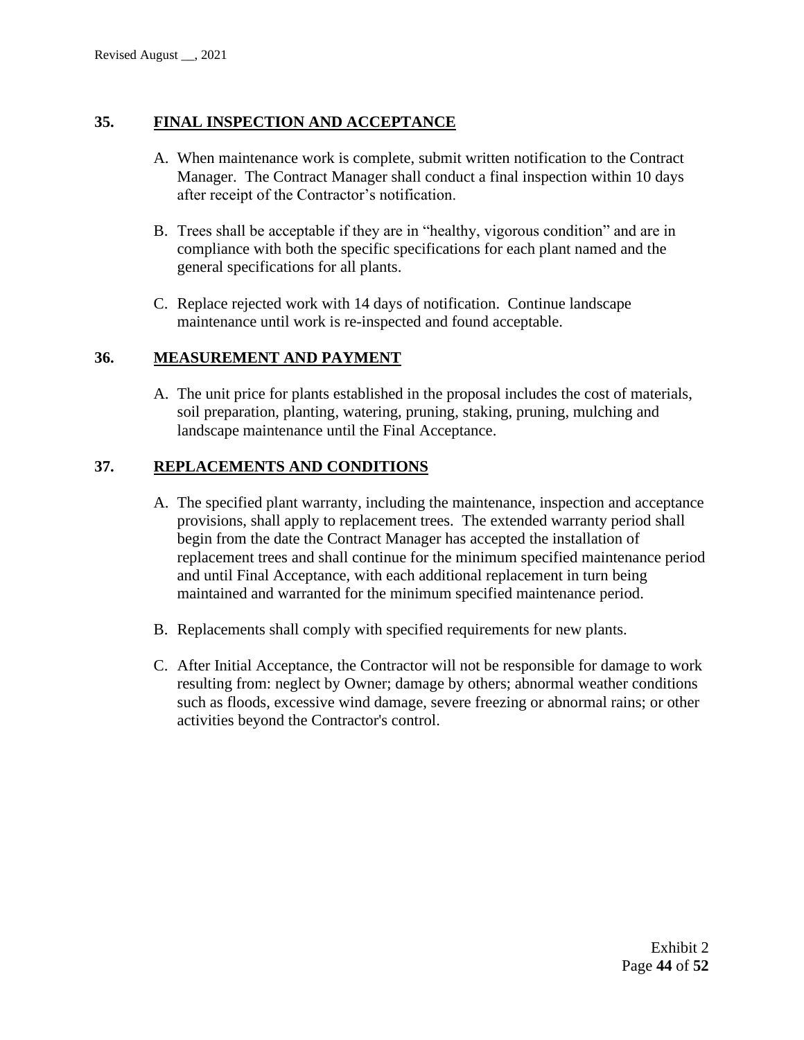## 35. FINAL INSPECTION AND ACCEPTANCE

A. When maintenance work is complete, submit written notification to the Contract Manager. The Contract Manager shall conduct a final inspection within 10 days after receipt of the Contractor's notification.

B. Trees shall be acceptable if they are in "healthy, vigorous condition" and are in compliance with both the specific specifications for each plant named and the general specifications for all plants.

C. Replace rejected work with 14 days of notification. Continue landscape maintenance until work is re-inspected and found acceptable.

## 36. MEASUREMENT AND PAYMENT

A. The unit price for plants established in the proposal includes the cost of materials, soil preparation, planting, watering, pruning, staking, pruning, mulching and landscape maintenance until the Final Acceptance.

## 37. REPLACEMENTS AND CONDITIONS

A. The specified plant warranty, including the maintenance, inspection and acceptance provisions, shall apply to replacement trees. The extended warranty period shall begin from the date the Contract Manager has accepted the installation of replacement trees and shall continue for the minimum specified maintenance period and until Final Acceptance, with each additional replacement in turn being maintained and warranted for the minimum specified maintenance period.

B. Replacements shall comply with specified requirements for new plants.

C. After Initial Acceptance, the Contractor will not be responsible for damage to work resulting from: neglect by Owner; damage by others; abnormal weather conditions such as floods, excessive wind damage, severe freezing or abnormal rains; or other activities beyond the Contractor's control.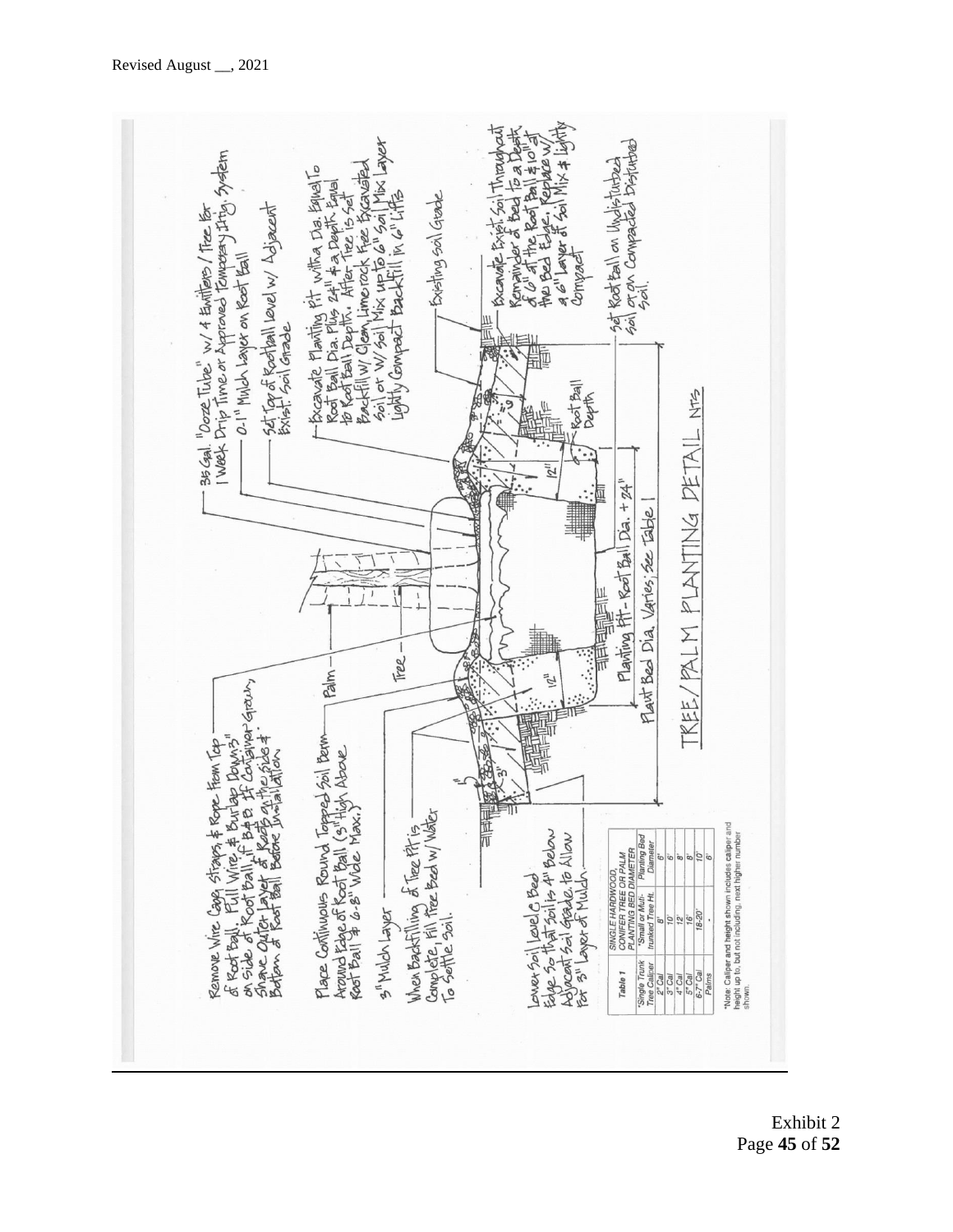Revised August __, 2021

Remove Wire Cage, Straps, & Rope From Top of Root Ball. Pull Wire & Burlap Down 3" on Side of Root Ball, if B&B. If Container Grown, Shave Outer Layer of Roots on the Side & Bottom of Root Ball Before Installation

Place Continuous Round Topped Soil Berm Around Edge of Root Ball (3" High Above Root Ball & 6-8" Wide Max.)

3" Mulch Layer

When Backfilling of Tree Pit is Complete, Fill Tree Bed w/ Water To Settle Soil.

Lower Soil Level @ Bed Edge So that Soil is 4" Below Adjacent Soil Grade, to Allow for 3" Layer of Mulch

35 Gal. "Ooze Tube" w/ 4 Emitters / Tree for 1 Week Drip Time or Approved Temporary Irrig. System

0-1" Mulch Layer on Root Ball

Set Top of Rootball Level w/ Adjacent Exist. Soil Grade

Excavate Planting Pit with a Dia. Equal To Root Ball Dia. Plus 24" & a Depth Equal to Root Ball Depth. After Tree is Set Backfill w/ Clean, Limerock Free Excavated Soil or w/ Soil Mix up to 6" Soil Mix Layer Lightly Compact Backfill In 6" Lifts

Existing Soil Grade

Excavate Exist. Soil Throughout Remainder of Bed to a Depth of 6" at the Root Ball & 10" at the Bed Edge, Replace w/ a 6" Layer of Soil Mix & Lightly Compact

Set Root Ball on Undisturbed Soil or on Compacted Disturbed Soil.

Palm

Tree

3"

12"

12"

Root Ball Depth

Planting Pit - Root Ball Dia. + 24"

Plant Bed Dia. Varies; See Table 1

TREE / PALM PLANTING DETAIL NTS

| Table 1 | SINGLE HARDWOOD, CONIFER TREE OR PALM PLANTING BED DIAMETER | |
|---|---|---|
| *Single Trunk Tree Caliper | *Small or Multi-trunked Tree Ht. | Planting Bed Diameter |
| 2" Cal | 8' | 6' |
| 3" Cal | 10' | 6' |
| 4" Cal | 12' | 8' |
| 5" Cal | 16' | 8' |
| 6-7" Cal | 18-20' | 10' |
| Palms | - | 6' |

*Note: Caliper and height shown includes caliper and height up to, but not including, next higher number shown.

Exhibit 2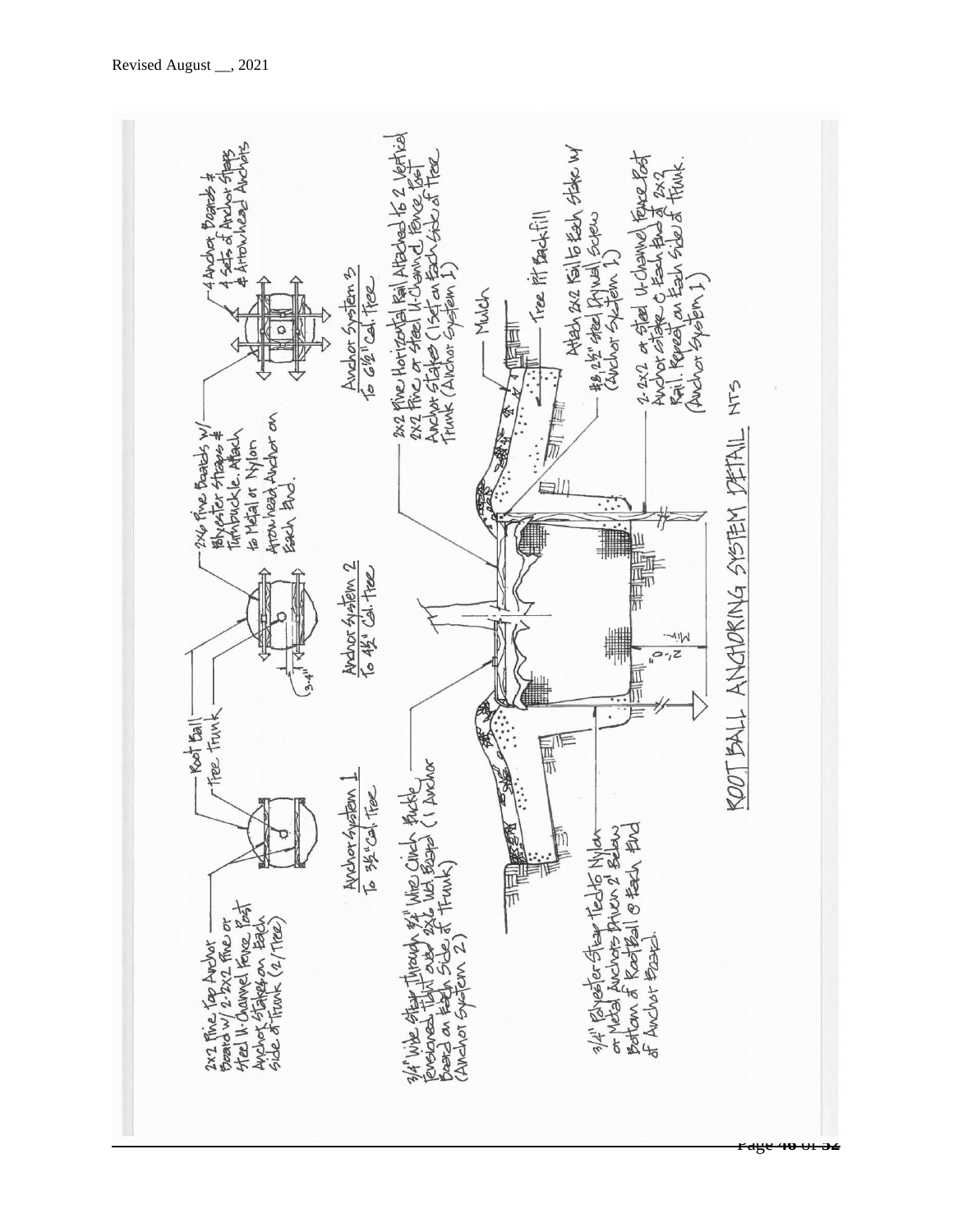Revised August __, 2021

2x2 Pine Top Anchor Board w/ 2-2x2 Pine or Steel U-Channel Fence Post Anchor Stakes on Each Side of Trunk (2/Tree)

Root Ball

Tree Trunk

Anchor System 1
To 3½" Cal. Tree

2x6 Pine Boards w/ Polyester Straps & Turnbuckle. Attach to Metal or Nylon Arrowhead Anchor on Each End.

(3-4")

Anchor System 2
To 4½" Cal. Tree

4 Anchor Boards & 4 Sets of Anchor Straps & Arrowhead Anchors

Anchor System 3
To 6½" Cal. Tree

3/4" Wide Strap Through 3/4" Wire Cinch Buckle Tensioned Tight over 2x6 Wd. Board (1 Anchor Board on Each Side of Trunk) (Anchor System 2)

2x2 Pine Horizontal Rail Attached to 2 Vertical 2x2 Pine or Steel U-Channel Fence Post Anchor Stakes (1 Set on Each Side of Tree Trunk (Anchor System 1)

Mulch

Tree Pit Backfill

Attach 2x2 Rail to Each Stake w/ #8 2½" Steel Drywall Screw (Anchor System 1)

2'-0" Min.

3/4" Polyester Strap Tied to Nylon or Metal Anchors Driven 2' Below Bottom of Root Ball @ Each End of Anchor Board.

2-2x2 or Steel U-Channel Fence Post Anchor Stake @ Each End of 2x2 Rail. Repeat on Each Side of Trunk. (Anchor System 1)

ROOT BALL ANCHORING SYSTEM DETAIL NTS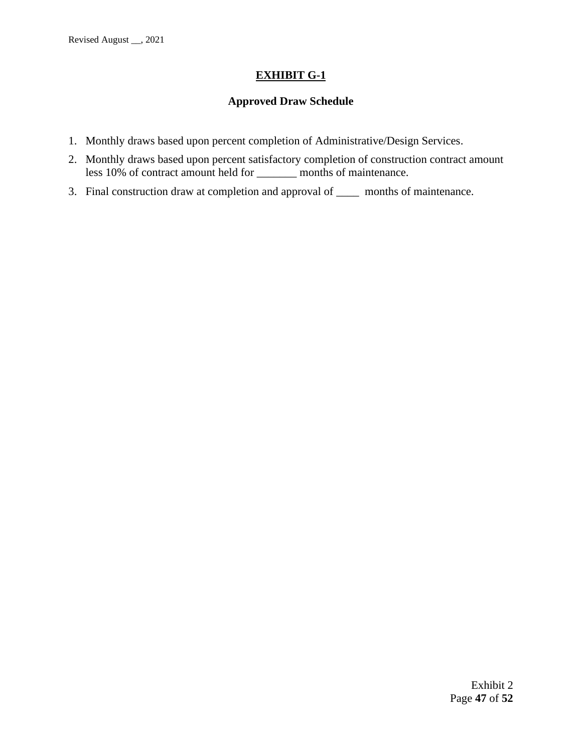# EXHIBIT G-1

## Approved Draw Schedule

1. Monthly draws based upon percent completion of Administrative/Design Services.
2. Monthly draws based upon percent satisfactory completion of construction contract amount less 10% of contract amount held for _______ months of maintenance.
3. Final construction draw at completion and approval of ____ months of maintenance.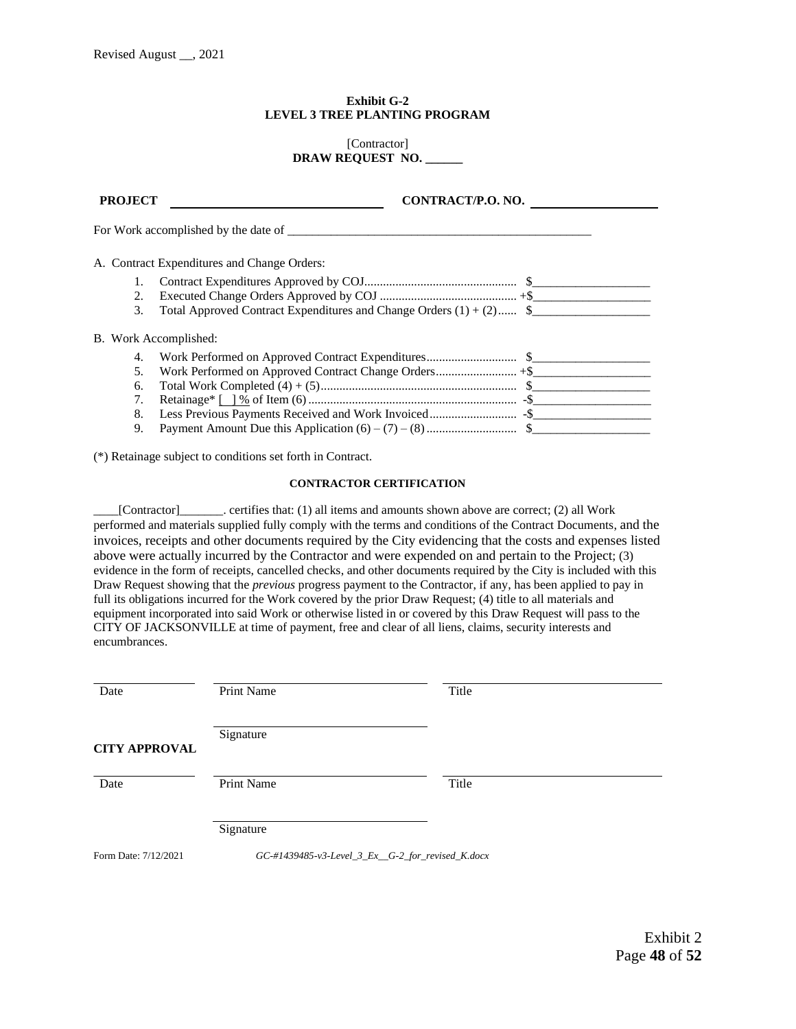Revised August __, 2021

**Exhibit G-2**
**LEVEL 3 TREE PLANTING PROGRAM**

[Contractor]
**DRAW REQUEST NO. ______**

**PROJECT** ________________________________ **CONTRACT/P.O. NO.** ____________________

For Work accomplished by the date of ___________________________________________________

A. Contract Expenditures and Change Orders:

1. Contract Expenditures Approved by COJ................................................ $___________________
2. Executed Change Orders Approved by COJ ........................................... +$___________________
3. Total Approved Contract Expenditures and Change Orders (1) + (2)...... $___________________

B. Work Accomplished:

4. Work Performed on Approved Contract Expenditures............................ $___________________
5. Work Performed on Approved Contract Change Orders.......................... +$___________________
6. Total Work Completed (4) + (5).............................................................. $___________________
7. Retainage* [ ] % of Item (6) .................................................................. -$___________________
8. Less Previous Payments Received and Work Invoiced........................... -$___________________
9. Payment Amount Due this Application (6) – (7) – (8) ............................ $___________________

(*) Retainage subject to conditions set forth in Contract.

**CONTRACTOR CERTIFICATION**

____[Contractor]_______. certifies that: (1) all items and amounts shown above are correct; (2) all Work performed and materials supplied fully comply with the terms and conditions of the Contract Documents, and the invoices, receipts and other documents required by the City evidencing that the costs and expenses listed above were actually incurred by the Contractor and were expended on and pertain to the Project; (3) evidence in the form of receipts, cancelled checks, and other documents required by the City is included with this Draw Request showing that the *previous* progress payment to the Contractor, if any, has been applied to pay in full its obligations incurred for the Work covered by the prior Draw Request; (4) title to all materials and equipment incorporated into said Work or otherwise listed in or covered by this Draw Request will pass to the CITY OF JACKSONVILLE at time of payment, free and clear of all liens, claims, security interests and encumbrances.

| Date | Print Name | Title |
|---|---|---|
| | Signature | |

**CITY APPROVAL**

| Date | Print Name | Title |
|---|---|---|
| | Signature | |

Form Date: 7/12/2021 *GC-#1439485-v3-Level_3_Ex__G-2_for_revised_K.docx*

Exhibit 2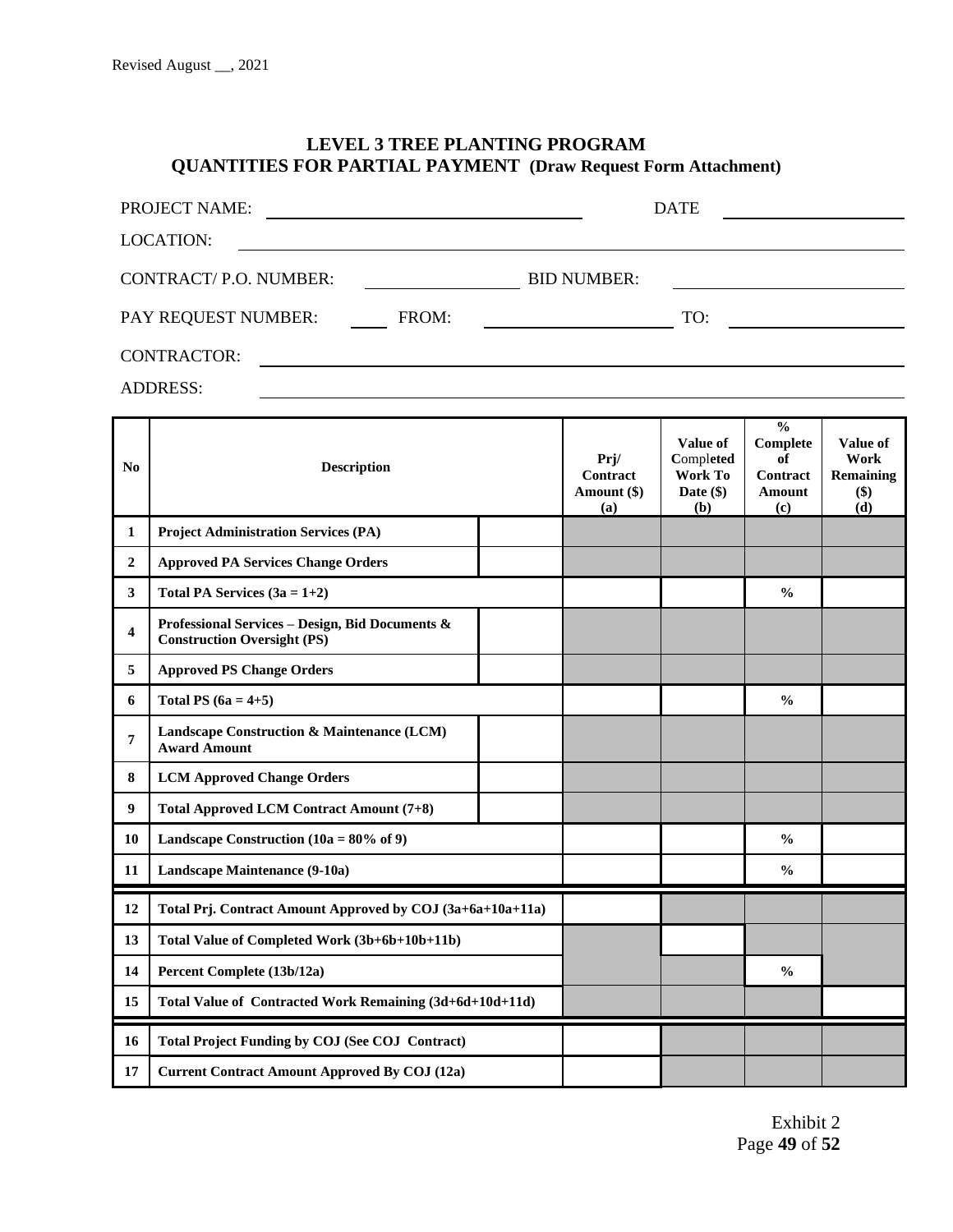Revised August __, 2021

# LEVEL 3 TREE PLANTING PROGRAM
## QUANTITIES FOR PARTIAL PAYMENT (Draw Request Form Attachment)

PROJECT NAME: ______________________ DATE ______________

LOCATION: ______________________________________________

CONTRACT/ P.O. NUMBER: ______________ BID NUMBER: ______________

PAY REQUEST NUMBER: ____ FROM: ______________ TO: ______________

CONTRACTOR: ______________________________________________

ADDRESS: ______________________________________________

| No | Description | | Prj/ Contract Amount ($) (a) | Value of Completed Work To Date ($) (b) | % Complete of Contract Amount (c) | Value of Work Remaining ($) (d) |
|---|---|---|---|---|---|---|
| 1 | **Project Administration Services (PA)** | | | | | |
| 2 | **Approved PA Services Change Orders** | | | | | |
| 3 | **Total PA Services (3a = 1+2)** | | | | **%** | |
| 4 | **Professional Services – Design, Bid Documents & Construction Oversight (PS)** | | | | | |
| 5 | **Approved PS Change Orders** | | | | | |
| 6 | **Total PS (6a = 4+5)** | | | | **%** | |
| 7 | **Landscape Construction & Maintenance (LCM) Award Amount** | | | | | |
| 8 | **LCM Approved Change Orders** | | | | | |
| 9 | **Total Approved LCM Contract Amount (7+8)** | | | | | |
| 10 | **Landscape Construction (10a = 80% of 9)** | | | | **%** | |
| 11 | **Landscape Maintenance (9-10a)** | | | | **%** | |
| 12 | **Total Prj. Contract Amount Approved by COJ (3a+6a+10a+11a)** | | | | | |
| 13 | **Total Value of Completed Work (3b+6b+10b+11b)** | | | | | |
| 14 | **Percent Complete (13b/12a)** | | | | **%** | |
| 15 | **Total Value of Contracted Work Remaining (3d+6d+10d+11d)** | | | | | |
| 16 | **Total Project Funding by COJ (See COJ Contract)** | | | | | |
| 17 | **Current Contract Amount Approved By COJ (12a)** | | | | | |

Exhibit 2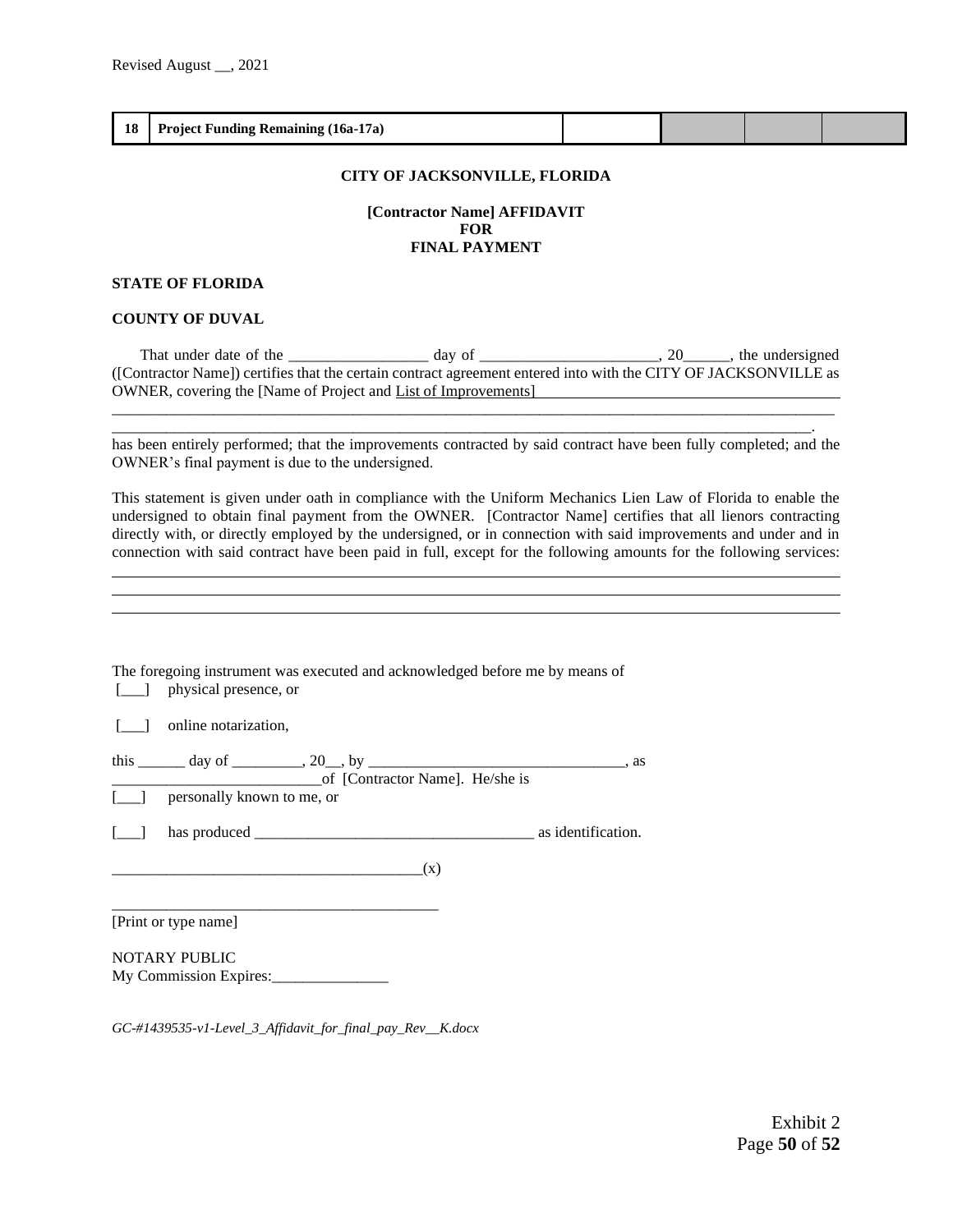Revised August __, 2021

| 18 | Project Funding Remaining (16a-17a) | | | | |
|---|---|---|---|---|---|

**CITY OF JACKSONVILLE, FLORIDA**

**[Contractor Name] AFFIDAVIT**
**FOR**
**FINAL PAYMENT**

**STATE OF FLORIDA**

**COUNTY OF DUVAL**

That under date of the _________________ day of ______________________, 20______, the undersigned ([Contractor Name]) certifies that the certain contract agreement entered into with the CITY OF JACKSONVILLE as OWNER, covering the [Name of Project and List of Improvements]
_____________________________________________________________________________________________
_____________________________________________________________________________________________.
has been entirely performed; that the improvements contracted by said contract have been fully completed; and the OWNER's final payment is due to the undersigned.

This statement is given under oath in compliance with the Uniform Mechanics Lien Law of Florida to enable the undersigned to obtain final payment from the OWNER. [Contractor Name] certifies that all lienors contracting directly with, or directly employed by the undersigned, or in connection with said improvements and under and in connection with said contract have been paid in full, except for the following amounts for the following services:
_____________________________________________________________________________________________
_____________________________________________________________________________________________
_____________________________________________________________________________________________

The foregoing instrument was executed and acknowledged before me by means of
[___] physical presence, or

[___] online notarization,

this ______ day of _________, 20__, by _________________________________, as
__________________________of [Contractor Name]. He/she is
[___] personally known to me, or

[___] has produced ___________________________________ as identification.

________________________________________(x)

___________________________________________
[Print or type name]

NOTARY PUBLIC
My Commission Expires:_______________

*GC-#1439535-v1-Level_3_Affidavit_for_final_pay_Rev__K.docx*

Exhibit 2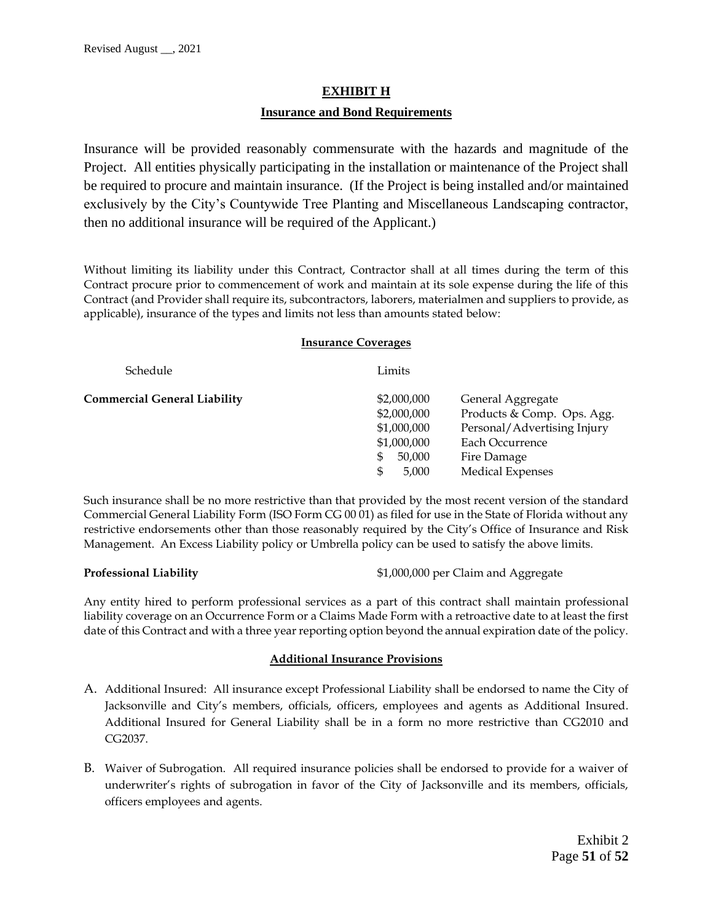## EXHIBIT H

### Insurance and Bond Requirements

Insurance will be provided reasonably commensurate with the hazards and magnitude of the Project. All entities physically participating in the installation or maintenance of the Project shall be required to procure and maintain insurance. (If the Project is being installed and/or maintained exclusively by the City's Countywide Tree Planting and Miscellaneous Landscaping contractor, then no additional insurance will be required of the Applicant.)

Without limiting its liability under this Contract, Contractor shall at all times during the term of this Contract procure prior to commencement of work and maintain at its sole expense during the life of this Contract (and Provider shall require its, subcontractors, laborers, materialmen and suppliers to provide, as applicable), insurance of the types and limits not less than amounts stated below:

**Insurance Coverages**

| Schedule | Limits | |
|---|---|---|
| **Commercial General Liability** | \$2,000,000 | General Aggregate |
| | \$2,000,000 | Products & Comp. Ops. Agg. |
| | \$1,000,000 | Personal/Advertising Injury |
| | \$1,000,000 | Each Occurrence |
| | \$ 50,000 | Fire Damage |
| | \$ 5,000 | Medical Expenses |

Such insurance shall be no more restrictive than that provided by the most recent version of the standard Commercial General Liability Form (ISO Form CG 00 01) as filed for use in the State of Florida without any restrictive endorsements other than those reasonably required by the City's Office of Insurance and Risk Management. An Excess Liability policy or Umbrella policy can be used to satisfy the above limits.

**Professional Liability** — \$1,000,000 per Claim and Aggregate

Any entity hired to perform professional services as a part of this contract shall maintain professional liability coverage on an Occurrence Form or a Claims Made Form with a retroactive date to at least the first date of this Contract and with a three year reporting option beyond the annual expiration date of the policy.

**Additional Insurance Provisions**

A. Additional Insured: All insurance except Professional Liability shall be endorsed to name the City of Jacksonville and City's members, officials, officers, employees and agents as Additional Insured. Additional Insured for General Liability shall be in a form no more restrictive than CG2010 and CG2037.

B. Waiver of Subrogation. All required insurance policies shall be endorsed to provide for a waiver of underwriter's rights of subrogation in favor of the City of Jacksonville and its members, officials, officers employees and agents.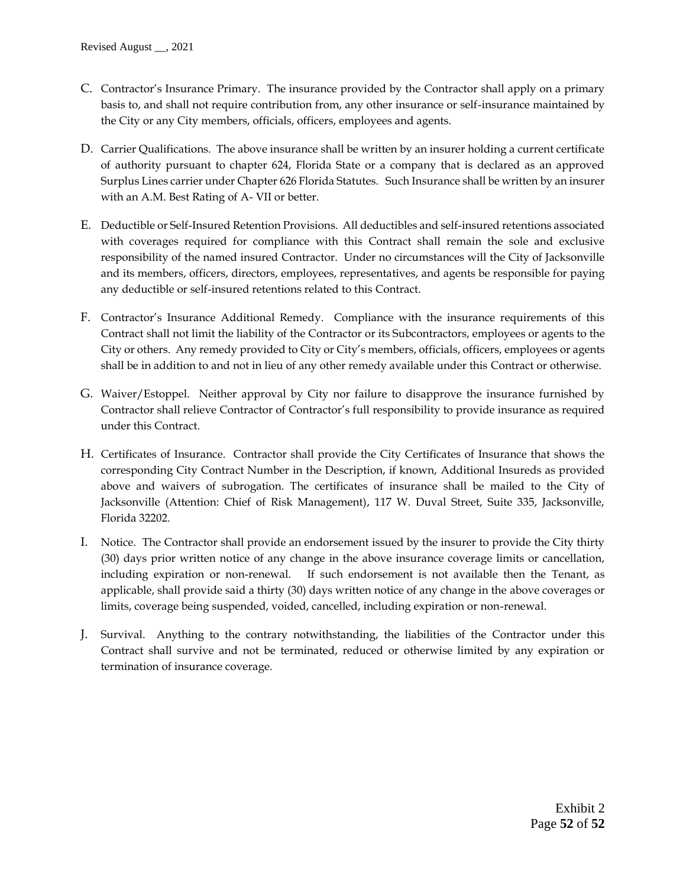C. Contractor's Insurance Primary. The insurance provided by the Contractor shall apply on a primary basis to, and shall not require contribution from, any other insurance or self-insurance maintained by the City or any City members, officials, officers, employees and agents.

D. Carrier Qualifications. The above insurance shall be written by an insurer holding a current certificate of authority pursuant to chapter 624, Florida State or a company that is declared as an approved Surplus Lines carrier under Chapter 626 Florida Statutes. Such Insurance shall be written by an insurer with an A.M. Best Rating of A- VII or better.

E. Deductible or Self-Insured Retention Provisions. All deductibles and self-insured retentions associated with coverages required for compliance with this Contract shall remain the sole and exclusive responsibility of the named insured Contractor. Under no circumstances will the City of Jacksonville and its members, officers, directors, employees, representatives, and agents be responsible for paying any deductible or self-insured retentions related to this Contract.

F. Contractor's Insurance Additional Remedy. Compliance with the insurance requirements of this Contract shall not limit the liability of the Contractor or its Subcontractors, employees or agents to the City or others. Any remedy provided to City or City's members, officials, officers, employees or agents shall be in addition to and not in lieu of any other remedy available under this Contract or otherwise.

G. Waiver/Estoppel. Neither approval by City nor failure to disapprove the insurance furnished by Contractor shall relieve Contractor of Contractor's full responsibility to provide insurance as required under this Contract.

H. Certificates of Insurance. Contractor shall provide the City Certificates of Insurance that shows the corresponding City Contract Number in the Description, if known, Additional Insureds as provided above and waivers of subrogation. The certificates of insurance shall be mailed to the City of Jacksonville (Attention: Chief of Risk Management), 117 W. Duval Street, Suite 335, Jacksonville, Florida 32202.

I. Notice. The Contractor shall provide an endorsement issued by the insurer to provide the City thirty (30) days prior written notice of any change in the above insurance coverage limits or cancellation, including expiration or non-renewal. If such endorsement is not available then the Tenant, as applicable, shall provide said a thirty (30) days written notice of any change in the above coverages or limits, coverage being suspended, voided, cancelled, including expiration or non-renewal.

J. Survival. Anything to the contrary notwithstanding, the liabilities of the Contractor under this Contract shall survive and not be terminated, reduced or otherwise limited by any expiration or termination of insurance coverage.